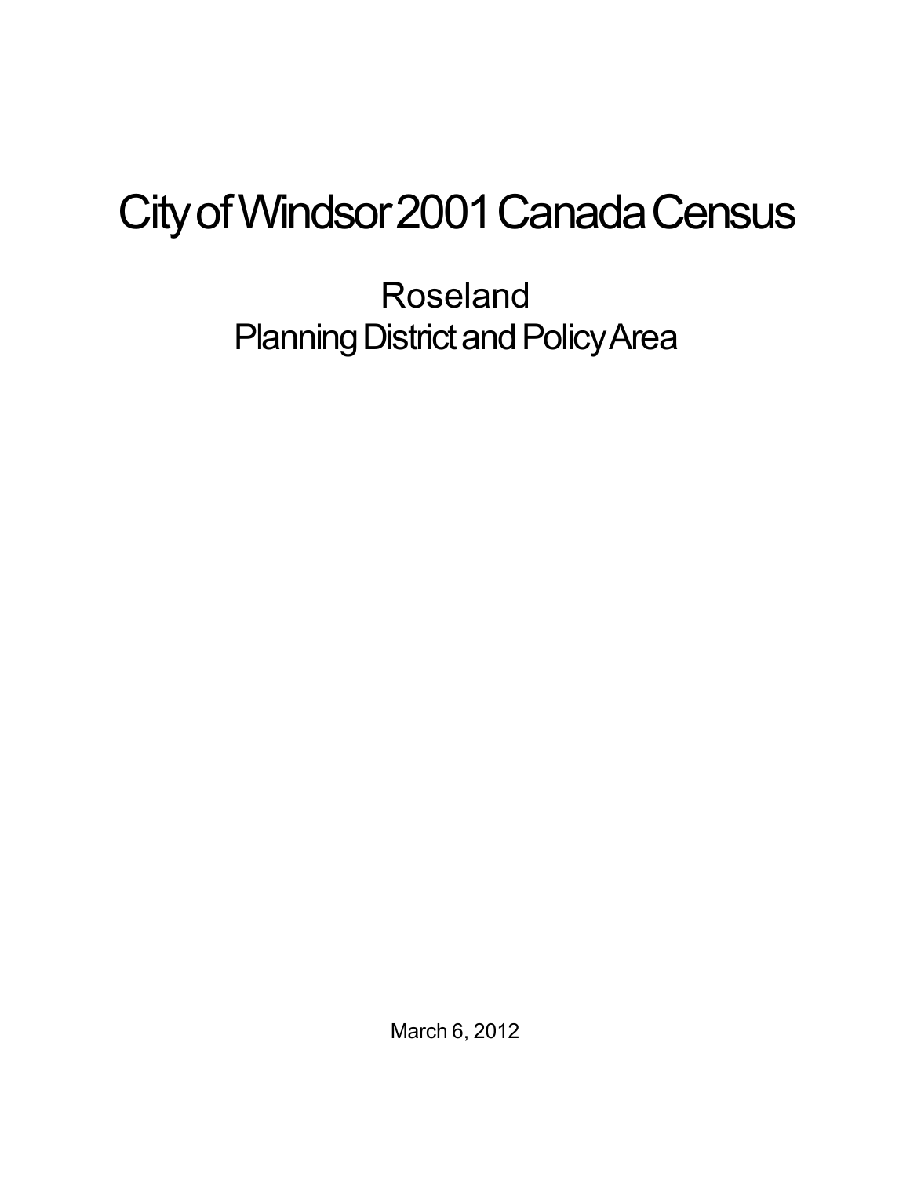# City of Windsor 2001 Canada Census

## Roseland
## Planning District and Policy Area

March 6, 2012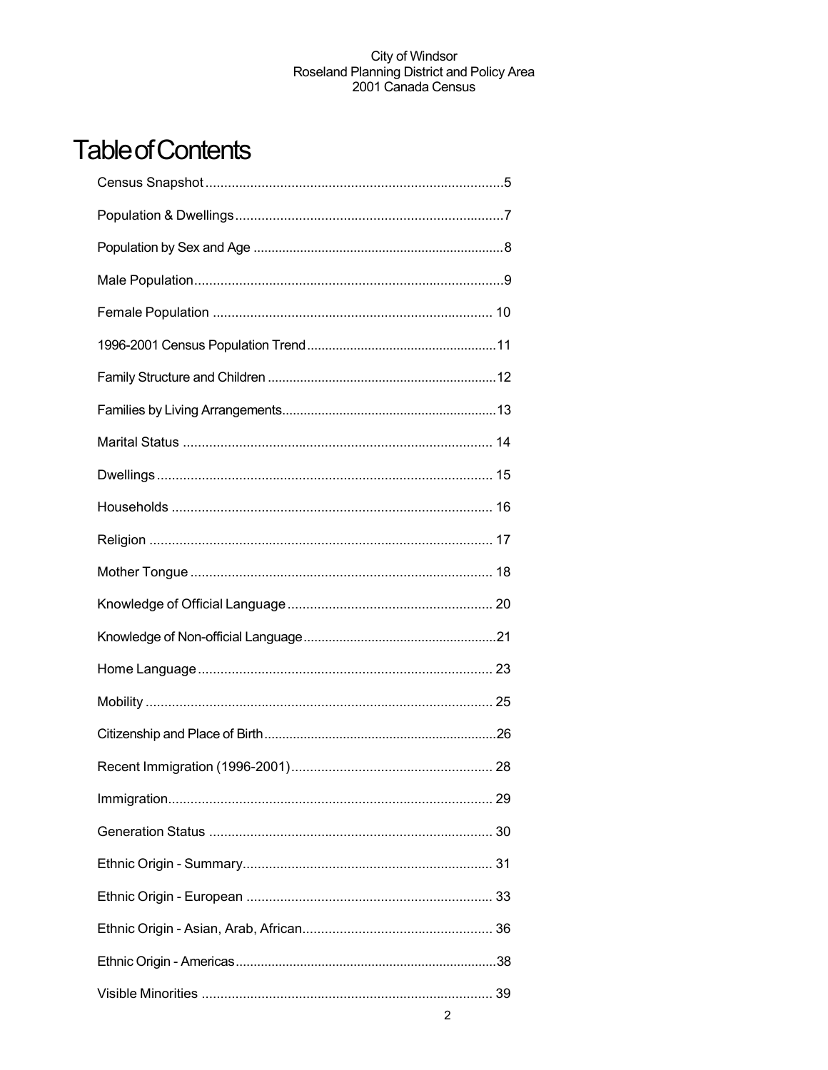# Table of Contents

Census Snapshot ............................................................................5

Population & Dwellings ....................................................................7

Population by Sex and Age ..............................................................8

Male Population ...............................................................................9

Female Population ......................................................................... 10

1996-2001 Census Population Trend ..............................................11

Family Structure and Children ........................................................12

Families by Living Arrangements....................................................13

Marital Status ................................................................................. 14

Dwellings ........................................................................................ 15

Households .................................................................................... 16

Religion .......................................................................................... 17

Mother Tongue ............................................................................... 18

Knowledge of Official Language ..................................................... 20

Knowledge of Non-official Language ...............................................21

Home Language ............................................................................. 23

Mobility ........................................................................................... 25

Citizenship and Place of Birth .........................................................26

Recent Immigration (1996-2001)..................................................... 28

Immigration..................................................................................... 29

Generation Status .......................................................................... 30

Ethnic Origin - Summary................................................................. 31

Ethnic Origin - European ................................................................ 33

Ethnic Origin - Asian, Arab, African................................................. 36

Ethnic Origin - Americas .................................................................38

Visible Minorities ............................................................................ 39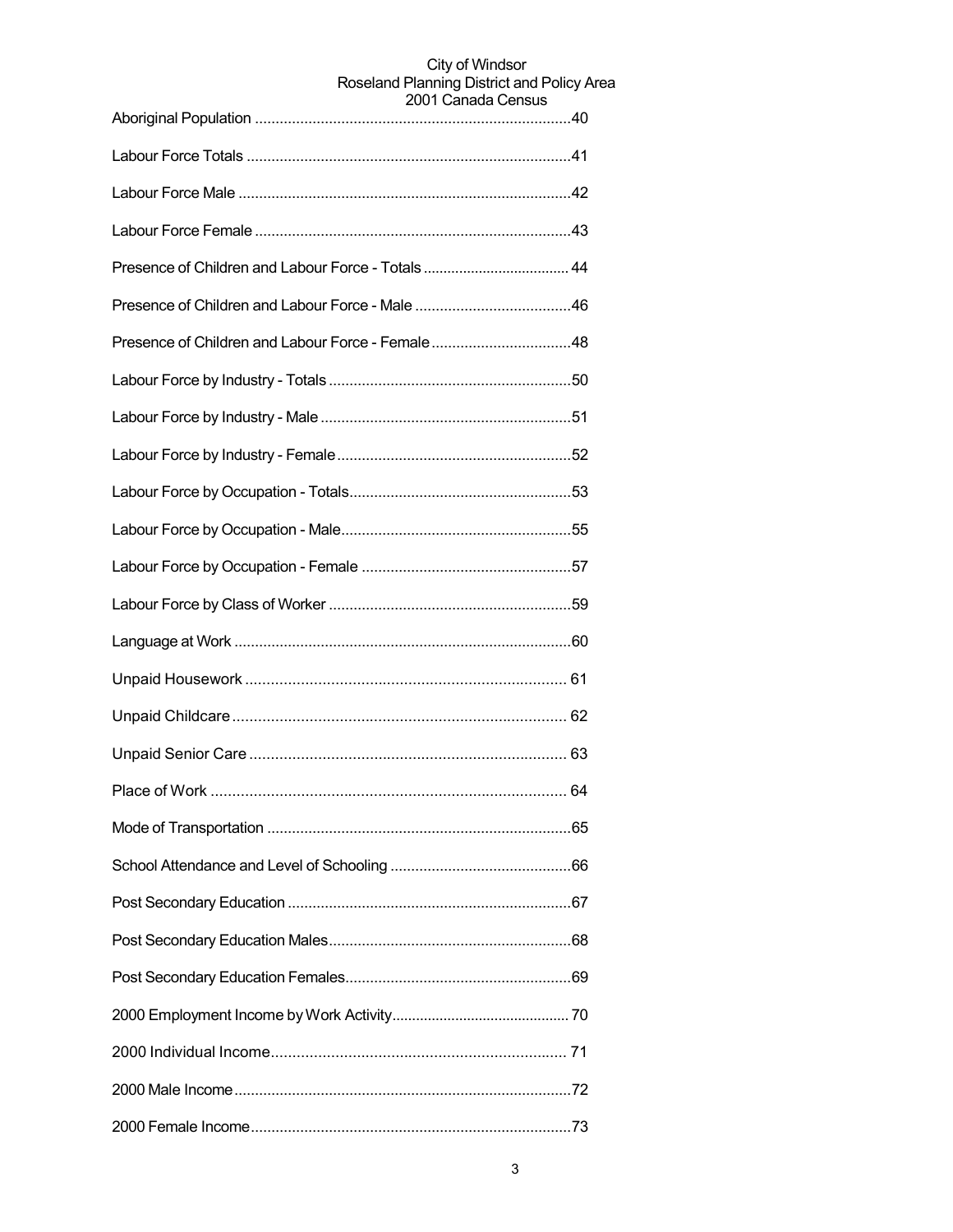Aboriginal Population ....................................................................... 40

Labour Force Totals ....................................................................... 41

Labour Force Male ....................................................................... 42

Labour Force Female ....................................................................... 43

Presence of Children and Labour Force - Totals ....................................... 44

Presence of Children and Labour Force - Male ....................................... 46

Presence of Children and Labour Force - Female ....................................... 48

Labour Force by Industry - Totals ....................................................................... 50

Labour Force by Industry - Male ....................................................................... 51

Labour Force by Industry - Female ....................................................................... 52

Labour Force by Occupation - Totals ....................................................................... 53

Labour Force by Occupation - Male ....................................................................... 55

Labour Force by Occupation - Female ....................................................................... 57

Labour Force by Class of Worker ....................................................................... 59

Language at Work ....................................................................... 60

Unpaid Housework ....................................................................... 61

Unpaid Childcare ....................................................................... 62

Unpaid Senior Care ....................................................................... 63

Place of Work ....................................................................... 64

Mode of Transportation ....................................................................... 65

School Attendance and Level of Schooling ....................................................................... 66

Post Secondary Education ....................................................................... 67

Post Secondary Education Males ....................................................................... 68

Post Secondary Education Females ....................................................................... 69

2000 Employment Income by Work Activity ....................................................................... 70

2000 Individual Income ....................................................................... 71

2000 Male Income ....................................................................... 72

2000 Female Income ....................................................................... 73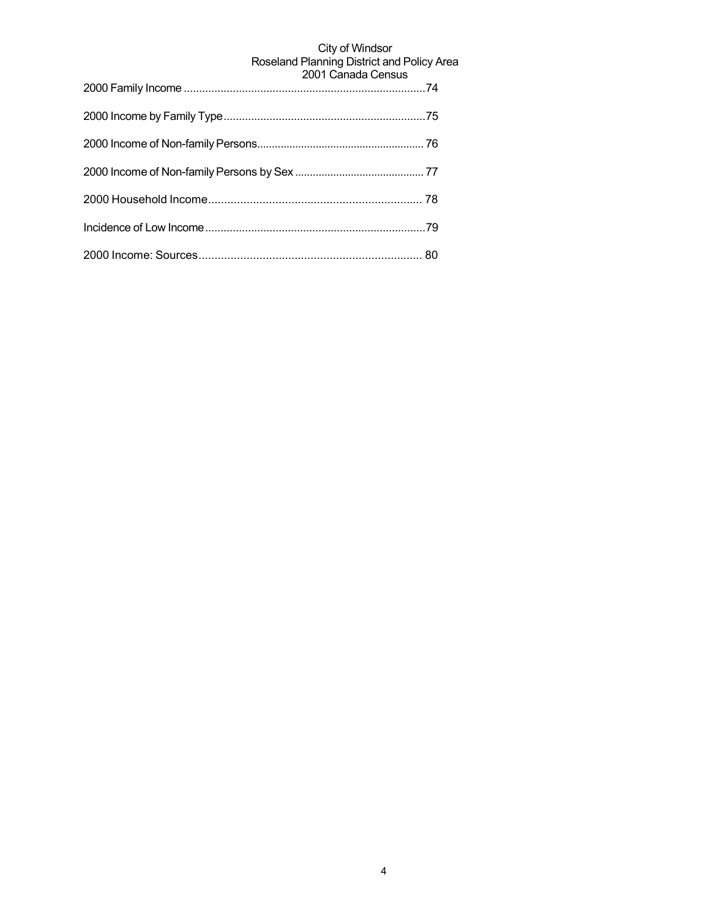2000 Family Income ............................................................................74

2000 Income by Family Type.................................................................75

2000 Income of Non-family Persons....................................................... 76

2000 Income of Non-family Persons by Sex ........................................... 77

2000 Household Income.................................................................. 78

Incidence of Low Income.......................................................................79

2000 Income: Sources..................................................................... 80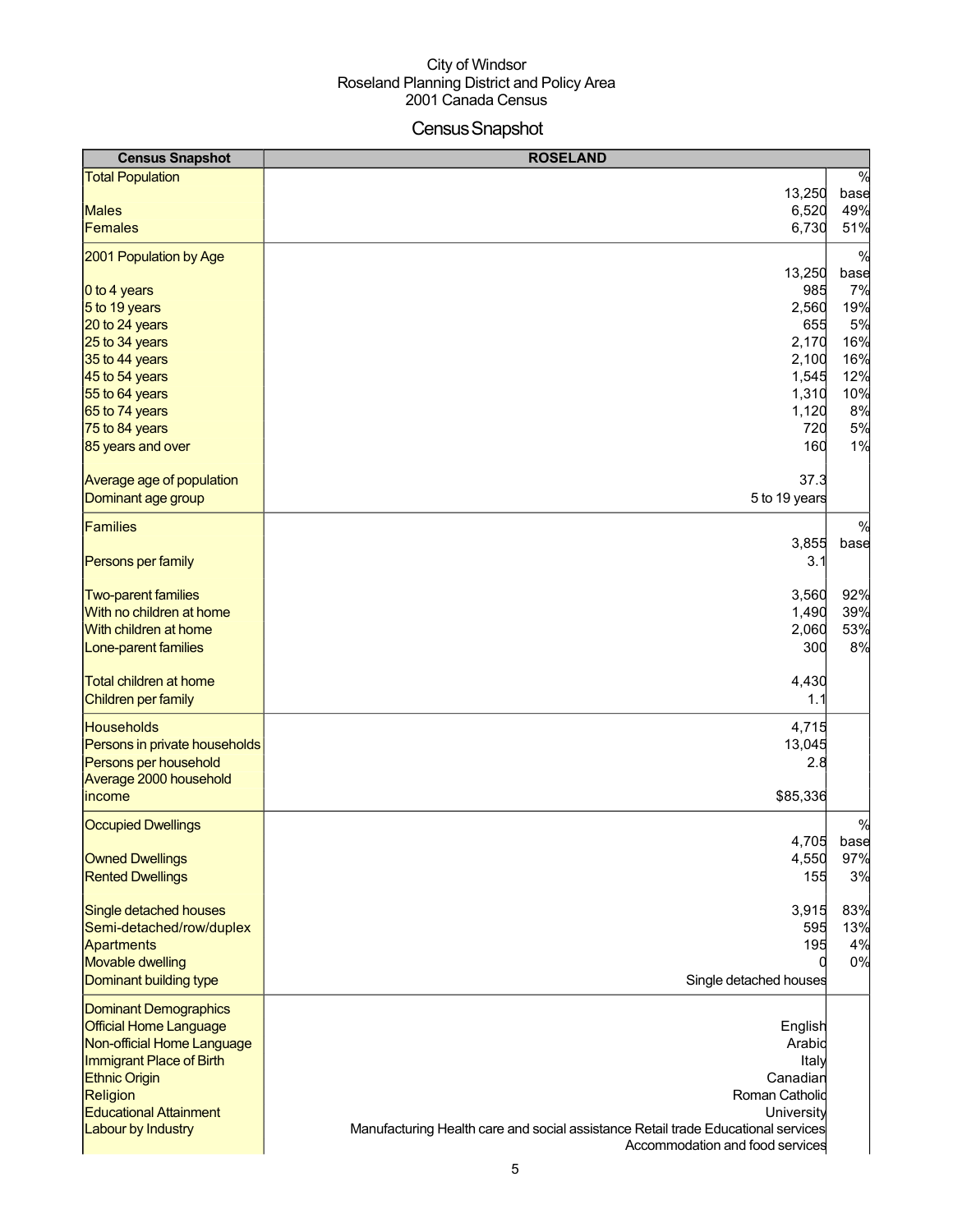City of Windsor
Roseland Planning District and Policy Area
2001 Canada Census

# Census Snapshot

| Census Snapshot | ROSELAND | |
|---|---|---|
| Total Population | 13,250 | % base |
| Males | 6,520 | 49% |
| Females | 6,730 | 51% |
| 2001 Population by Age | 13,250 | % base |
| 0 to 4 years | 985 | 7% |
| 5 to 19 years | 2,560 | 19% |
| 20 to 24 years | 655 | 5% |
| 25 to 34 years | 2,170 | 16% |
| 35 to 44 years | 2,100 | 16% |
| 45 to 54 years | 1,545 | 12% |
| 55 to 64 years | 1,310 | 10% |
| 65 to 74 years | 1,120 | 8% |
| 75 to 84 years | 720 | 5% |
| 85 years and over | 160 | 1% |
| Average age of population | 37.3 | |
| Dominant age group | 5 to 19 years | |
| Families | 3,855 | % base |
| Persons per family | 3.1 | |
| Two-parent families | 3,560 | 92% |
| With no children at home | 1,490 | 39% |
| With children at home | 2,060 | 53% |
| Lone-parent families | 300 | 8% |
| Total children at home | 4,430 | |
| Children per family | 1.1 | |
| Households | 4,715 | |
| Persons in private households | 13,045 | |
| Persons per household | 2.8 | |
| Average 2000 household income | $85,336 | |
| Occupied Dwellings | 4,705 | % base |
| Owned Dwellings | 4,550 | 97% |
| Rented Dwellings | 155 | 3% |
| Single detached houses | 3,915 | 83% |
| Semi-detached/row/duplex | 595 | 13% |
| Apartments | 195 | 4% |
| Movable dwelling | 0 | 0% |
| Dominant building type | Single detached houses | |
| Dominant Demographics | | |
| Official Home Language | English | |
| Non-official Home Language | Arabic | |
| Immigrant Place of Birth | Italy | |
| Ethnic Origin | Canadian | |
| Religion | Roman Catholic | |
| Educational Attainment | University | |
| Labour by Industry | Manufacturing Health care and social assistance Retail trade Educational services Accommodation and food services | |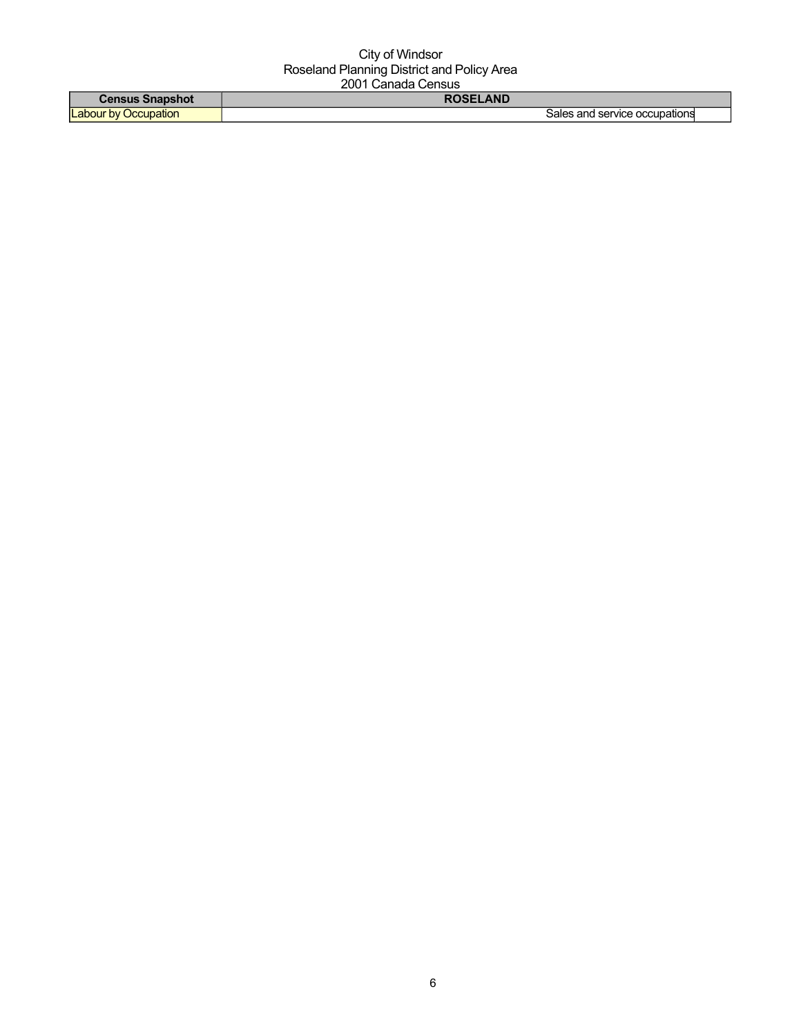City of Windsor
Roseland Planning District and Policy Area
2001 Canada Census

| Census Snapshot | ROSELAND | |
| --- | --- | --- |
| Labour by Occupation | Sales and service occupations | |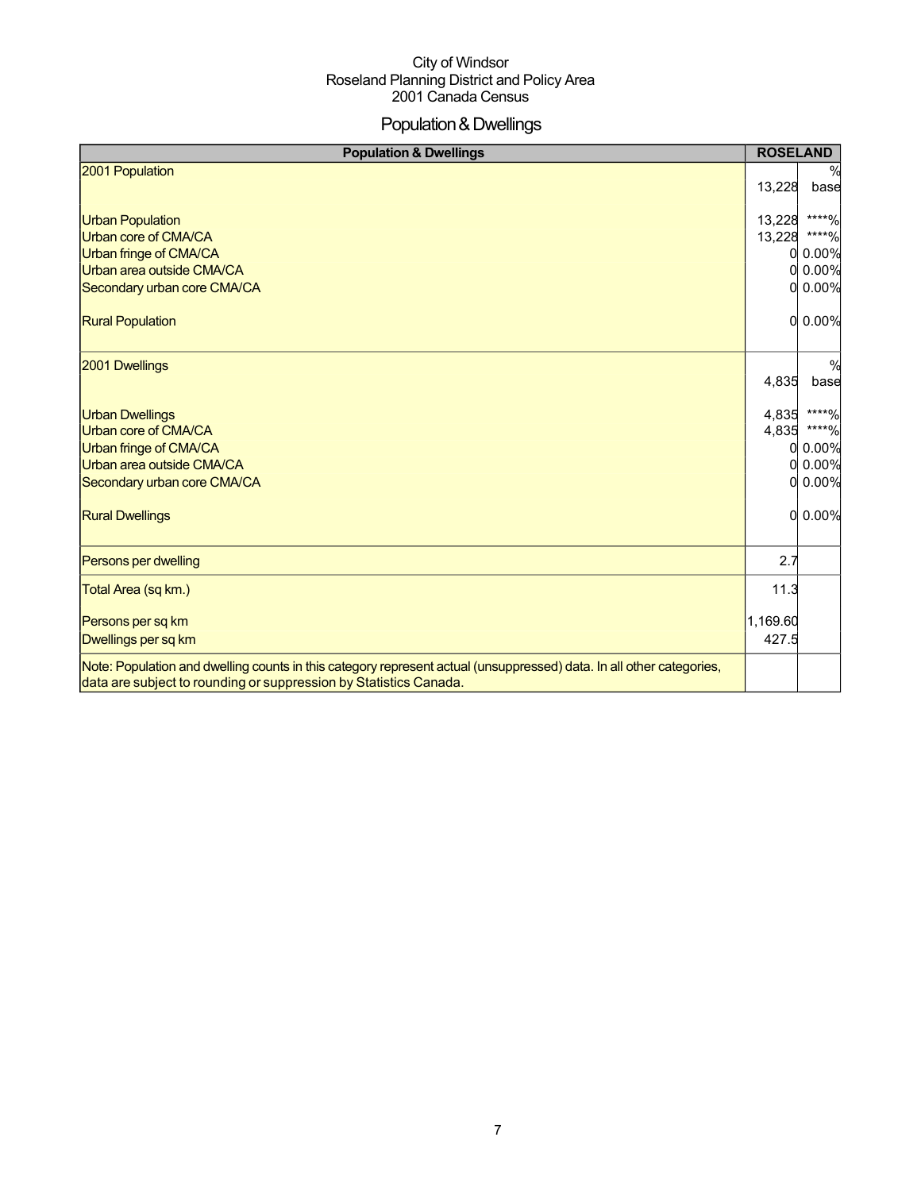City of Windsor
Roseland Planning District and Policy Area
2001 Canada Census

# Population & Dwellings

| Population & Dwellings | ROSELAND | |
|---|---|---|
| 2001 Population | 13,228 | % base |
| Urban Population | 13,228 | ****% |
| Urban core of CMA/CA | 13,228 | ****% |
| Urban fringe of CMA/CA | 0 | 0.00% |
| Urban area outside CMA/CA | 0 | 0.00% |
| Secondary urban core CMA/CA | 0 | 0.00% |
| Rural Population | 0 | 0.00% |
| 2001 Dwellings | 4,835 | % base |
| Urban Dwellings | 4,835 | ****% |
| Urban core of CMA/CA | 4,835 | ****% |
| Urban fringe of CMA/CA | 0 | 0.00% |
| Urban area outside CMA/CA | 0 | 0.00% |
| Secondary urban core CMA/CA | 0 | 0.00% |
| Rural Dwellings | 0 | 0.00% |
| Persons per dwelling | 2.7 | |
| Total Area (sq km.) | 11.3 | |
| Persons per sq km | 1,169.60 | |
| Dwellings per sq km | 427.5 | |
| Note: Population and dwelling counts in this category represent actual (unsuppressed) data. In all other categories, data are subject to rounding or suppression by Statistics Canada. | | |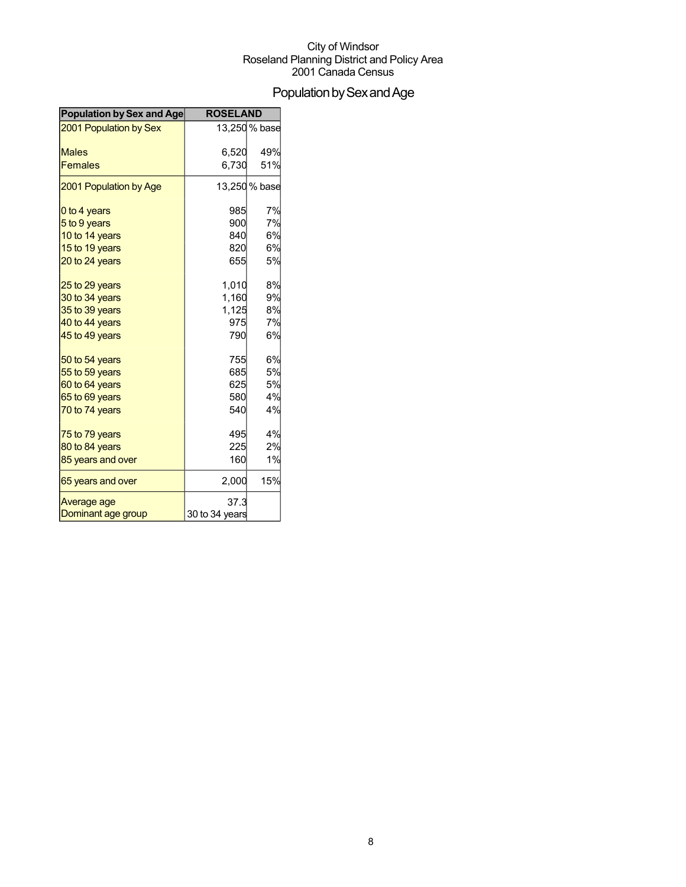City of Windsor
Roseland Planning District and Policy Area
2001 Canada Census

# Population by Sex and Age

| Population by Sex and Age | ROSELAND | |
|---|---|---|
| 2001 Population by Sex | 13,250 | % base |
| Males | 6,520 | 49% |
| Females | 6,730 | 51% |
| 2001 Population by Age | 13,250 | % base |
| 0 to 4 years | 985 | 7% |
| 5 to 9 years | 900 | 7% |
| 10 to 14 years | 840 | 6% |
| 15 to 19 years | 820 | 6% |
| 20 to 24 years | 655 | 5% |
| 25 to 29 years | 1,010 | 8% |
| 30 to 34 years | 1,160 | 9% |
| 35 to 39 years | 1,125 | 8% |
| 40 to 44 years | 975 | 7% |
| 45 to 49 years | 790 | 6% |
| 50 to 54 years | 755 | 6% |
| 55 to 59 years | 685 | 5% |
| 60 to 64 years | 625 | 5% |
| 65 to 69 years | 580 | 4% |
| 70 to 74 years | 540 | 4% |
| 75 to 79 years | 495 | 4% |
| 80 to 84 years | 225 | 2% |
| 85 years and over | 160 | 1% |
| 65 years and over | 2,000 | 15% |
| Average age | 37.3 | |
| Dominant age group | 30 to 34 years | |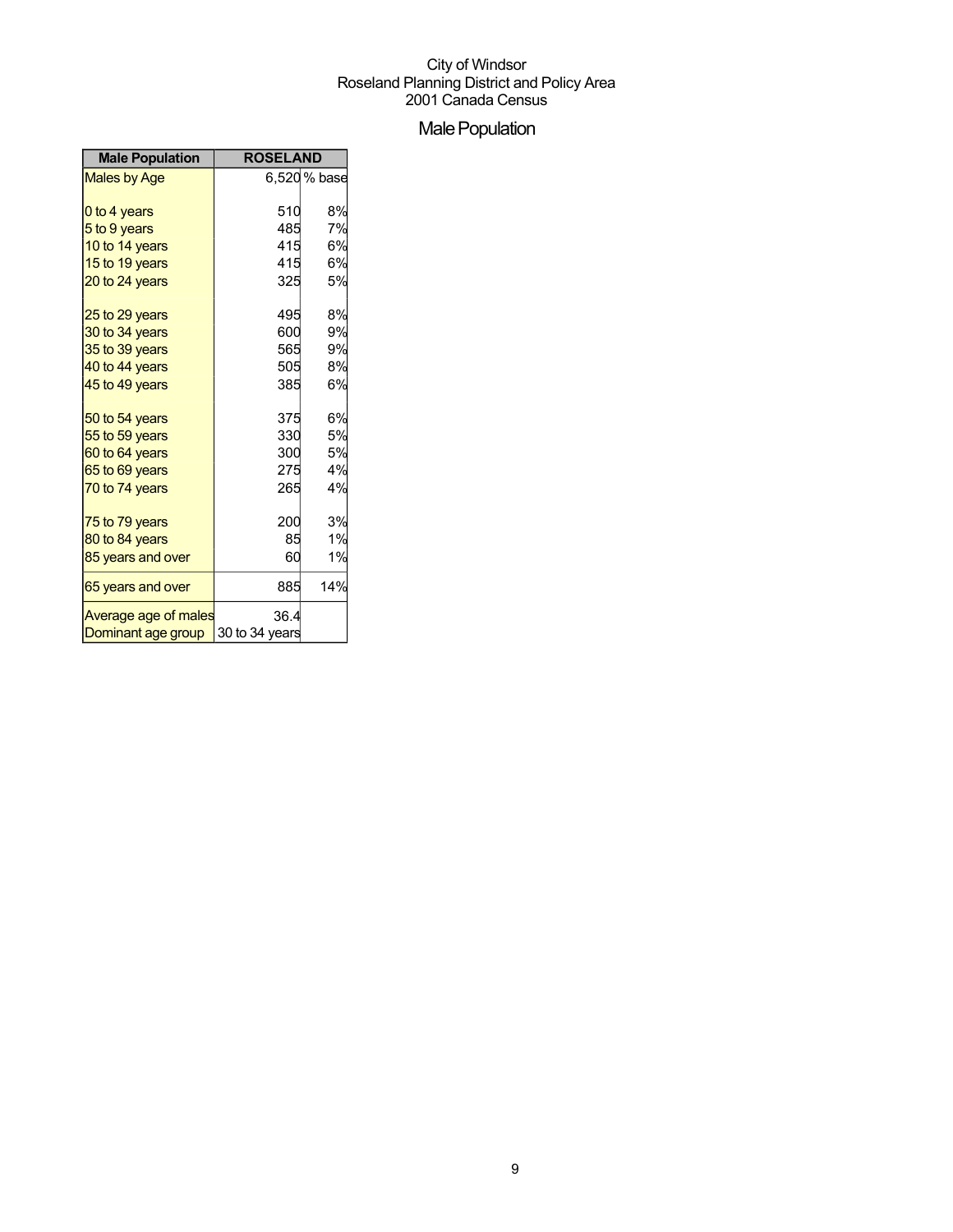City of Windsor
Roseland Planning District and Policy Area
2001 Canada Census

# Male Population

| Male Population | ROSELAND | |
|---|---|---|
| Males by Age | 6,520 | % base |
| 0 to 4 years | 510 | 8% |
| 5 to 9 years | 485 | 7% |
| 10 to 14 years | 415 | 6% |
| 15 to 19 years | 415 | 6% |
| 20 to 24 years | 325 | 5% |
| 25 to 29 years | 495 | 8% |
| 30 to 34 years | 600 | 9% |
| 35 to 39 years | 565 | 9% |
| 40 to 44 years | 505 | 8% |
| 45 to 49 years | 385 | 6% |
| 50 to 54 years | 375 | 6% |
| 55 to 59 years | 330 | 5% |
| 60 to 64 years | 300 | 5% |
| 65 to 69 years | 275 | 4% |
| 70 to 74 years | 265 | 4% |
| 75 to 79 years | 200 | 3% |
| 80 to 84 years | 85 | 1% |
| 85 years and over | 60 | 1% |
| 65 years and over | 885 | 14% |
| Average age of males | 36.4 | |
| Dominant age group | 30 to 34 years | |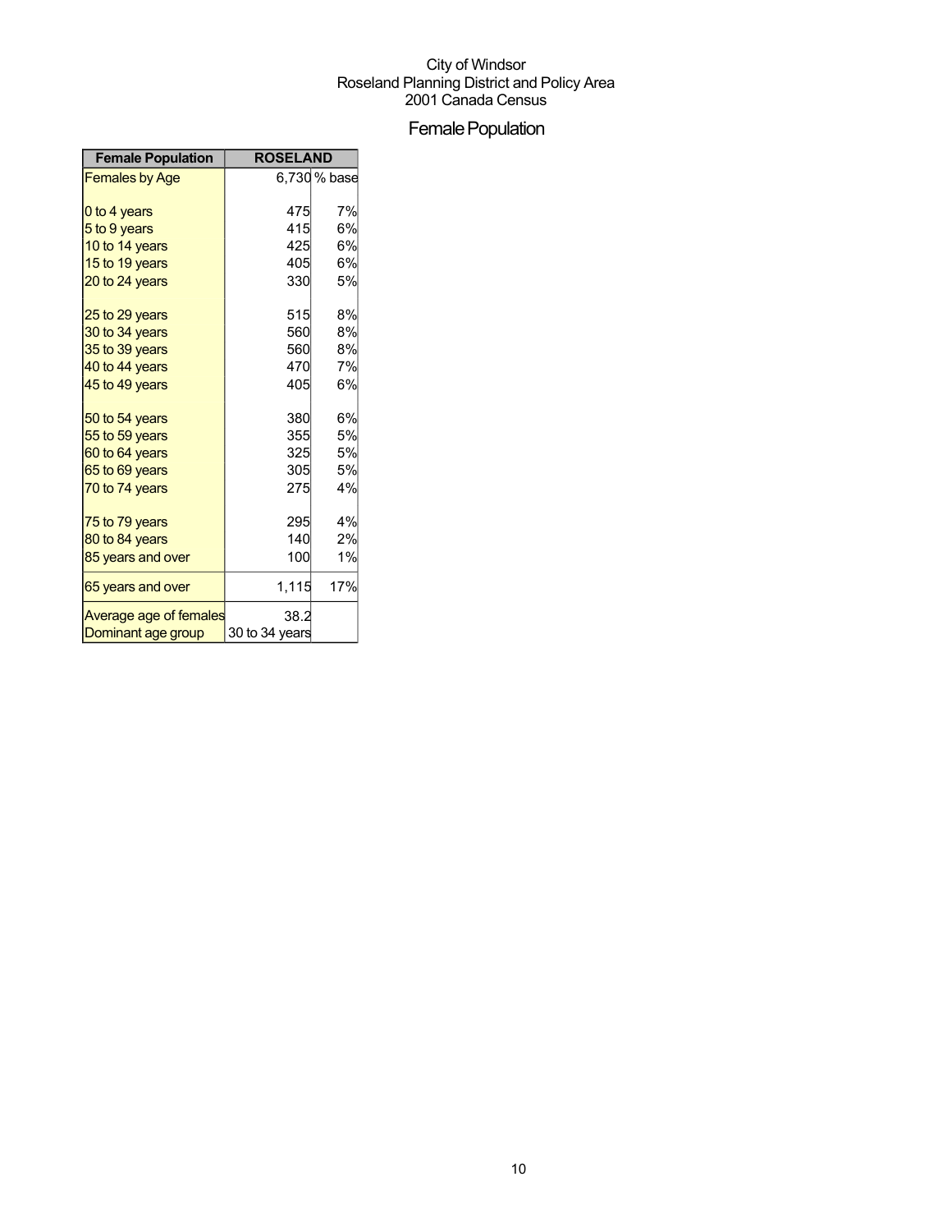City of Windsor
Roseland Planning District and Policy Area
2001 Canada Census

# Female Population

| Female Population | ROSELAND | |
|---|---|---|
| Females by Age | 6,730 | % base |
| 0 to 4 years | 475 | 7% |
| 5 to 9 years | 415 | 6% |
| 10 to 14 years | 425 | 6% |
| 15 to 19 years | 405 | 6% |
| 20 to 24 years | 330 | 5% |
| 25 to 29 years | 515 | 8% |
| 30 to 34 years | 560 | 8% |
| 35 to 39 years | 560 | 8% |
| 40 to 44 years | 470 | 7% |
| 45 to 49 years | 405 | 6% |
| 50 to 54 years | 380 | 6% |
| 55 to 59 years | 355 | 5% |
| 60 to 64 years | 325 | 5% |
| 65 to 69 years | 305 | 5% |
| 70 to 74 years | 275 | 4% |
| 75 to 79 years | 295 | 4% |
| 80 to 84 years | 140 | 2% |
| 85 years and over | 100 | 1% |
| 65 years and over | 1,115 | 17% |
| Average age of females | 38.2 | |
| Dominant age group | 30 to 34 years | |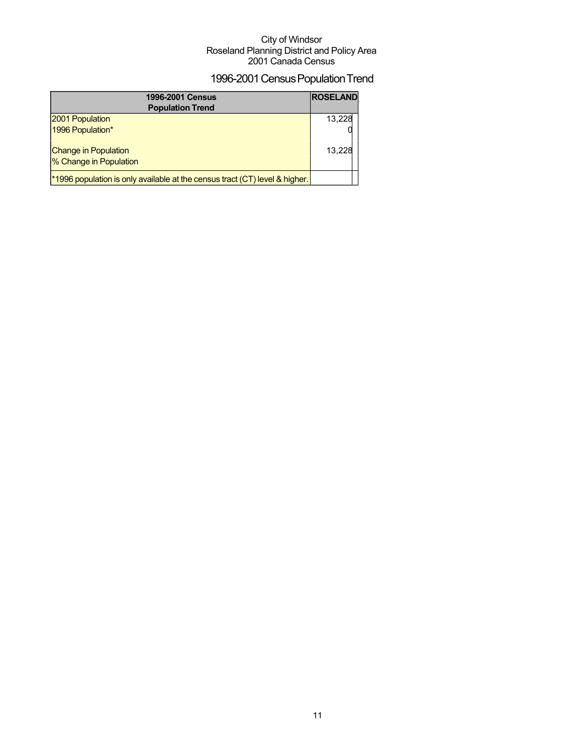City of Windsor
Roseland Planning District and Policy Area
2001 Canada Census

# 1996-2001 Census Population Trend

| 1996-2001 Census Population Trend | ROSELAND |
|---|---|
| 2001 Population | 13,228 |
| 1996 Population* | 0 |
| Change in Population | 13,228 |
| % Change in Population | |
| *1996 population is only available at the census tract (CT) level & higher. | |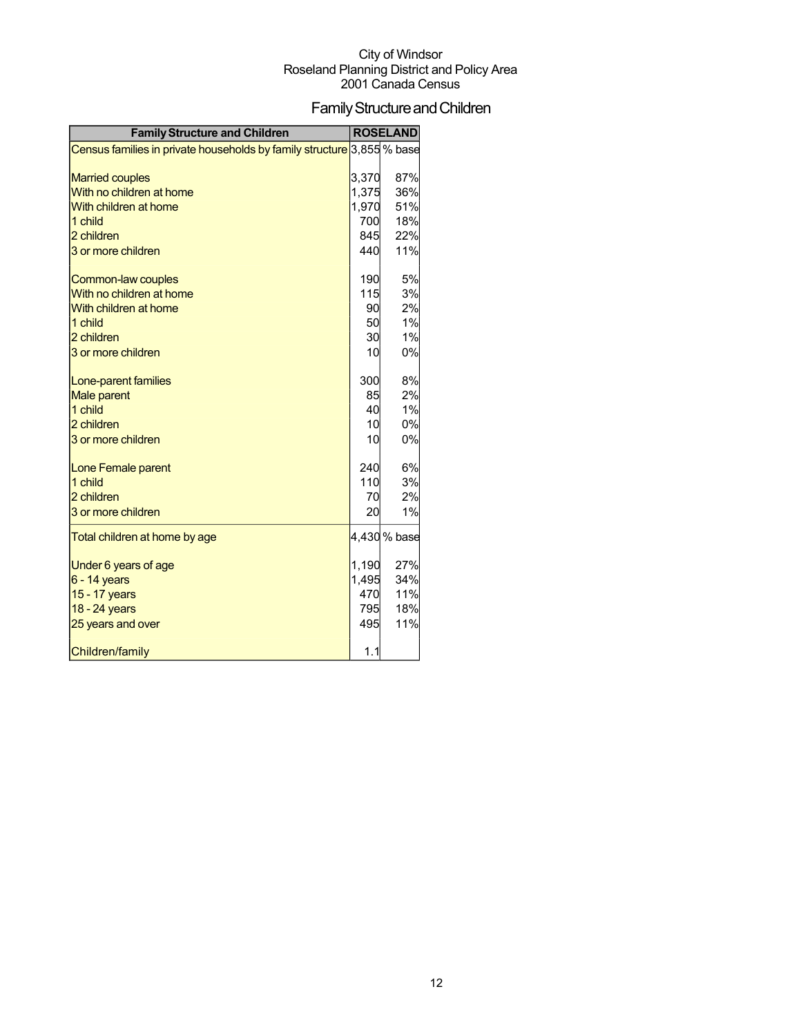City of Windsor
Roseland Planning District and Policy Area
2001 Canada Census

# Family Structure and Children

| Family Structure and Children | ROSELAND | |
|---|---|---|
| Census families in private households by family structure | 3,855 | % base |
| | | |
| Married couples | 3,370 | 87% |
| With no children at home | 1,375 | 36% |
| With children at home | 1,970 | 51% |
| 1 child | 700 | 18% |
| 2 children | 845 | 22% |
| 3 or more children | 440 | 11% |
| | | |
| Common-law couples | 190 | 5% |
| With no children at home | 115 | 3% |
| With children at home | 90 | 2% |
| 1 child | 50 | 1% |
| 2 children | 30 | 1% |
| 3 or more children | 10 | 0% |
| | | |
| Lone-parent families | 300 | 8% |
| Male parent | 85 | 2% |
| 1 child | 40 | 1% |
| 2 children | 10 | 0% |
| 3 or more children | 10 | 0% |
| | | |
| Lone Female parent | 240 | 6% |
| 1 child | 110 | 3% |
| 2 children | 70 | 2% |
| 3 or more children | 20 | 1% |
| Total children at home by age | 4,430 | % base |
| | | |
| Under 6 years of age | 1,190 | 27% |
| 6 - 14 years | 1,495 | 34% |
| 15 - 17 years | 470 | 11% |
| 18 - 24 years | 795 | 18% |
| 25 years and over | 495 | 11% |
| | | |
| Children/family | 1.1 | |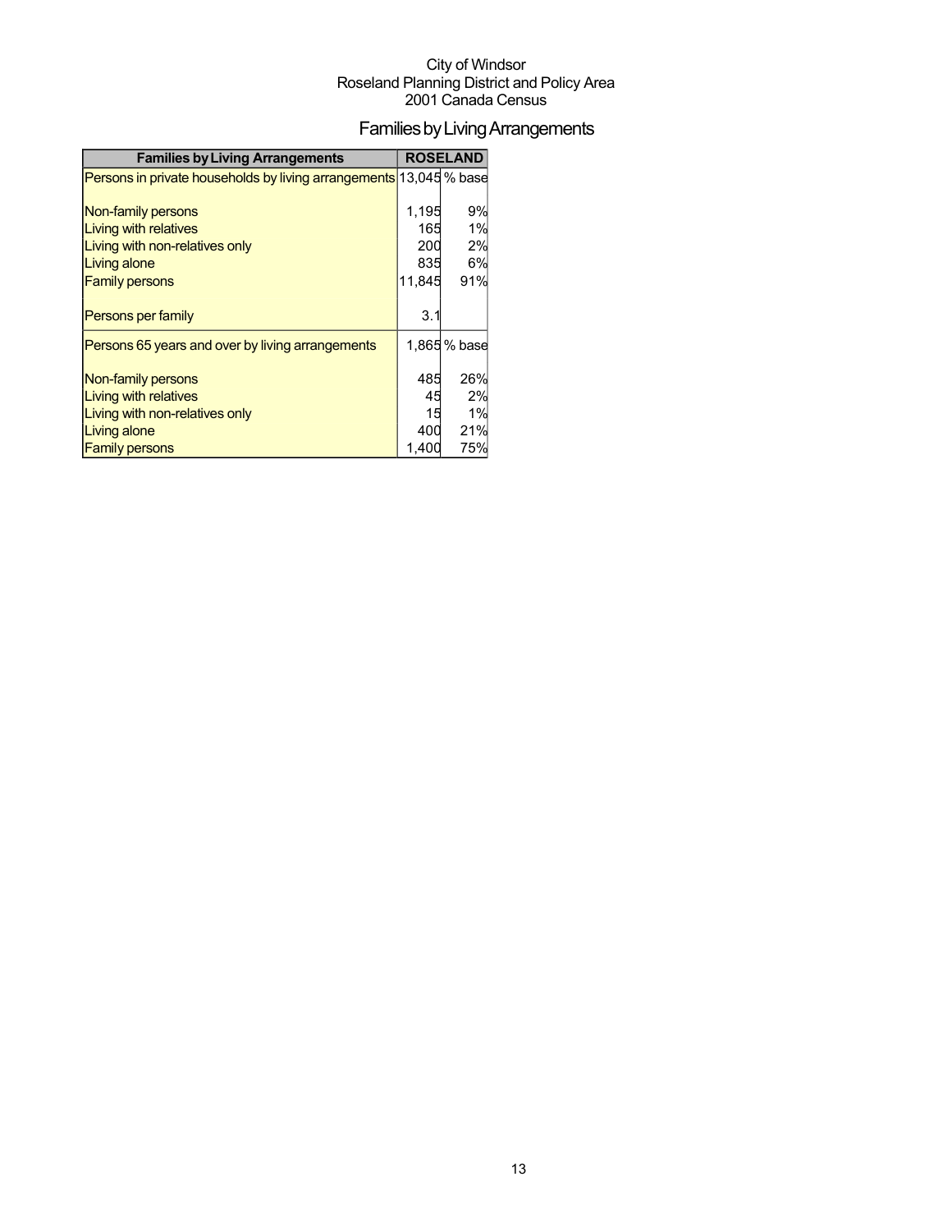City of Windsor
Roseland Planning District and Policy Area
2001 Canada Census

# Families by Living Arrangements

| Families by Living Arrangements | ROSELAND | |
|---|---|---|
| Persons in private households by living arrangements | 13,045 | % base |
| | | |
| Non-family persons | 1,195 | 9% |
| Living with relatives | 165 | 1% |
| Living with non-relatives only | 200 | 2% |
| Living alone | 835 | 6% |
| Family persons | 11,845 | 91% |
| | | |
| Persons per family | 3.1 | |
| Persons 65 years and over by living arrangements | 1,865 | % base |
| | | |
| Non-family persons | 485 | 26% |
| Living with relatives | 45 | 2% |
| Living with non-relatives only | 15 | 1% |
| Living alone | 400 | 21% |
| Family persons | 1,400 | 75% |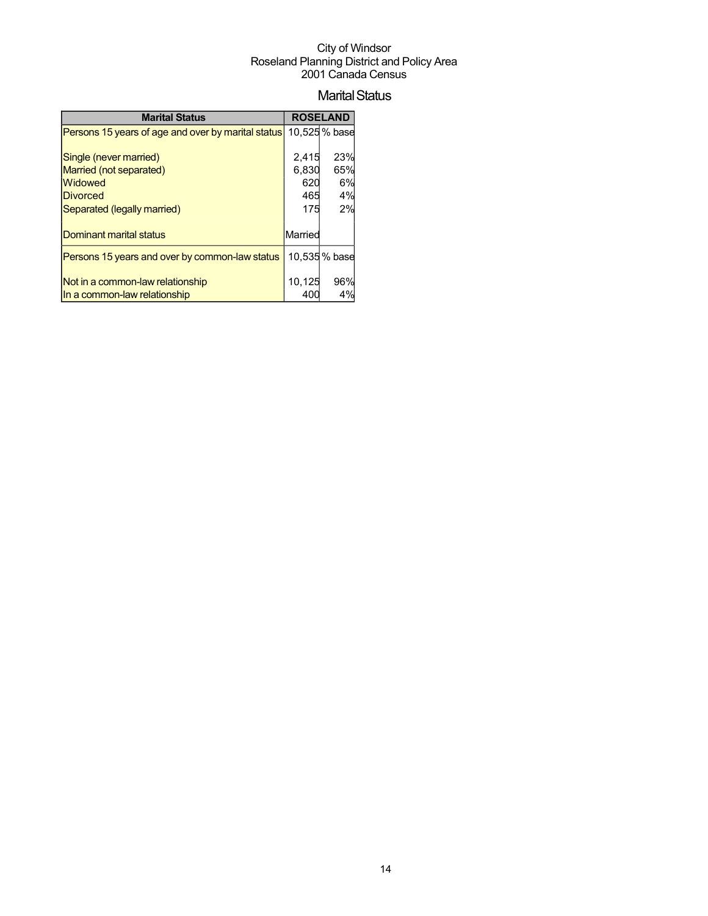City of Windsor
Roseland Planning District and Policy Area
2001 Canada Census

# Marital Status

| Marital Status | ROSELAND | |
|---|---|---|
| Persons 15 years of age and over by marital status | 10,525 | % base |
| | | |
| Single (never married) | 2,415 | 23% |
| Married (not separated) | 6,830 | 65% |
| Widowed | 620 | 6% |
| Divorced | 465 | 4% |
| Separated (legally married) | 175 | 2% |
| | | |
| Dominant marital status | Married | |
| Persons 15 years and over by common-law status | 10,535 | % base |
| | | |
| Not in a common-law relationship | 10,125 | 96% |
| In a common-law relationship | 400 | 4% |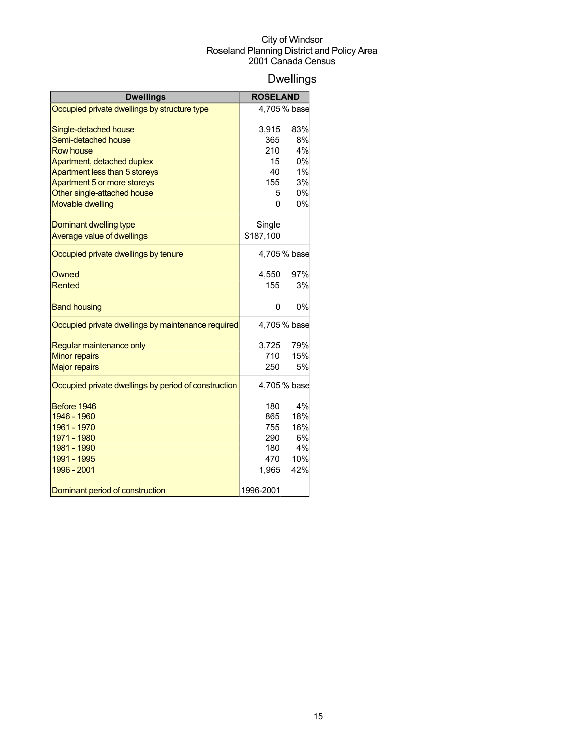City of Windsor
Roseland Planning District and Policy Area
2001 Canada Census

# Dwellings

| Dwellings | ROSELAND | |
|---|---|---|
| Occupied private dwellings by structure type | 4,705 | % base |
| | | |
| Single-detached house | 3,915 | 83% |
| Semi-detached house | 365 | 8% |
| Row house | 210 | 4% |
| Apartment, detached duplex | 15 | 0% |
| Apartment less than 5 storeys | 40 | 1% |
| Apartment 5 or more storeys | 155 | 3% |
| Other single-attached house | 5 | 0% |
| Movable dwelling | 0 | 0% |
| | | |
| Dominant dwelling type | Single | |
| Average value of dwellings | $187,100 | |
| Occupied private dwellings by tenure | 4,705 | % base |
| | | |
| Owned | 4,550 | 97% |
| Rented | 155 | 3% |
| | | |
| Band housing | 0 | 0% |
| Occupied private dwellings by maintenance required | 4,705 | % base |
| | | |
| Regular maintenance only | 3,725 | 79% |
| Minor repairs | 710 | 15% |
| Major repairs | 250 | 5% |
| Occupied private dwellings by period of construction | 4,705 | % base |
| | | |
| Before 1946 | 180 | 4% |
| 1946 - 1960 | 865 | 18% |
| 1961 - 1970 | 755 | 16% |
| 1971 - 1980 | 290 | 6% |
| 1981 - 1990 | 180 | 4% |
| 1991 - 1995 | 470 | 10% |
| 1996 - 2001 | 1,965 | 42% |
| | | |
| Dominant period of construction | 1996-2001 | |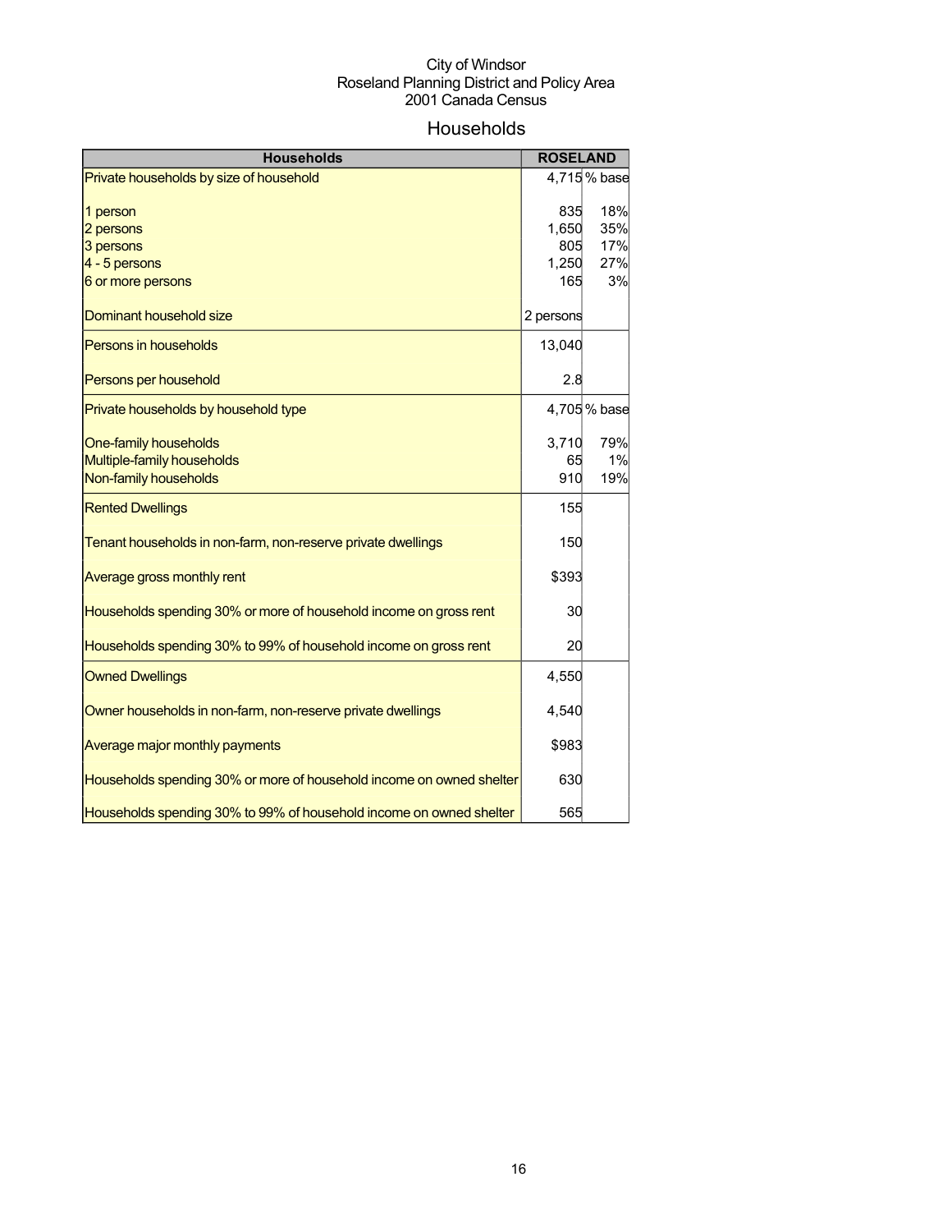City of Windsor
Roseland Planning District and Policy Area
2001 Canada Census

# Households

| Households | ROSELAND | |
|---|---|---|
| Private households by size of household | 4,715 | % base |
| 1 person | 835 | 18% |
| 2 persons | 1,650 | 35% |
| 3 persons | 805 | 17% |
| 4 - 5 persons | 1,250 | 27% |
| 6 or more persons | 165 | 3% |
| Dominant household size | 2 persons | |
| Persons in households | 13,040 | |
| Persons per household | 2.8 | |
| Private households by household type | 4,705 | % base |
| One-family households | 3,710 | 79% |
| Multiple-family households | 65 | 1% |
| Non-family households | 910 | 19% |
| Rented Dwellings | 155 | |
| Tenant households in non-farm, non-reserve private dwellings | 150 | |
| Average gross monthly rent | $393 | |
| Households spending 30% or more of household income on gross rent | 30 | |
| Households spending 30% to 99% of household income on gross rent | 20 | |
| Owned Dwellings | 4,550 | |
| Owner households in non-farm, non-reserve private dwellings | 4,540 | |
| Average major monthly payments | $983 | |
| Households spending 30% or more of household income on owned shelter | 630 | |
| Households spending 30% to 99% of household income on owned shelter | 565 | |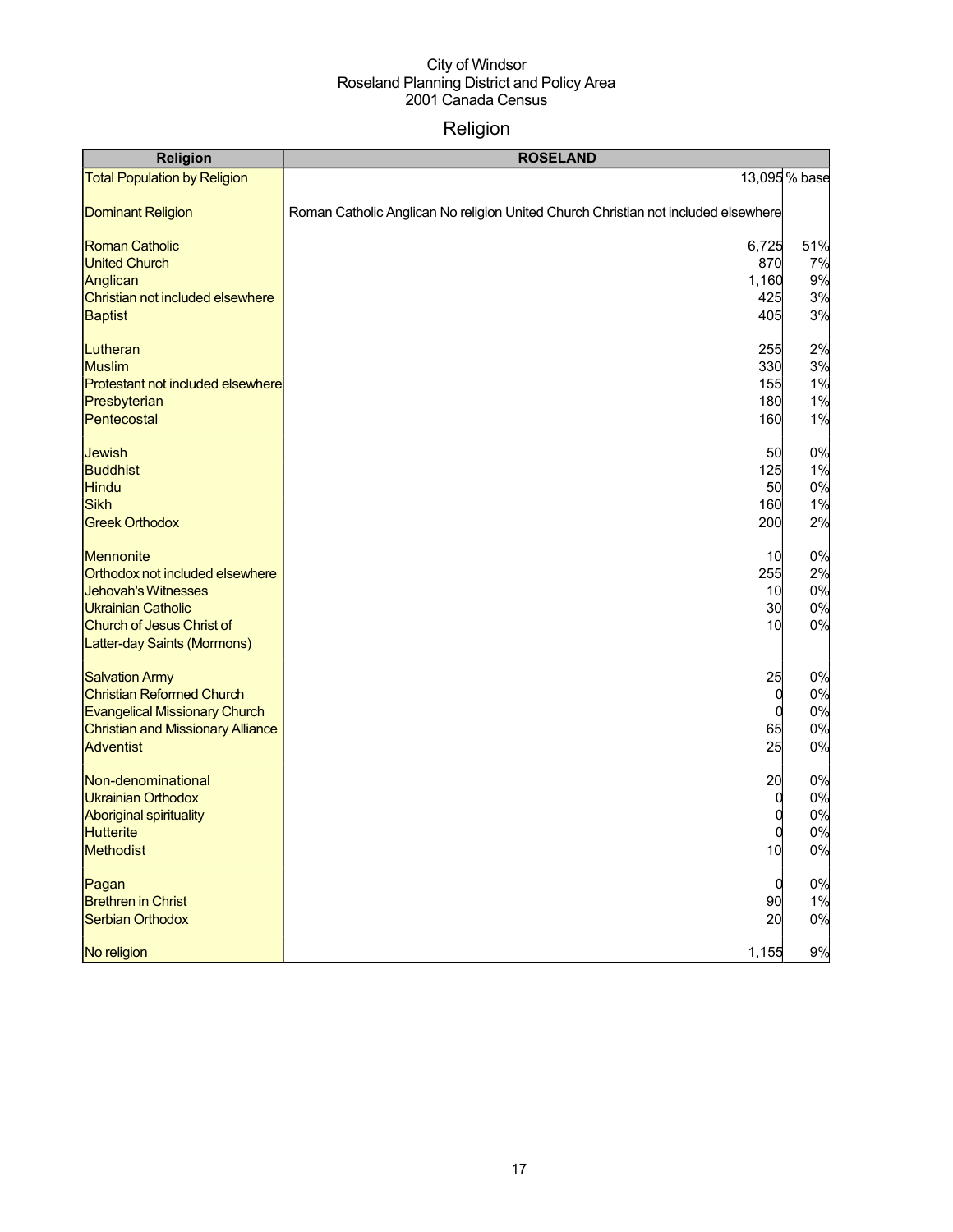City of Windsor
Roseland Planning District and Policy Area
2001 Canada Census

# Religion

| Religion | ROSELAND | |
|---|---|---|
| Total Population by Religion | 13,095 | % base |
| Dominant Religion | Roman Catholic Anglican No religion United Church Christian not included elsewhere | |
| Roman Catholic | 6,725 | 51% |
| United Church | 870 | 7% |
| Anglican | 1,160 | 9% |
| Christian not included elsewhere | 425 | 3% |
| Baptist | 405 | 3% |
| Lutheran | 255 | 2% |
| Muslim | 330 | 3% |
| Protestant not included elsewhere | 155 | 1% |
| Presbyterian | 180 | 1% |
| Pentecostal | 160 | 1% |
| Jewish | 50 | 0% |
| Buddhist | 125 | 1% |
| Hindu | 50 | 0% |
| Sikh | 160 | 1% |
| Greek Orthodox | 200 | 2% |
| Mennonite | 10 | 0% |
| Orthodox not included elsewhere | 255 | 2% |
| Jehovah's Witnesses | 10 | 0% |
| Ukrainian Catholic | 30 | 0% |
| Church of Jesus Christ of Latter-day Saints (Mormons) | 10 | 0% |
| Salvation Army | 25 | 0% |
| Christian Reformed Church | 0 | 0% |
| Evangelical Missionary Church | 0 | 0% |
| Christian and Missionary Alliance | 65 | 0% |
| Adventist | 25 | 0% |
| Non-denominational | 20 | 0% |
| Ukrainian Orthodox | 0 | 0% |
| Aboriginal spirituality | 0 | 0% |
| Hutterite | 0 | 0% |
| Methodist | 10 | 0% |
| Pagan | 0 | 0% |
| Brethren in Christ | 90 | 1% |
| Serbian Orthodox | 20 | 0% |
| No religion | 1,155 | 9% |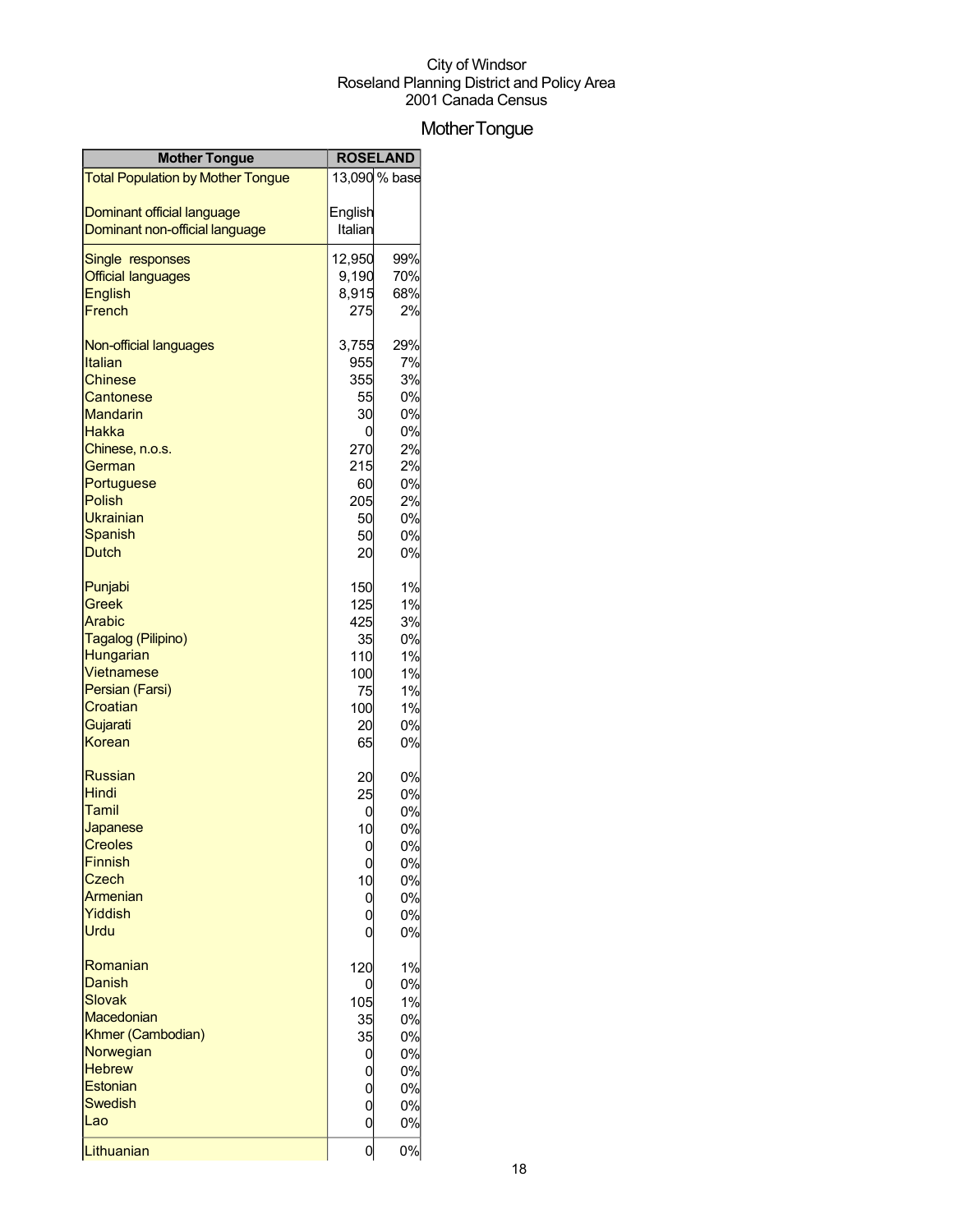City of Windsor
Roseland Planning District and Policy Area
2001 Canada Census

# Mother Tongue

| Mother Tongue | ROSELAND | |
|---|---|---|
| Total Population by Mother Tongue | 13,090 | % base |
| Dominant official language | English | |
| Dominant non-official language | Italian | |
| Single responses | 12,950 | 99% |
| Official languages | 9,190 | 70% |
| English | 8,915 | 68% |
| French | 275 | 2% |
| Non-official languages | 3,755 | 29% |
| Italian | 955 | 7% |
| Chinese | 355 | 3% |
| Cantonese | 55 | 0% |
| Mandarin | 30 | 0% |
| Hakka | 0 | 0% |
| Chinese, n.o.s. | 270 | 2% |
| German | 215 | 2% |
| Portuguese | 60 | 0% |
| Polish | 205 | 2% |
| Ukrainian | 50 | 0% |
| Spanish | 50 | 0% |
| Dutch | 20 | 0% |
| Punjabi | 150 | 1% |
| Greek | 125 | 1% |
| Arabic | 425 | 3% |
| Tagalog (Pilipino) | 35 | 0% |
| Hungarian | 110 | 1% |
| Vietnamese | 100 | 1% |
| Persian (Farsi) | 75 | 1% |
| Croatian | 100 | 1% |
| Gujarati | 20 | 0% |
| Korean | 65 | 0% |
| Russian | 20 | 0% |
| Hindi | 25 | 0% |
| Tamil | 0 | 0% |
| Japanese | 10 | 0% |
| Creoles | 0 | 0% |
| Finnish | 0 | 0% |
| Czech | 10 | 0% |
| Armenian | 0 | 0% |
| Yiddish | 0 | 0% |
| Urdu | 0 | 0% |
| Romanian | 120 | 1% |
| Danish | 0 | 0% |
| Slovak | 105 | 1% |
| Macedonian | 35 | 0% |
| Khmer (Cambodian) | 35 | 0% |
| Norwegian | 0 | 0% |
| Hebrew | 0 | 0% |
| Estonian | 0 | 0% |
| Swedish | 0 | 0% |
| Lao | 0 | 0% |
| Lithuanian | 0 | 0% |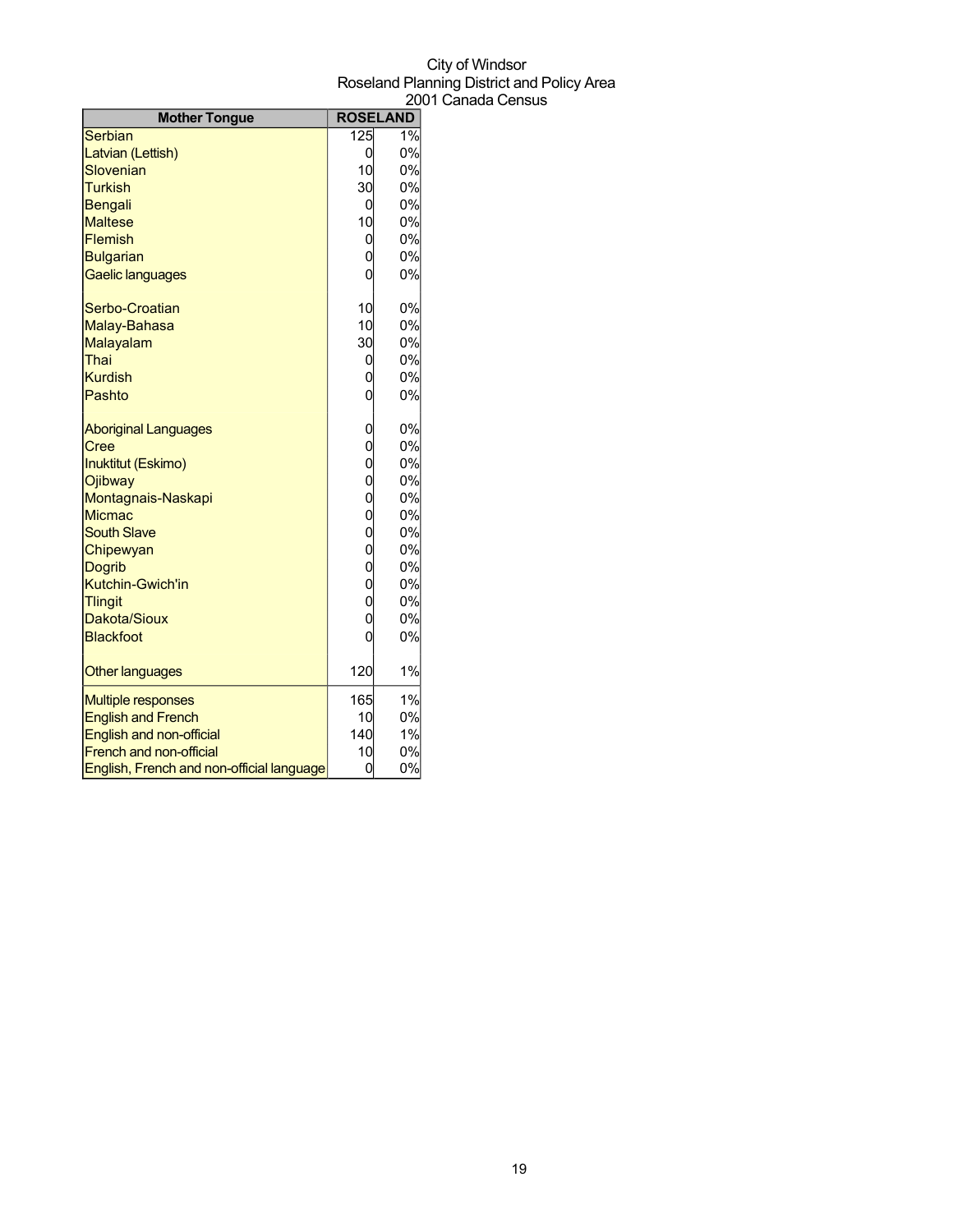City of Windsor
Roseland Planning District and Policy Area
2001 Canada Census

| Mother Tongue | ROSELAND | |
|---|---|---|
| Serbian | 125 | 1% |
| Latvian (Lettish) | 0 | 0% |
| Slovenian | 10 | 0% |
| Turkish | 30 | 0% |
| Bengali | 0 | 0% |
| Maltese | 10 | 0% |
| Flemish | 0 | 0% |
| Bulgarian | 0 | 0% |
| Gaelic languages | 0 | 0% |
| Serbo-Croatian | 10 | 0% |
| Malay-Bahasa | 10 | 0% |
| Malayalam | 30 | 0% |
| Thai | 0 | 0% |
| Kurdish | 0 | 0% |
| Pashto | 0 | 0% |
| Aboriginal Languages | 0 | 0% |
| Cree | 0 | 0% |
| Inuktitut (Eskimo) | 0 | 0% |
| Ojibway | 0 | 0% |
| Montagnais-Naskapi | 0 | 0% |
| Micmac | 0 | 0% |
| South Slave | 0 | 0% |
| Chipewyan | 0 | 0% |
| Dogrib | 0 | 0% |
| Kutchin-Gwich'in | 0 | 0% |
| Tlingit | 0 | 0% |
| Dakota/Sioux | 0 | 0% |
| Blackfoot | 0 | 0% |
| Other languages | 120 | 1% |
| Multiple responses | 165 | 1% |
| English and French | 10 | 0% |
| English and non-official | 140 | 1% |
| French and non-official | 10 | 0% |
| English, French and non-official language | 0 | 0% |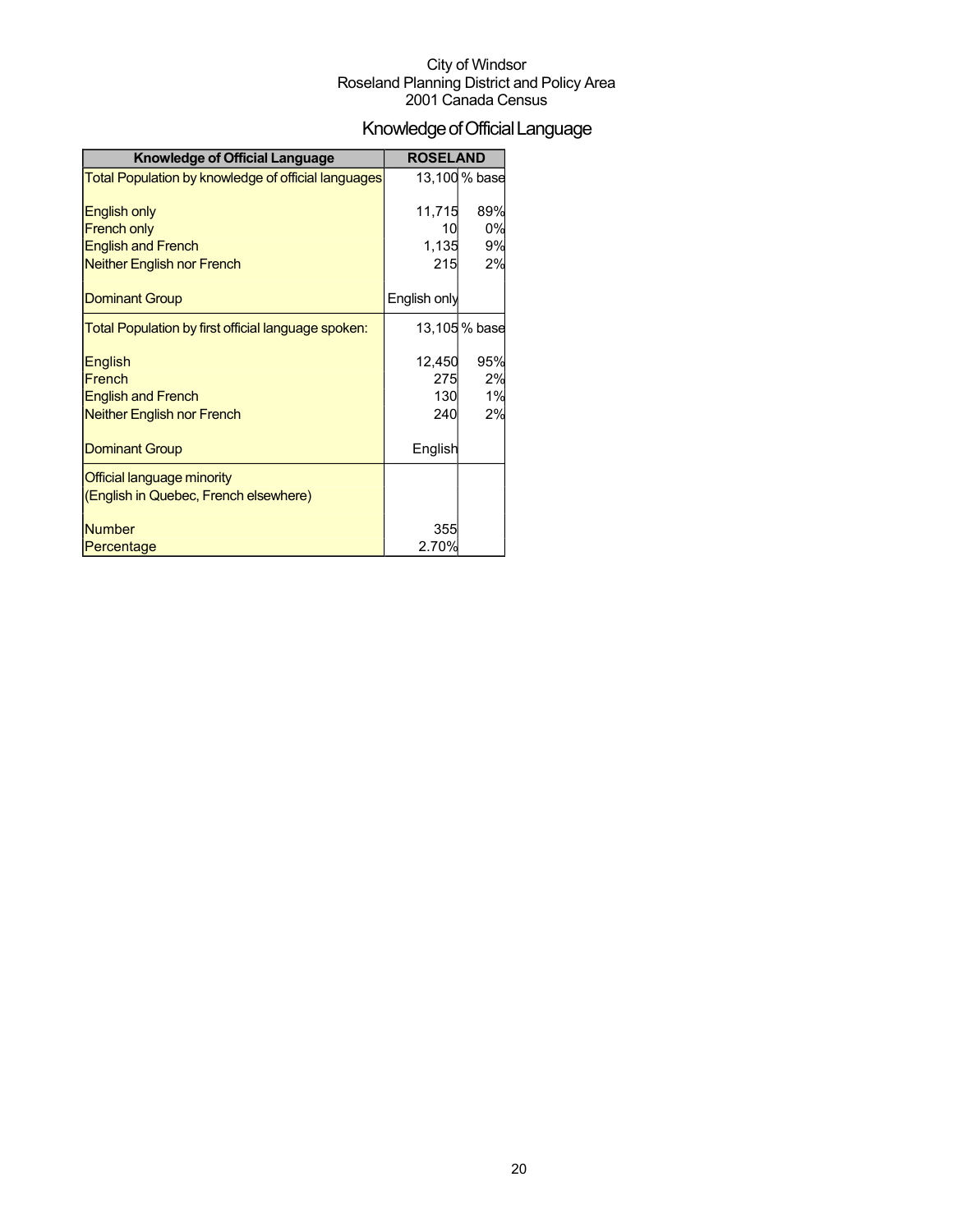City of Windsor
Roseland Planning District and Policy Area
2001 Canada Census

# Knowledge of Official Language

| Knowledge of Official Language | ROSELAND | |
|---|---|---|
| Total Population by knowledge of official languages | 13,100 | % base |
| | | |
| English only | 11,715 | 89% |
| French only | 10 | 0% |
| English and French | 1,135 | 9% |
| Neither English nor French | 215 | 2% |
| | | |
| Dominant Group | English only | |
| Total Population by first official language spoken: | 13,105 | % base |
| | | |
| English | 12,450 | 95% |
| French | 275 | 2% |
| English and French | 130 | 1% |
| Neither English nor French | 240 | 2% |
| | | |
| Dominant Group | English | |
| Official language minority | | |
| (English in Quebec, French elsewhere) | | |
| | | |
| Number | 355 | |
| Percentage | 2.70% | |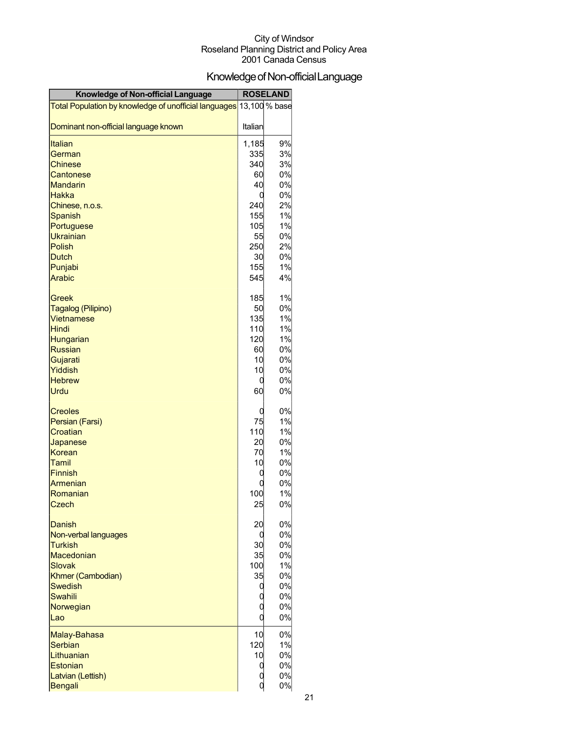City of Windsor
Roseland Planning District and Policy Area
2001 Canada Census

# Knowledge of Non-official Language

| Knowledge of Non-official Language | ROSELAND | |
|---|---|---|
| Total Population by knowledge of unofficial languages | 13,100 | % base |
| Dominant non-official language known | Italian | |
| Italian | 1,185 | 9% |
| German | 335 | 3% |
| Chinese | 340 | 3% |
| Cantonese | 60 | 0% |
| Mandarin | 40 | 0% |
| Hakka | 0 | 0% |
| Chinese, n.o.s. | 240 | 2% |
| Spanish | 155 | 1% |
| Portuguese | 105 | 1% |
| Ukrainian | 55 | 0% |
| Polish | 250 | 2% |
| Dutch | 30 | 0% |
| Punjabi | 155 | 1% |
| Arabic | 545 | 4% |
| Greek | 185 | 1% |
| Tagalog (Pilipino) | 50 | 0% |
| Vietnamese | 135 | 1% |
| Hindi | 110 | 1% |
| Hungarian | 120 | 1% |
| Russian | 60 | 0% |
| Gujarati | 10 | 0% |
| Yiddish | 10 | 0% |
| Hebrew | 0 | 0% |
| Urdu | 60 | 0% |
| Creoles | 0 | 0% |
| Persian (Farsi) | 75 | 1% |
| Croatian | 110 | 1% |
| Japanese | 20 | 0% |
| Korean | 70 | 1% |
| Tamil | 10 | 0% |
| Finnish | 0 | 0% |
| Armenian | 0 | 0% |
| Romanian | 100 | 1% |
| Czech | 25 | 0% |
| Danish | 20 | 0% |
| Non-verbal languages | 0 | 0% |
| Turkish | 30 | 0% |
| Macedonian | 35 | 0% |
| Slovak | 100 | 1% |
| Khmer (Cambodian) | 35 | 0% |
| Swedish | 0 | 0% |
| Swahili | 0 | 0% |
| Norwegian | 0 | 0% |
| Lao | 0 | 0% |
| Malay-Bahasa | 10 | 0% |
| Serbian | 120 | 1% |
| Lithuanian | 10 | 0% |
| Estonian | 0 | 0% |
| Latvian (Lettish) | 0 | 0% |
| Bengali | 0 | 0% |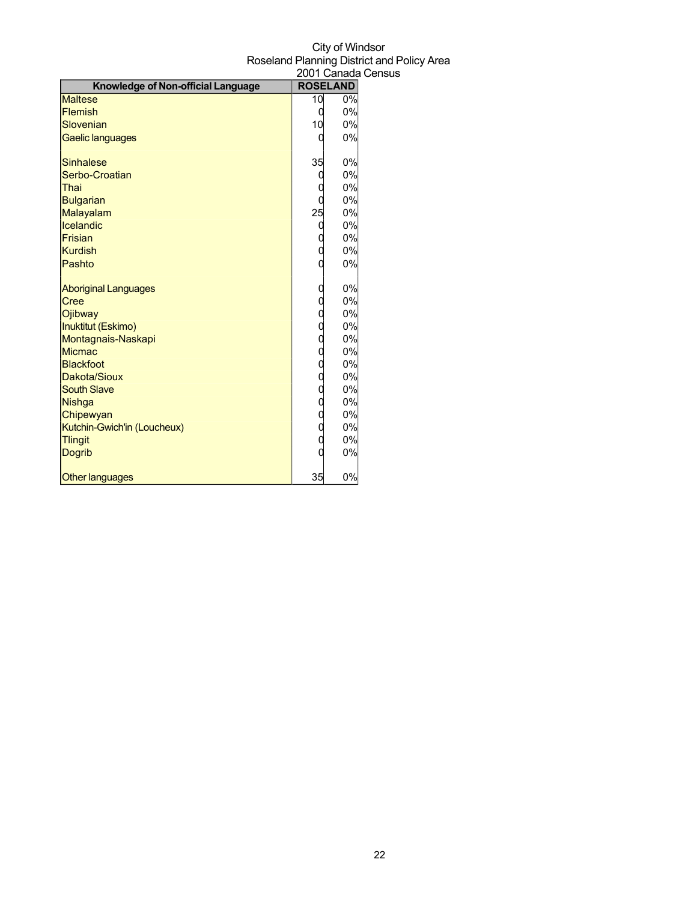City of Windsor
Roseland Planning District and Policy Area
2001 Canada Census

| Knowledge of Non-official Language | ROSELAND | |
|---|---|---|
| Maltese | 10 | 0% |
| Flemish | 0 | 0% |
| Slovenian | 10 | 0% |
| Gaelic languages | 0 | 0% |
| | | |
| Sinhalese | 35 | 0% |
| Serbo-Croatian | 0 | 0% |
| Thai | 0 | 0% |
| Bulgarian | 0 | 0% |
| Malayalam | 25 | 0% |
| Icelandic | 0 | 0% |
| Frisian | 0 | 0% |
| Kurdish | 0 | 0% |
| Pashto | 0 | 0% |
| | | |
| Aboriginal Languages | 0 | 0% |
| Cree | 0 | 0% |
| Ojibway | 0 | 0% |
| Inuktitut (Eskimo) | 0 | 0% |
| Montagnais-Naskapi | 0 | 0% |
| Micmac | 0 | 0% |
| Blackfoot | 0 | 0% |
| Dakota/Sioux | 0 | 0% |
| South Slave | 0 | 0% |
| Nishga | 0 | 0% |
| Chipewyan | 0 | 0% |
| Kutchin-Gwich'in (Loucheux) | 0 | 0% |
| Tlingit | 0 | 0% |
| Dogrib | 0 | 0% |
| | | |
| Other languages | 35 | 0% |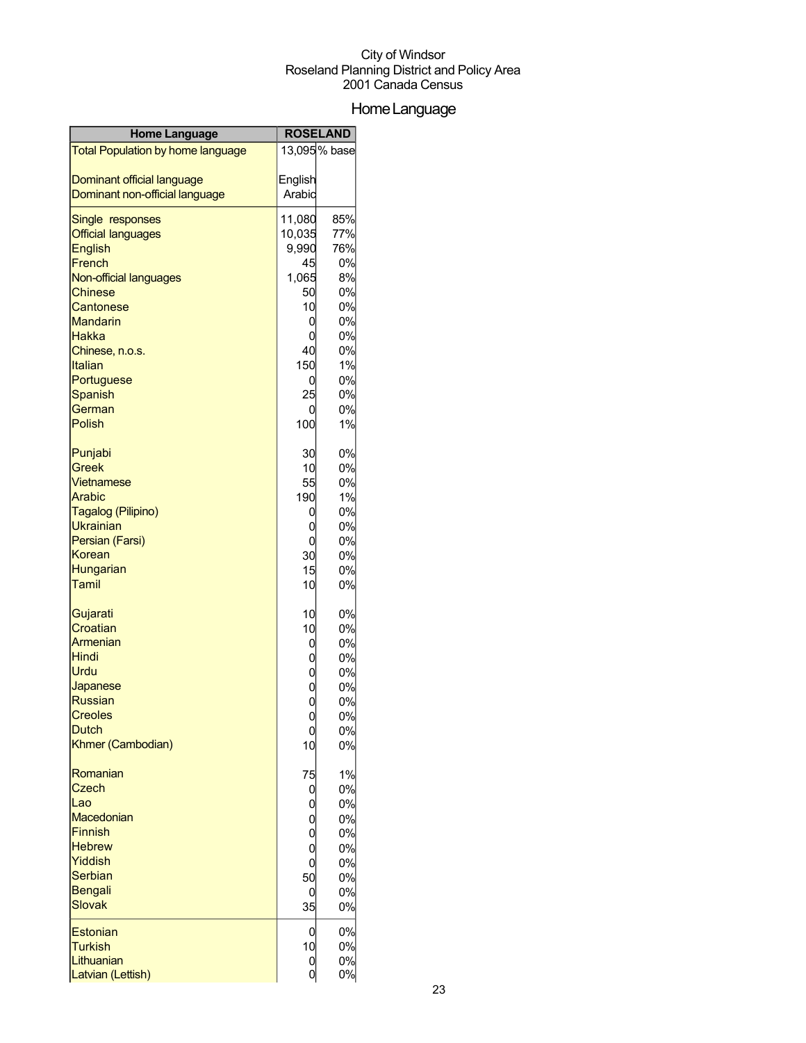City of Windsor
Roseland Planning District and Policy Area
2001 Canada Census

# Home Language

| Home Language | ROSELAND | |
|---|---|---|
| Total Population by home language | 13,095 | % base |
| Dominant official language | English | |
| Dominant non-official language | Arabic | |
| Single responses | 11,080 | 85% |
| Official languages | 10,035 | 77% |
| English | 9,990 | 76% |
| French | 45 | 0% |
| Non-official languages | 1,065 | 8% |
| Chinese | 50 | 0% |
| Cantonese | 10 | 0% |
| Mandarin | 0 | 0% |
| Hakka | 0 | 0% |
| Chinese, n.o.s. | 40 | 0% |
| Italian | 150 | 1% |
| Portuguese | 0 | 0% |
| Spanish | 25 | 0% |
| German | 0 | 0% |
| Polish | 100 | 1% |
| Punjabi | 30 | 0% |
| Greek | 10 | 0% |
| Vietnamese | 55 | 0% |
| Arabic | 190 | 1% |
| Tagalog (Pilipino) | 0 | 0% |
| Ukrainian | 0 | 0% |
| Persian (Farsi) | 0 | 0% |
| Korean | 30 | 0% |
| Hungarian | 15 | 0% |
| Tamil | 10 | 0% |
| Gujarati | 10 | 0% |
| Croatian | 10 | 0% |
| Armenian | 0 | 0% |
| Hindi | 0 | 0% |
| Urdu | 0 | 0% |
| Japanese | 0 | 0% |
| Russian | 0 | 0% |
| Creoles | 0 | 0% |
| Dutch | 0 | 0% |
| Khmer (Cambodian) | 10 | 0% |
| Romanian | 75 | 1% |
| Czech | 0 | 0% |
| Lao | 0 | 0% |
| Macedonian | 0 | 0% |
| Finnish | 0 | 0% |
| Hebrew | 0 | 0% |
| Yiddish | 0 | 0% |
| Serbian | 50 | 0% |
| Bengali | 0 | 0% |
| Slovak | 35 | 0% |
| Estonian | 0 | 0% |
| Turkish | 10 | 0% |
| Lithuanian | 0 | 0% |
| Latvian (Lettish) | 0 | 0% |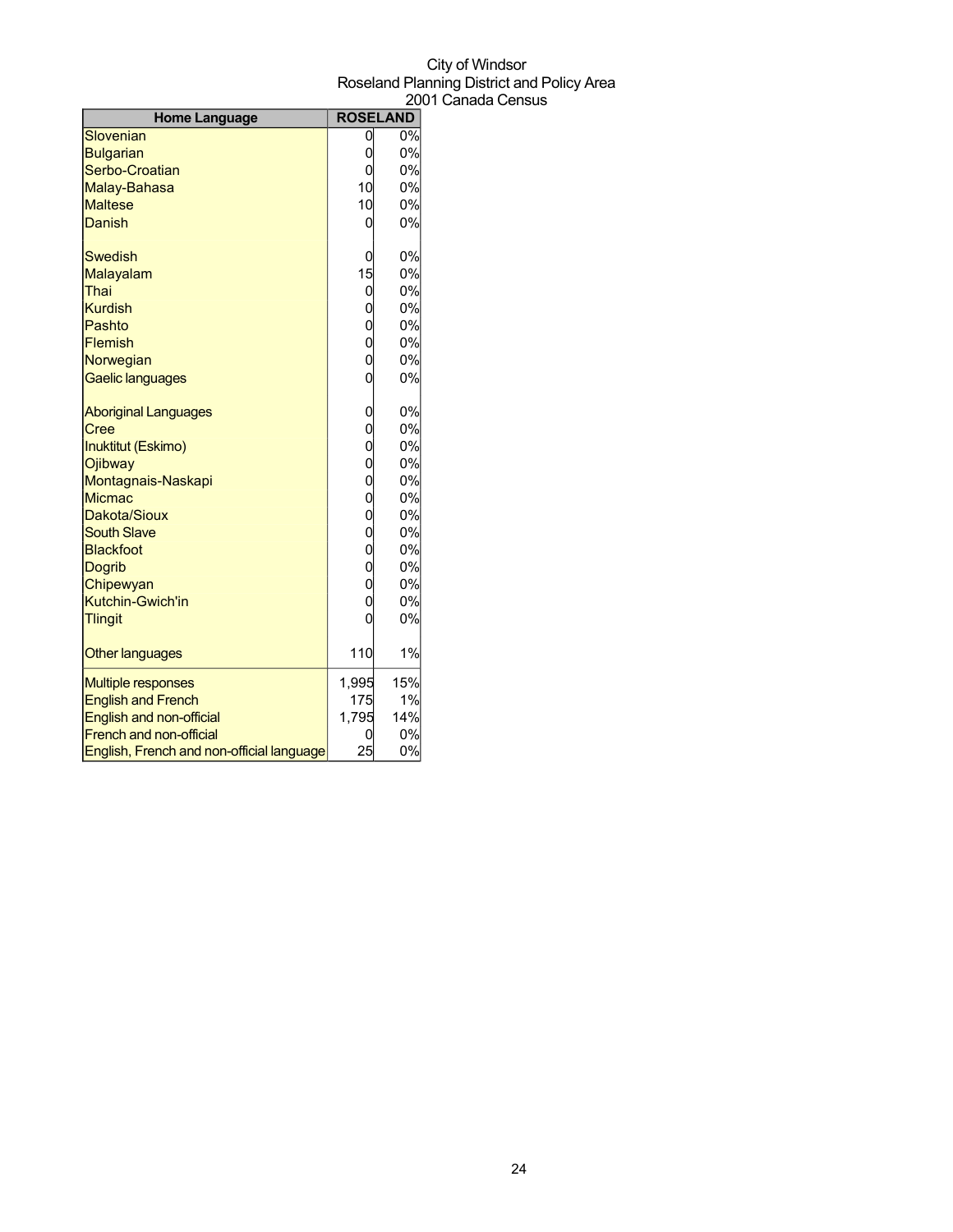City of Windsor
Roseland Planning District and Policy Area
2001 Canada Census

| Home Language | ROSELAND | |
|---|---|---|
| Slovenian | 0 | 0% |
| Bulgarian | 0 | 0% |
| Serbo-Croatian | 0 | 0% |
| Malay-Bahasa | 10 | 0% |
| Maltese | 10 | 0% |
| Danish | 0 | 0% |
| Swedish | 0 | 0% |
| Malayalam | 15 | 0% |
| Thai | 0 | 0% |
| Kurdish | 0 | 0% |
| Pashto | 0 | 0% |
| Flemish | 0 | 0% |
| Norwegian | 0 | 0% |
| Gaelic languages | 0 | 0% |
| Aboriginal Languages | 0 | 0% |
| Cree | 0 | 0% |
| Inuktitut (Eskimo) | 0 | 0% |
| Ojibway | 0 | 0% |
| Montagnais-Naskapi | 0 | 0% |
| Micmac | 0 | 0% |
| Dakota/Sioux | 0 | 0% |
| South Slave | 0 | 0% |
| Blackfoot | 0 | 0% |
| Dogrib | 0 | 0% |
| Chipewyan | 0 | 0% |
| Kutchin-Gwich'in | 0 | 0% |
| Tlingit | 0 | 0% |
| Other languages | 110 | 1% |
| Multiple responses | 1,995 | 15% |
| English and French | 175 | 1% |
| English and non-official | 1,795 | 14% |
| French and non-official | 0 | 0% |
| English, French and non-official language | 25 | 0% |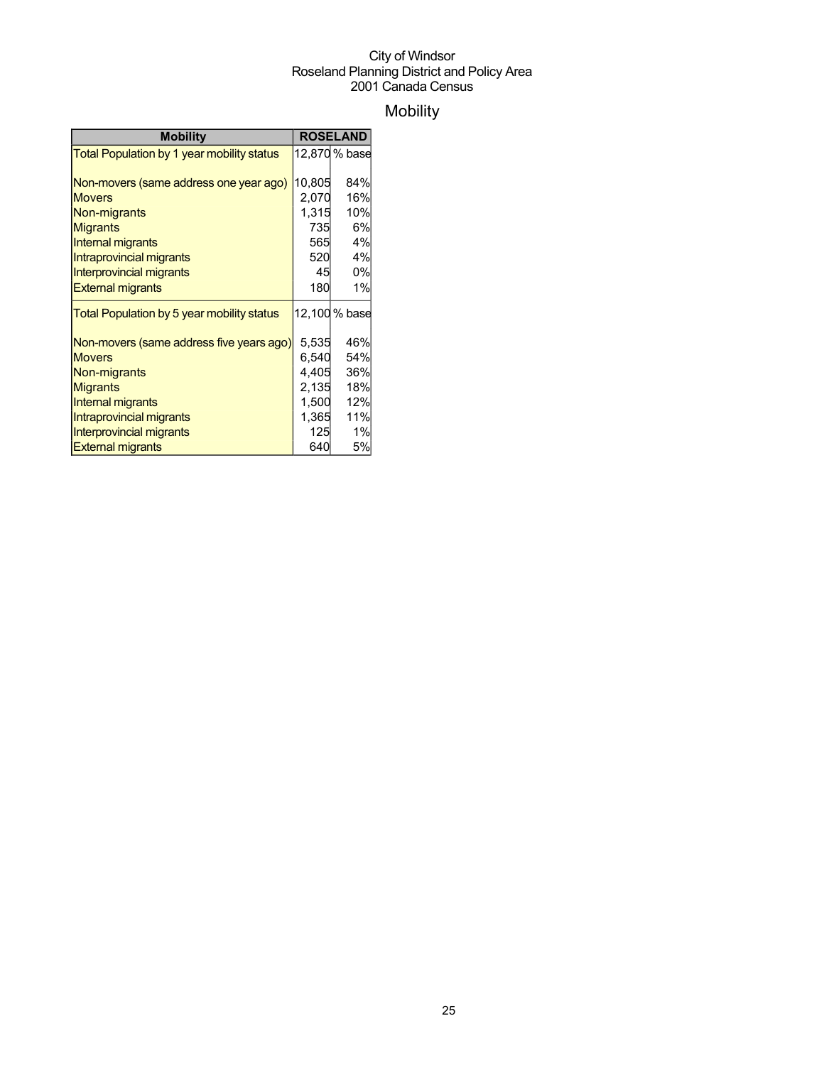City of Windsor
Roseland Planning District and Policy Area
2001 Canada Census

# Mobility

| Mobility | ROSELAND | |
|---|---|---|
| Total Population by 1 year mobility status | 12,870 | % base |
| | | |
| Non-movers (same address one year ago) | 10,805 | 84% |
| Movers | 2,070 | 16% |
| Non-migrants | 1,315 | 10% |
| Migrants | 735 | 6% |
| Internal migrants | 565 | 4% |
| Intraprovincial migrants | 520 | 4% |
| Interprovincial migrants | 45 | 0% |
| External migrants | 180 | 1% |
| Total Population by 5 year mobility status | 12,100 | % base |
| | | |
| Non-movers (same address five years ago) | 5,535 | 46% |
| Movers | 6,540 | 54% |
| Non-migrants | 4,405 | 36% |
| Migrants | 2,135 | 18% |
| Internal migrants | 1,500 | 12% |
| Intraprovincial migrants | 1,365 | 11% |
| Interprovincial migrants | 125 | 1% |
| External migrants | 640 | 5% |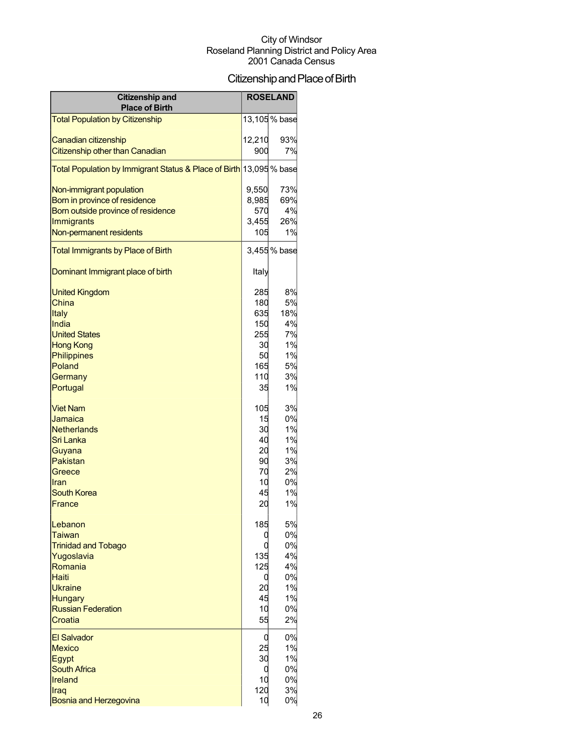City of Windsor
Roseland Planning District and Policy Area
2001 Canada Census

# Citizenship and Place of Birth

| Citizenship and Place of Birth | ROSELAND | |
|---|---|---|
| Total Population by Citizenship | 13,105 | % base |
| Canadian citizenship | 12,210 | 93% |
| Citizenship other than Canadian | 900 | 7% |
| Total Population by Immigrant Status & Place of Birth | 13,095 | % base |
| Non-immigrant population | 9,550 | 73% |
| Born in province of residence | 8,985 | 69% |
| Born outside province of residence | 570 | 4% |
| Immigrants | 3,455 | 26% |
| Non-permanent residents | 105 | 1% |
| Total Immigrants by Place of Birth | 3,455 | % base |
| Dominant Immigrant place of birth | Italy | |
| United Kingdom | 285 | 8% |
| China | 180 | 5% |
| Italy | 635 | 18% |
| India | 150 | 4% |
| United States | 255 | 7% |
| Hong Kong | 30 | 1% |
| Philippines | 50 | 1% |
| Poland | 165 | 5% |
| Germany | 110 | 3% |
| Portugal | 35 | 1% |
| Viet Nam | 105 | 3% |
| Jamaica | 15 | 0% |
| Netherlands | 30 | 1% |
| Sri Lanka | 40 | 1% |
| Guyana | 20 | 1% |
| Pakistan | 90 | 3% |
| Greece | 70 | 2% |
| Iran | 10 | 0% |
| South Korea | 45 | 1% |
| France | 20 | 1% |
| Lebanon | 185 | 5% |
| Taiwan | 0 | 0% |
| Trinidad and Tobago | 0 | 0% |
| Yugoslavia | 135 | 4% |
| Romania | 125 | 4% |
| Haiti | 0 | 0% |
| Ukraine | 20 | 1% |
| Hungary | 45 | 1% |
| Russian Federation | 10 | 0% |
| Croatia | 55 | 2% |
| El Salvador | 0 | 0% |
| Mexico | 25 | 1% |
| Egypt | 30 | 1% |
| South Africa | 0 | 0% |
| Ireland | 10 | 0% |
| Iraq | 120 | 3% |
| Bosnia and Herzegovina | 10 | 0% |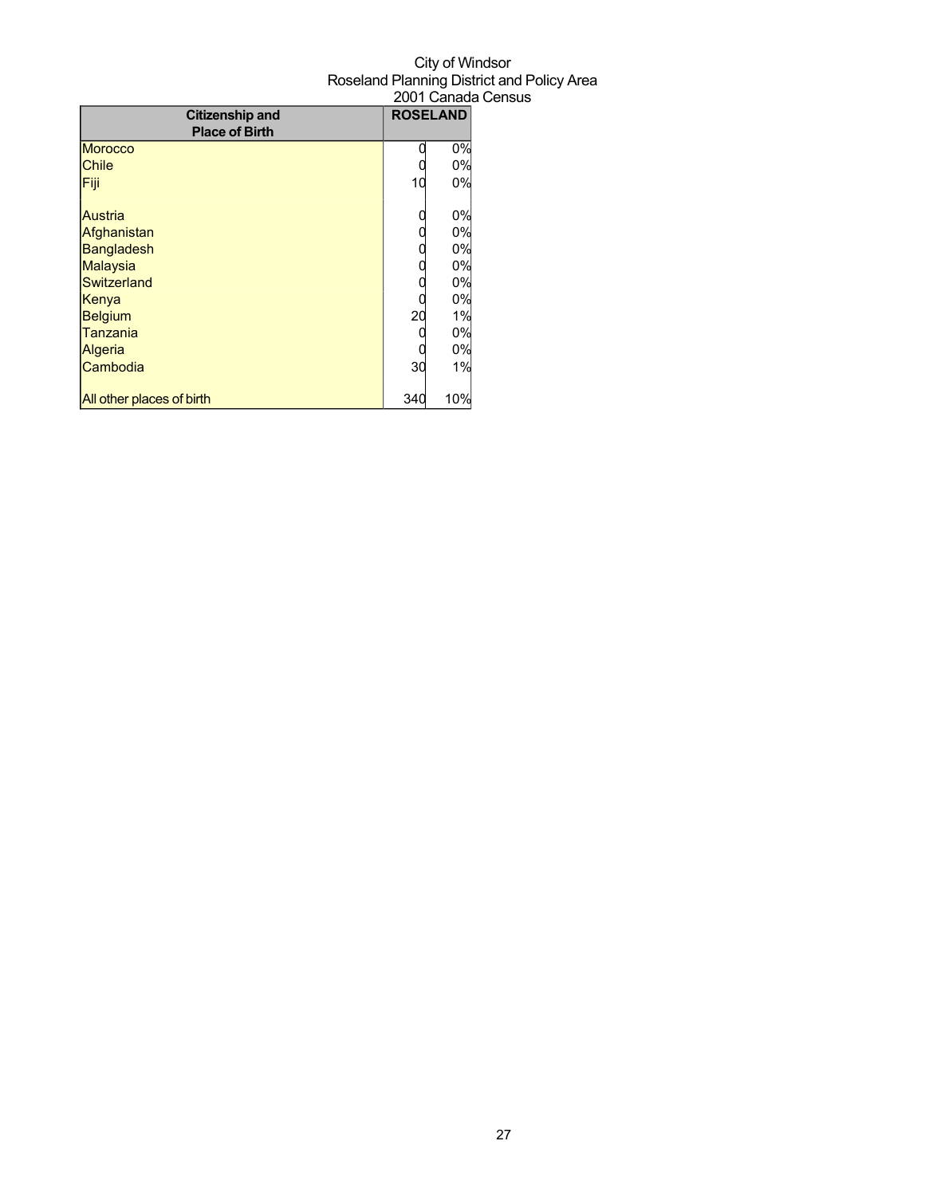City of Windsor
Roseland Planning District and Policy Area
2001 Canada Census

| Citizenship and Place of Birth | ROSELAND | |
|---|---|---|
| Morocco | 0 | 0% |
| Chile | 0 | 0% |
| Fiji | 10 | 0% |
| | | |
| Austria | 0 | 0% |
| Afghanistan | 0 | 0% |
| Bangladesh | 0 | 0% |
| Malaysia | 0 | 0% |
| Switzerland | 0 | 0% |
| Kenya | 0 | 0% |
| Belgium | 20 | 1% |
| Tanzania | 0 | 0% |
| Algeria | 0 | 0% |
| Cambodia | 30 | 1% |
| | | |
| All other places of birth | 340 | 10% |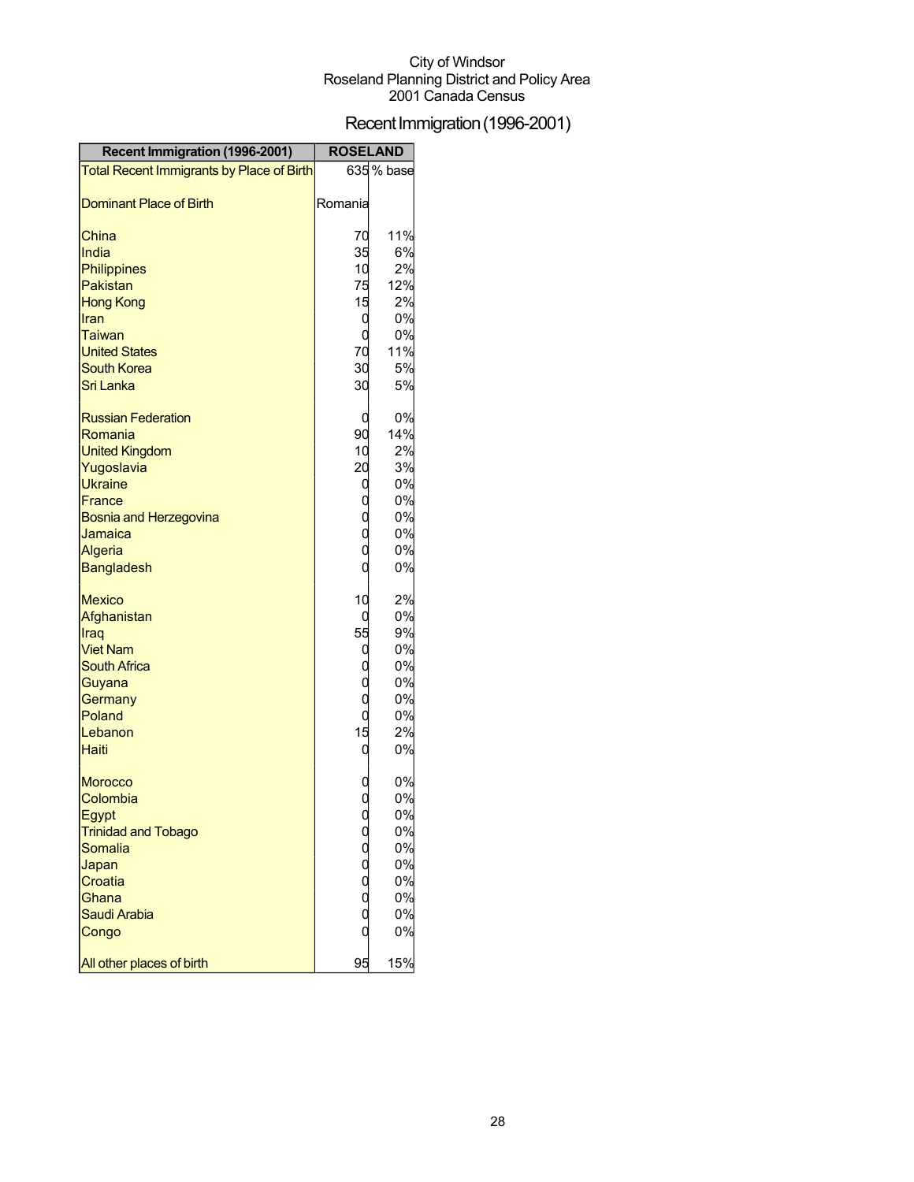City of Windsor
Roseland Planning District and Policy Area
2001 Canada Census

# Recent Immigration (1996-2001)

| Recent Immigration (1996-2001) | ROSELAND | |
|---|---|---|
| Total Recent Immigrants by Place of Birth | 635 | % base |
| Dominant Place of Birth | Romania | |
| China | 70 | 11% |
| India | 35 | 6% |
| Philippines | 10 | 2% |
| Pakistan | 75 | 12% |
| Hong Kong | 15 | 2% |
| Iran | 0 | 0% |
| Taiwan | 0 | 0% |
| United States | 70 | 11% |
| South Korea | 30 | 5% |
| Sri Lanka | 30 | 5% |
| Russian Federation | 0 | 0% |
| Romania | 90 | 14% |
| United Kingdom | 10 | 2% |
| Yugoslavia | 20 | 3% |
| Ukraine | 0 | 0% |
| France | 0 | 0% |
| Bosnia and Herzegovina | 0 | 0% |
| Jamaica | 0 | 0% |
| Algeria | 0 | 0% |
| Bangladesh | 0 | 0% |
| Mexico | 10 | 2% |
| Afghanistan | 0 | 0% |
| Iraq | 55 | 9% |
| Viet Nam | 0 | 0% |
| South Africa | 0 | 0% |
| Guyana | 0 | 0% |
| Germany | 0 | 0% |
| Poland | 0 | 0% |
| Lebanon | 15 | 2% |
| Haiti | 0 | 0% |
| Morocco | 0 | 0% |
| Colombia | 0 | 0% |
| Egypt | 0 | 0% |
| Trinidad and Tobago | 0 | 0% |
| Somalia | 0 | 0% |
| Japan | 0 | 0% |
| Croatia | 0 | 0% |
| Ghana | 0 | 0% |
| Saudi Arabia | 0 | 0% |
| Congo | 0 | 0% |
| All other places of birth | 95 | 15% |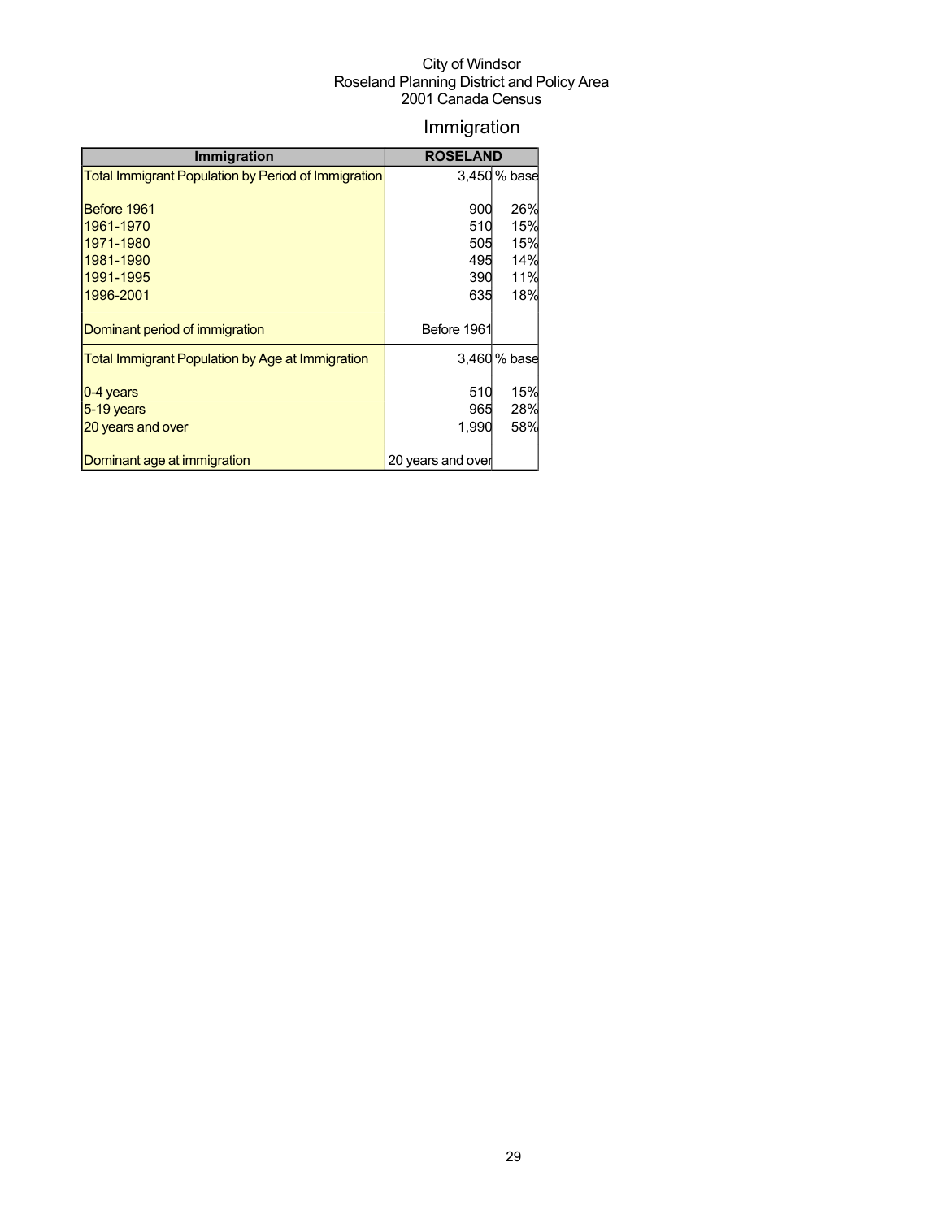City of Windsor
Roseland Planning District and Policy Area
2001 Canada Census

# Immigration

| Immigration | ROSELAND | |
|---|---|---|
| Total Immigrant Population by Period of Immigration | 3,450 | % base |
| Before 1961 | 900 | 26% |
| 1961-1970 | 510 | 15% |
| 1971-1980 | 505 | 15% |
| 1981-1990 | 495 | 14% |
| 1991-1995 | 390 | 11% |
| 1996-2001 | 635 | 18% |
| Dominant period of immigration | Before 1961 | |
| Total Immigrant Population by Age at Immigration | 3,460 | % base |
| 0-4 years | 510 | 15% |
| 5-19 years | 965 | 28% |
| 20 years and over | 1,990 | 58% |
| Dominant age at immigration | 20 years and over | |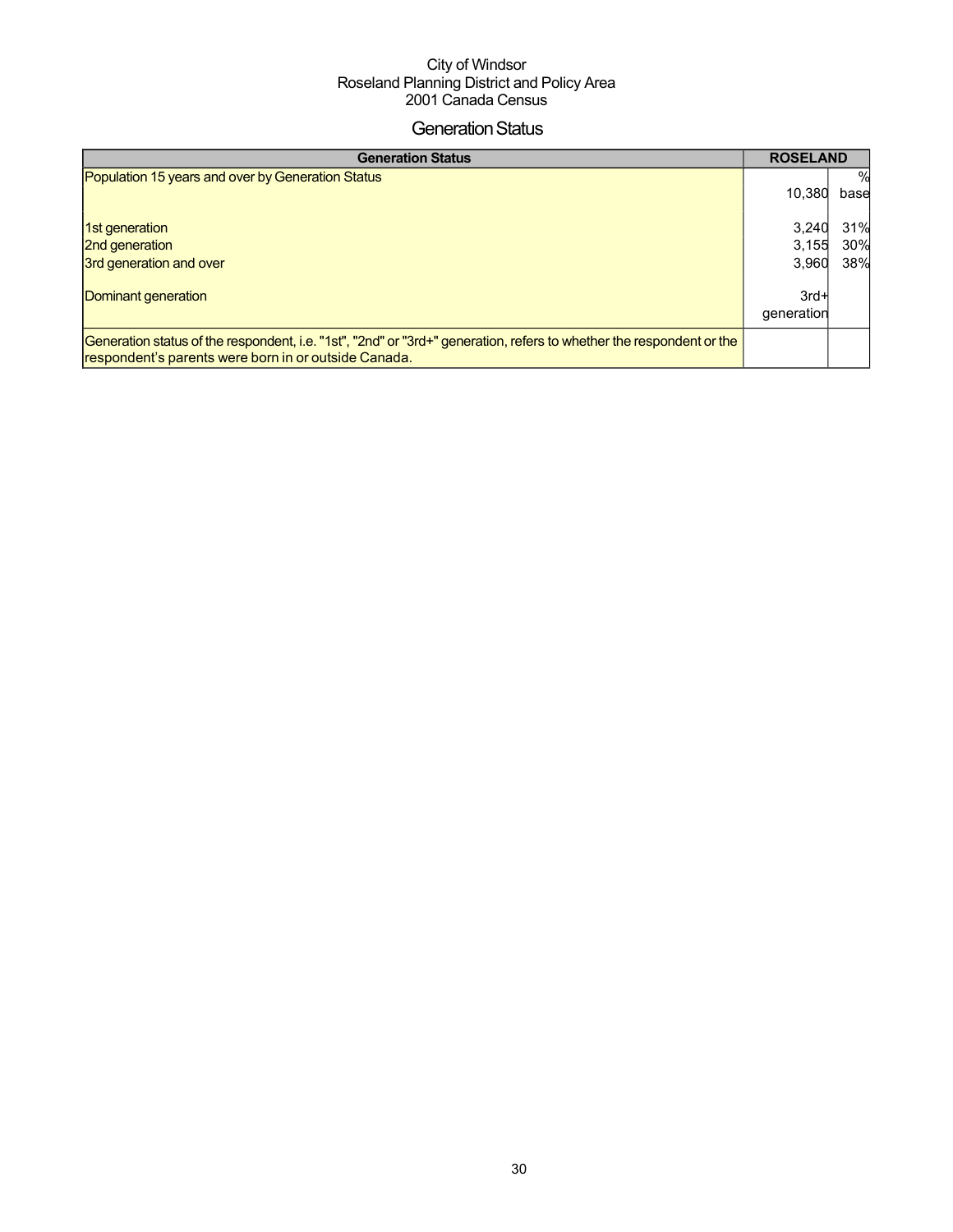City of Windsor
Roseland Planning District and Policy Area
2001 Canada Census

# Generation Status

| Generation Status | ROSELAND | |
|---|---|---|
| Population 15 years and over by Generation Status | 10,380 | % base |
| 1st generation | 3,240 | 31% |
| 2nd generation | 3,155 | 30% |
| 3rd generation and over | 3,960 | 38% |
| Dominant generation | 3rd+ generation | |
| Generation status of the respondent, i.e. "1st", "2nd" or "3rd+" generation, refers to whether the respondent or the respondent's parents were born in or outside Canada. | | |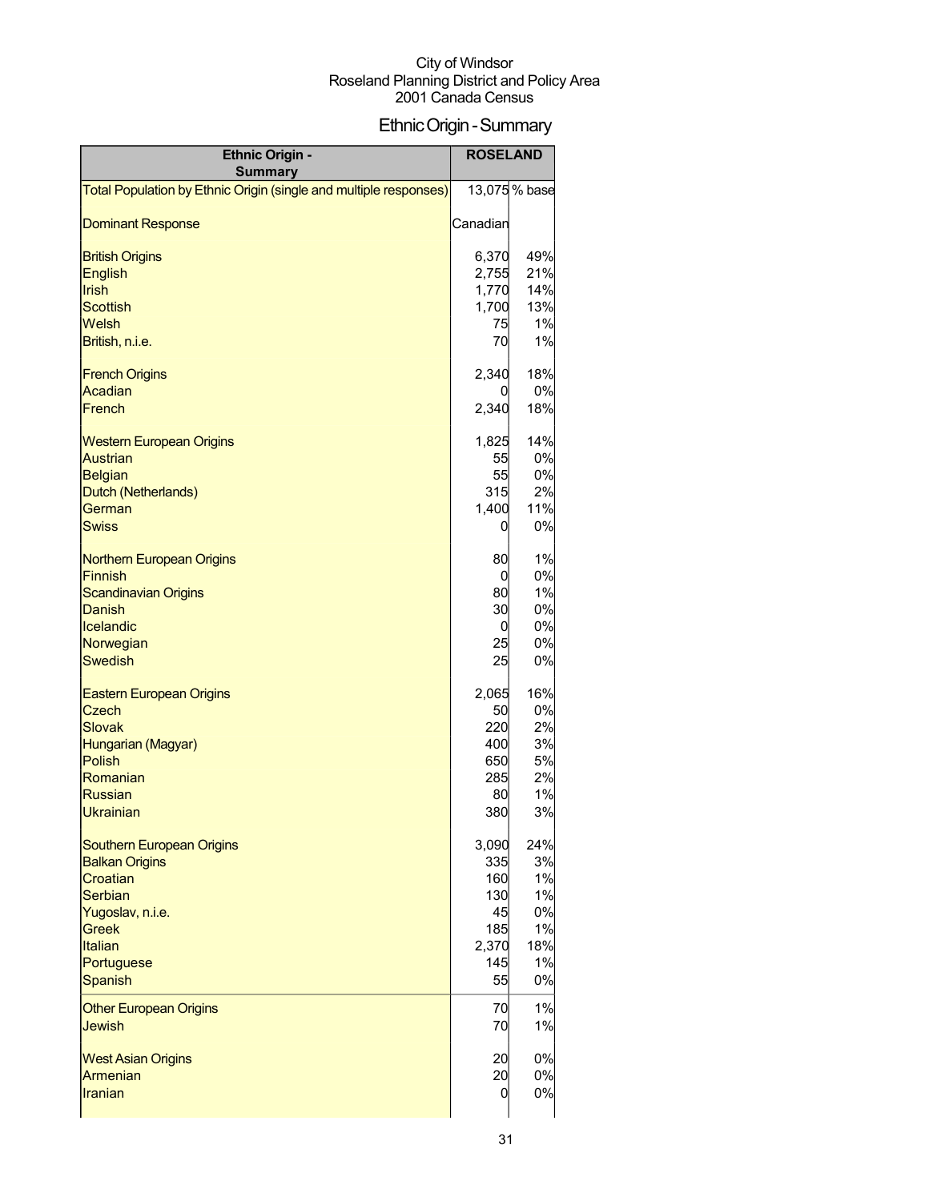City of Windsor
Roseland Planning District and Policy Area
2001 Canada Census

# Ethnic Origin - Summary

| Ethnic Origin - Summary | ROSELAND | |
|---|---|---|
| Total Population by Ethnic Origin (single and multiple responses) | 13,075 | % base |
| Dominant Response | Canadian | |
| British Origins | 6,370 | 49% |
| English | 2,755 | 21% |
| Irish | 1,770 | 14% |
| Scottish | 1,700 | 13% |
| Welsh | 75 | 1% |
| British, n.i.e. | 70 | 1% |
| French Origins | 2,340 | 18% |
| Acadian | 0 | 0% |
| French | 2,340 | 18% |
| Western European Origins | 1,825 | 14% |
| Austrian | 55 | 0% |
| Belgian | 55 | 0% |
| Dutch (Netherlands) | 315 | 2% |
| German | 1,400 | 11% |
| Swiss | 0 | 0% |
| Northern European Origins | 80 | 1% |
| Finnish | 0 | 0% |
| Scandinavian Origins | 80 | 1% |
| Danish | 30 | 0% |
| Icelandic | 0 | 0% |
| Norwegian | 25 | 0% |
| Swedish | 25 | 0% |
| Eastern European Origins | 2,065 | 16% |
| Czech | 50 | 0% |
| Slovak | 220 | 2% |
| Hungarian (Magyar) | 400 | 3% |
| Polish | 650 | 5% |
| Romanian | 285 | 2% |
| Russian | 80 | 1% |
| Ukrainian | 380 | 3% |
| Southern European Origins | 3,090 | 24% |
| Balkan Origins | 335 | 3% |
| Croatian | 160 | 1% |
| Serbian | 130 | 1% |
| Yugoslav, n.i.e. | 45 | 0% |
| Greek | 185 | 1% |
| Italian | 2,370 | 18% |
| Portuguese | 145 | 1% |
| Spanish | 55 | 0% |
| Other European Origins | 70 | 1% |
| Jewish | 70 | 1% |
| West Asian Origins | 20 | 0% |
| Armenian | 20 | 0% |
| Iranian | 0 | 0% |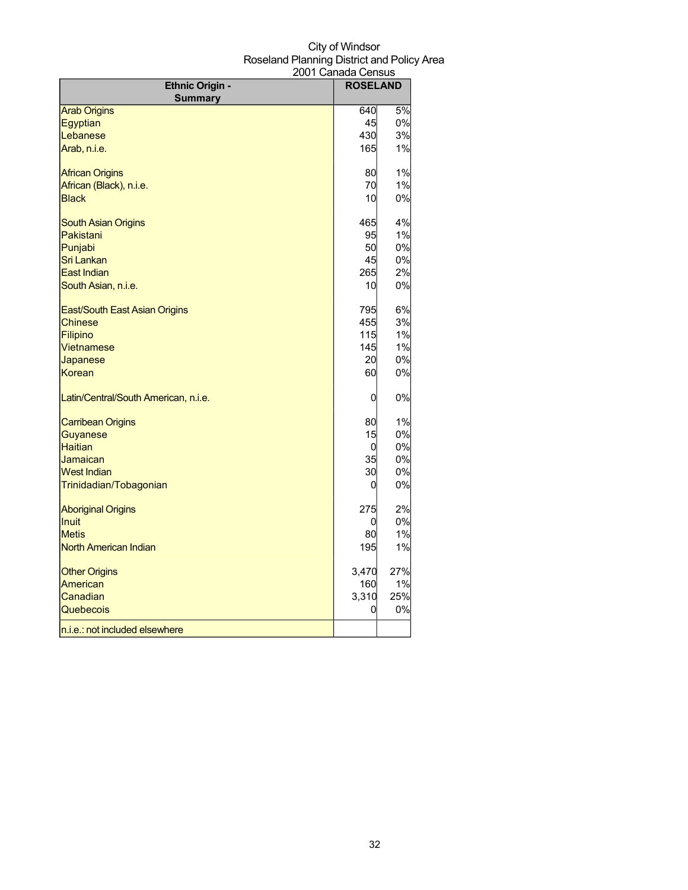City of Windsor
Roseland Planning District and Policy Area
2001 Canada Census

| Ethnic Origin - Summary | ROSELAND | |
|---|---|---|
| Arab Origins | 640 | 5% |
| Egyptian | 45 | 0% |
| Lebanese | 430 | 3% |
| Arab, n.i.e. | 165 | 1% |
| | | |
| African Origins | 80 | 1% |
| African (Black), n.i.e. | 70 | 1% |
| Black | 10 | 0% |
| | | |
| South Asian Origins | 465 | 4% |
| Pakistani | 95 | 1% |
| Punjabi | 50 | 0% |
| Sri Lankan | 45 | 0% |
| East Indian | 265 | 2% |
| South Asian, n.i.e. | 10 | 0% |
| | | |
| East/South East Asian Origins | 795 | 6% |
| Chinese | 455 | 3% |
| Filipino | 115 | 1% |
| Vietnamese | 145 | 1% |
| Japanese | 20 | 0% |
| Korean | 60 | 0% |
| | | |
| Latin/Central/South American, n.i.e. | 0 | 0% |
| | | |
| Carribean Origins | 80 | 1% |
| Guyanese | 15 | 0% |
| Haitian | 0 | 0% |
| Jamaican | 35 | 0% |
| West Indian | 30 | 0% |
| Trinidadian/Tobagonian | 0 | 0% |
| | | |
| Aboriginal Origins | 275 | 2% |
| Inuit | 0 | 0% |
| Metis | 80 | 1% |
| North American Indian | 195 | 1% |
| | | |
| Other Origins | 3,470 | 27% |
| American | 160 | 1% |
| Canadian | 3,310 | 25% |
| Quebecois | 0 | 0% |
| n.i.e.: not included elsewhere | | |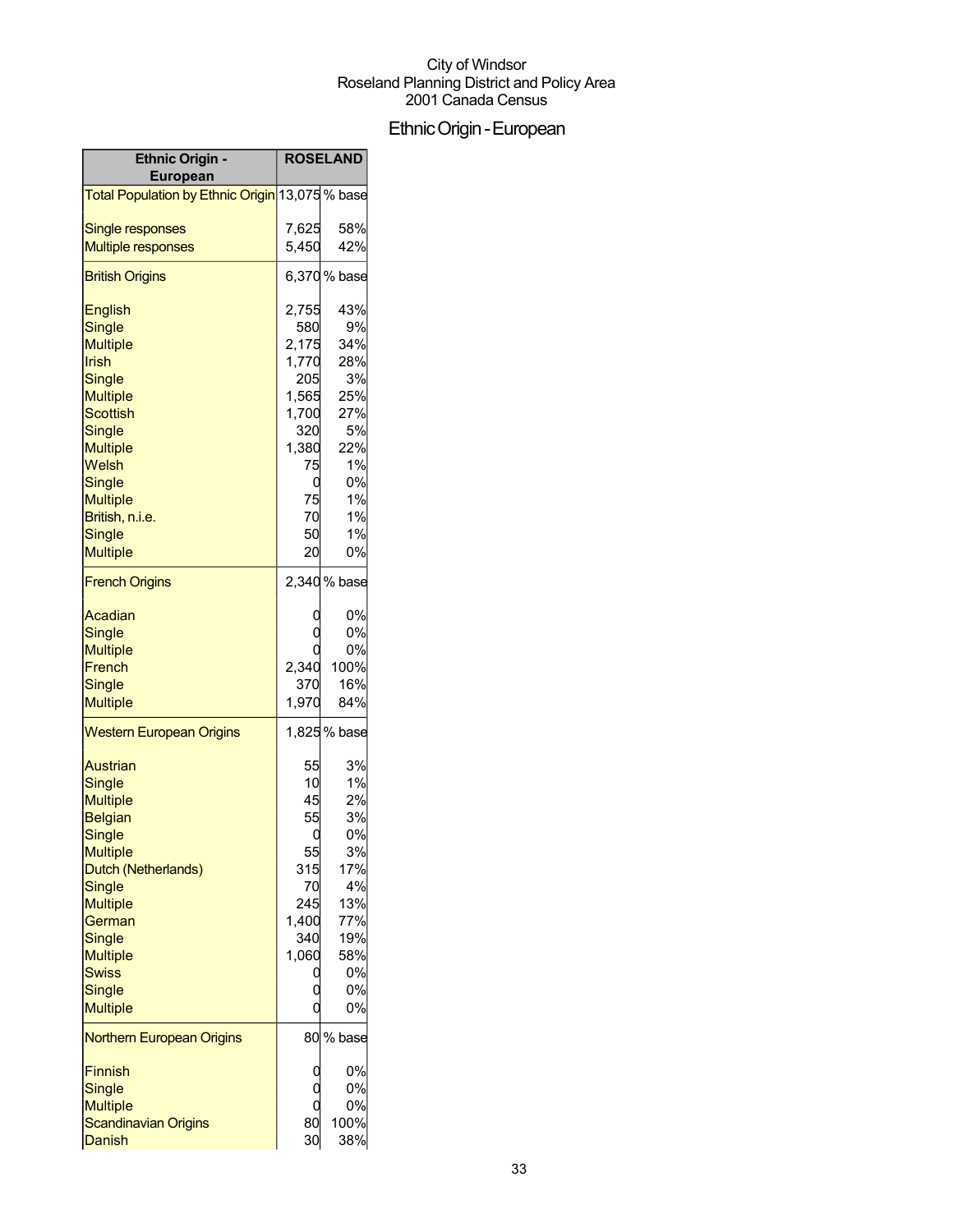City of Windsor
Roseland Planning District and Policy Area
2001 Canada Census

# Ethnic Origin - European

| Ethnic Origin - European | ROSELAND | |
|---|---|---|
| Total Population by Ethnic Origin | 13,075 | % base |
| Single responses | 7,625 | 58% |
| Multiple responses | 5,450 | 42% |
| British Origins | 6,370 | % base |
| English | 2,755 | 43% |
| Single | 580 | 9% |
| Multiple | 2,175 | 34% |
| Irish | 1,770 | 28% |
| Single | 205 | 3% |
| Multiple | 1,565 | 25% |
| Scottish | 1,700 | 27% |
| Single | 320 | 5% |
| Multiple | 1,380 | 22% |
| Welsh | 75 | 1% |
| Single | 0 | 0% |
| Multiple | 75 | 1% |
| British, n.i.e. | 70 | 1% |
| Single | 50 | 1% |
| Multiple | 20 | 0% |
| French Origins | 2,340 | % base |
| Acadian | 0 | 0% |
| Single | 0 | 0% |
| Multiple | 0 | 0% |
| French | 2,340 | 100% |
| Single | 370 | 16% |
| Multiple | 1,970 | 84% |
| Western European Origins | 1,825 | % base |
| Austrian | 55 | 3% |
| Single | 10 | 1% |
| Multiple | 45 | 2% |
| Belgian | 55 | 3% |
| Single | 0 | 0% |
| Multiple | 55 | 3% |
| Dutch (Netherlands) | 315 | 17% |
| Single | 70 | 4% |
| Multiple | 245 | 13% |
| German | 1,400 | 77% |
| Single | 340 | 19% |
| Multiple | 1,060 | 58% |
| Swiss | 0 | 0% |
| Single | 0 | 0% |
| Multiple | 0 | 0% |
| Northern European Origins | 80 | % base |
| Finnish | 0 | 0% |
| Single | 0 | 0% |
| Multiple | 0 | 0% |
| Scandinavian Origins | 80 | 100% |
| Danish | 30 | 38% |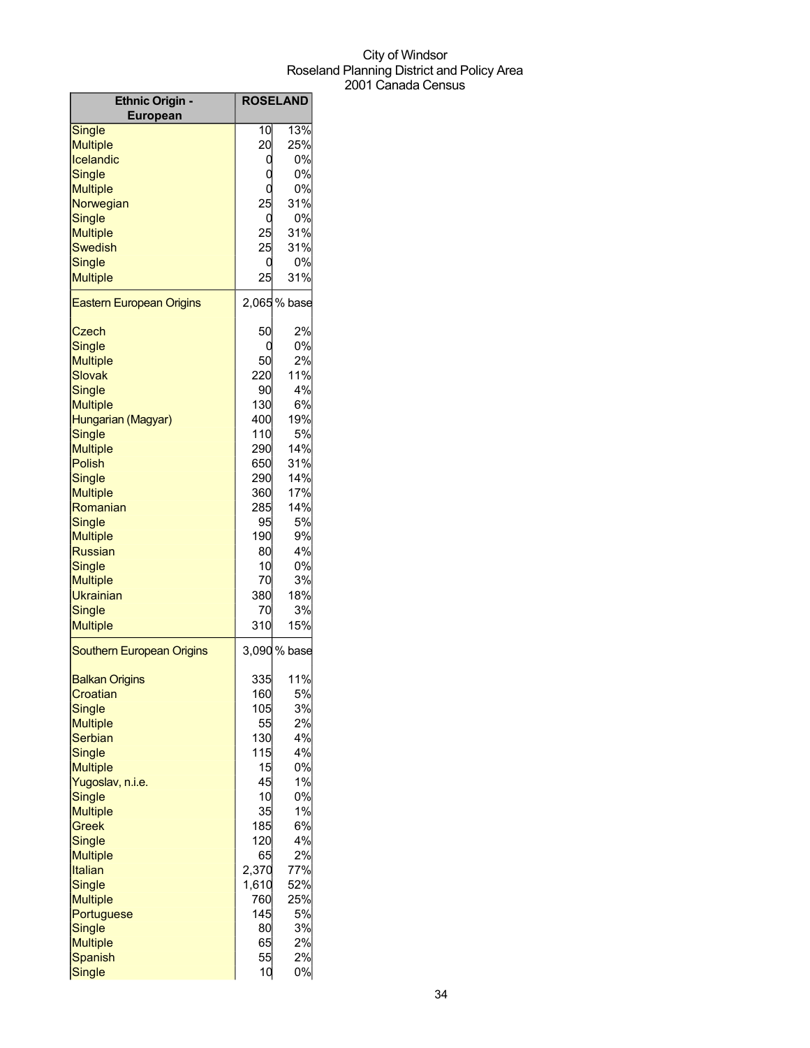City of Windsor
Roseland Planning District and Policy Area
2001 Canada Census

| Ethnic Origin - European | ROSELAND | |
|---|---|---|
| Single | 10 | 13% |
| Multiple | 20 | 25% |
| Icelandic | 0 | 0% |
| Single | 0 | 0% |
| Multiple | 0 | 0% |
| Norwegian | 25 | 31% |
| Single | 0 | 0% |
| Multiple | 25 | 31% |
| Swedish | 25 | 31% |
| Single | 0 | 0% |
| Multiple | 25 | 31% |
| Eastern European Origins | 2,065 | % base |
| Czech | 50 | 2% |
| Single | 0 | 0% |
| Multiple | 50 | 2% |
| Slovak | 220 | 11% |
| Single | 90 | 4% |
| Multiple | 130 | 6% |
| Hungarian (Magyar) | 400 | 19% |
| Single | 110 | 5% |
| Multiple | 290 | 14% |
| Polish | 650 | 31% |
| Single | 290 | 14% |
| Multiple | 360 | 17% |
| Romanian | 285 | 14% |
| Single | 95 | 5% |
| Multiple | 190 | 9% |
| Russian | 80 | 4% |
| Single | 10 | 0% |
| Multiple | 70 | 3% |
| Ukrainian | 380 | 18% |
| Single | 70 | 3% |
| Multiple | 310 | 15% |
| Southern European Origins | 3,090 | % base |
| Balkan Origins | 335 | 11% |
| Croatian | 160 | 5% |
| Single | 105 | 3% |
| Multiple | 55 | 2% |
| Serbian | 130 | 4% |
| Single | 115 | 4% |
| Multiple | 15 | 0% |
| Yugoslav, n.i.e. | 45 | 1% |
| Single | 10 | 0% |
| Multiple | 35 | 1% |
| Greek | 185 | 6% |
| Single | 120 | 4% |
| Multiple | 65 | 2% |
| Italian | 2,370 | 77% |
| Single | 1,610 | 52% |
| Multiple | 760 | 25% |
| Portuguese | 145 | 5% |
| Single | 80 | 3% |
| Multiple | 65 | 2% |
| Spanish | 55 | 2% |
| Single | 10 | 0% |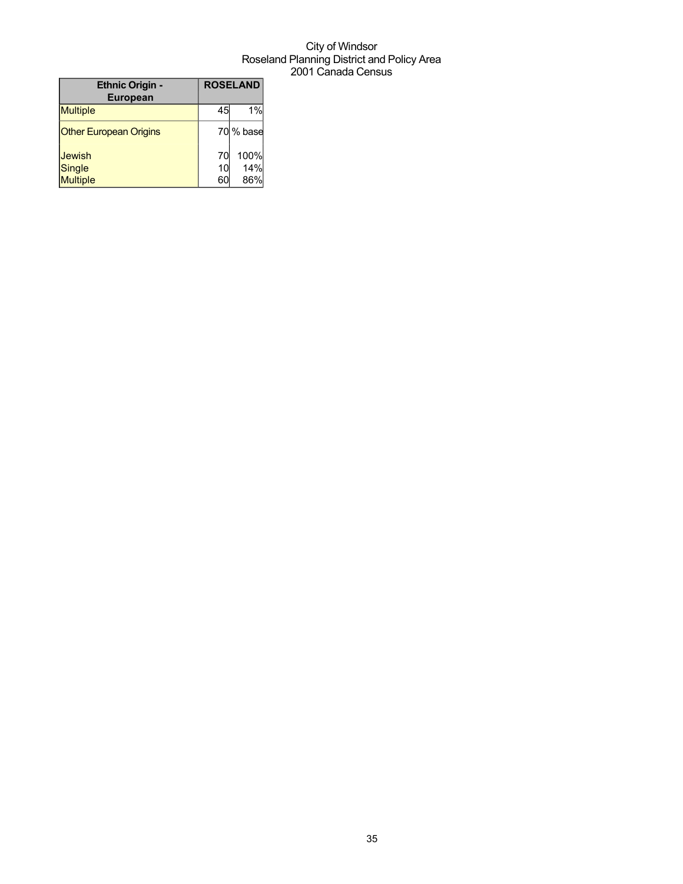City of Windsor
Roseland Planning District and Policy Area
2001 Canada Census

| Ethnic Origin - European | ROSELAND | |
|---|---|---|
| Multiple | 45 | 1% |
| Other European Origins | 70 | % base |
| Jewish | 70 | 100% |
| Single | 10 | 14% |
| Multiple | 60 | 86% |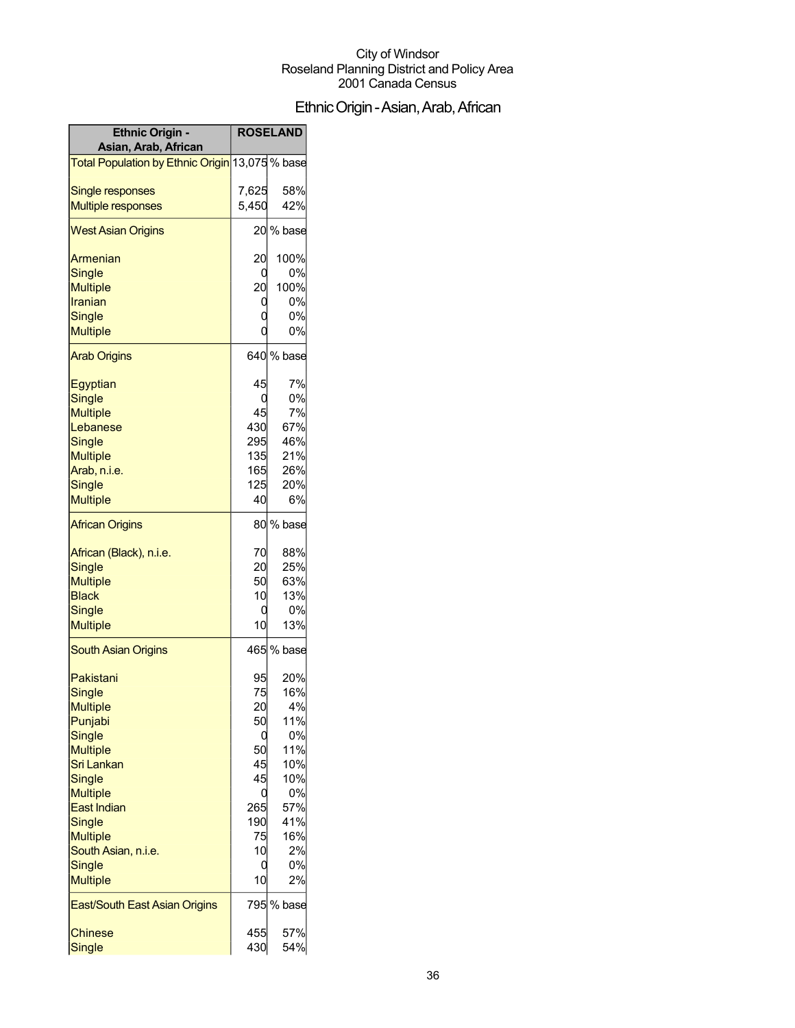City of Windsor
Roseland Planning District and Policy Area
2001 Canada Census

# Ethnic Origin - Asian, Arab, African

| Ethnic Origin - Asian, Arab, African | ROSELAND | |
|---|---|---|
| Total Population by Ethnic Origin | 13,075 | % base |
| Single responses | 7,625 | 58% |
| Multiple responses | 5,450 | 42% |
| West Asian Origins | 20 | % base |
| Armenian | 20 | 100% |
| Single | 0 | 0% |
| Multiple | 20 | 100% |
| Iranian | 0 | 0% |
| Single | 0 | 0% |
| Multiple | 0 | 0% |
| Arab Origins | 640 | % base |
| Egyptian | 45 | 7% |
| Single | 0 | 0% |
| Multiple | 45 | 7% |
| Lebanese | 430 | 67% |
| Single | 295 | 46% |
| Multiple | 135 | 21% |
| Arab, n.i.e. | 165 | 26% |
| Single | 125 | 20% |
| Multiple | 40 | 6% |
| African Origins | 80 | % base |
| African (Black), n.i.e. | 70 | 88% |
| Single | 20 | 25% |
| Multiple | 50 | 63% |
| Black | 10 | 13% |
| Single | 0 | 0% |
| Multiple | 10 | 13% |
| South Asian Origins | 465 | % base |
| Pakistani | 95 | 20% |
| Single | 75 | 16% |
| Multiple | 20 | 4% |
| Punjabi | 50 | 11% |
| Single | 0 | 0% |
| Multiple | 50 | 11% |
| Sri Lankan | 45 | 10% |
| Single | 45 | 10% |
| Multiple | 0 | 0% |
| East Indian | 265 | 57% |
| Single | 190 | 41% |
| Multiple | 75 | 16% |
| South Asian, n.i.e. | 10 | 2% |
| Single | 0 | 0% |
| Multiple | 10 | 2% |
| East/South East Asian Origins | 795 | % base |
| Chinese | 455 | 57% |
| Single | 430 | 54% |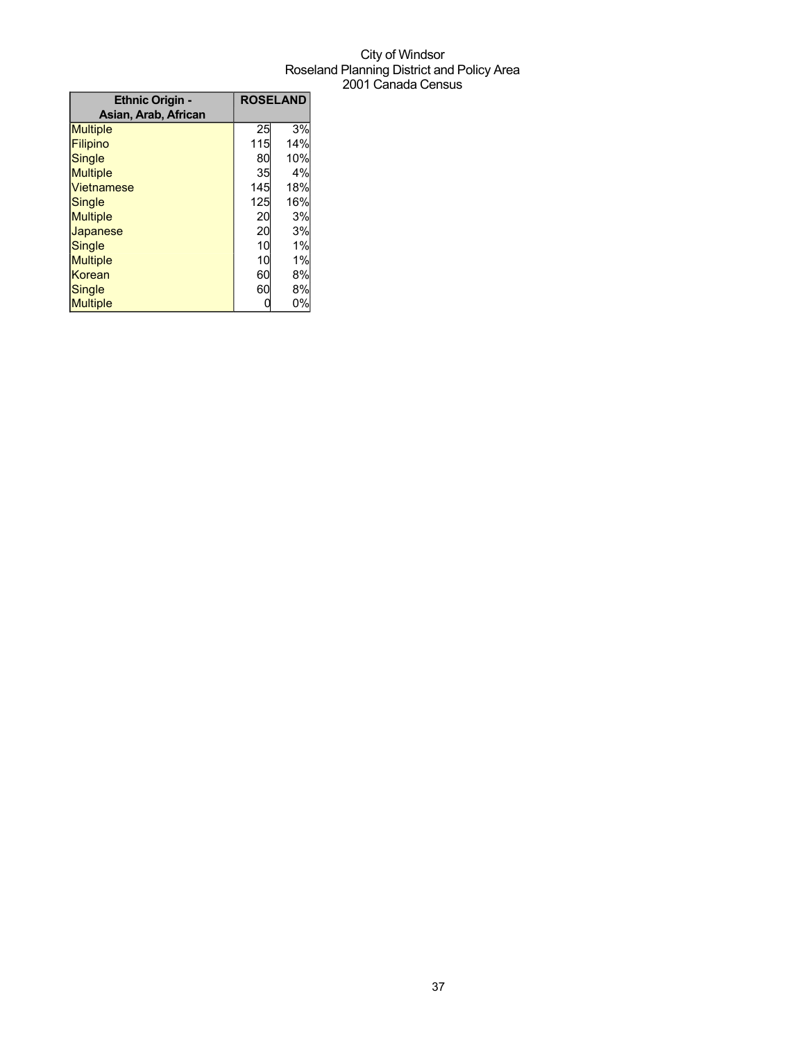City of Windsor
Roseland Planning District and Policy Area
2001 Canada Census

| Ethnic Origin - Asian, Arab, African | ROSELAND | |
|---|---|---|
| Multiple | 25 | 3% |
| Filipino | 115 | 14% |
| Single | 80 | 10% |
| Multiple | 35 | 4% |
| Vietnamese | 145 | 18% |
| Single | 125 | 16% |
| Multiple | 20 | 3% |
| Japanese | 20 | 3% |
| Single | 10 | 1% |
| Multiple | 10 | 1% |
| Korean | 60 | 8% |
| Single | 60 | 8% |
| Multiple | 0 | 0% |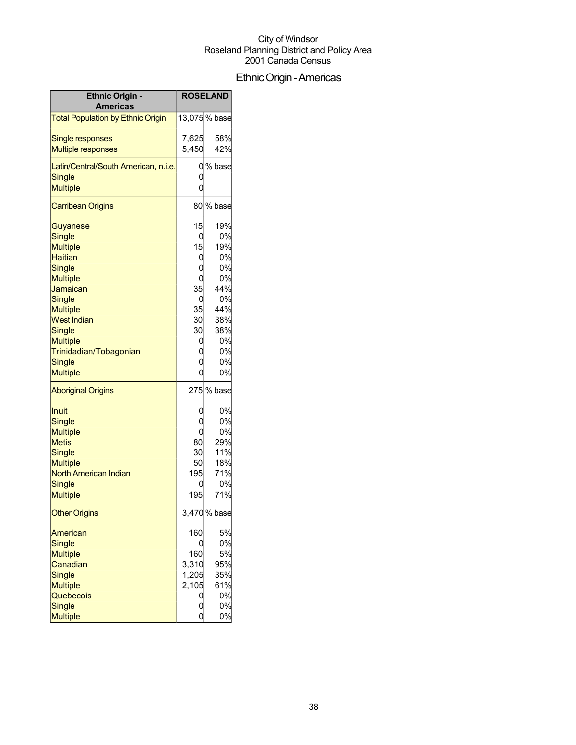City of Windsor
Roseland Planning District and Policy Area
2001 Canada Census

# Ethnic Origin - Americas

| Ethnic Origin - Americas | ROSELAND | |
|---|---|---|
| Total Population by Ethnic Origin | 13,075 | % base |
| Single responses | 7,625 | 58% |
| Multiple responses | 5,450 | 42% |
| Latin/Central/South American, n.i.e. | 0 | % base |
| Single | 0 | |
| Multiple | 0 | |
| Carribean Origins | 80 | % base |
| Guyanese | 15 | 19% |
| Single | 0 | 0% |
| Multiple | 15 | 19% |
| Haitian | 0 | 0% |
| Single | 0 | 0% |
| Multiple | 0 | 0% |
| Jamaican | 35 | 44% |
| Single | 0 | 0% |
| Multiple | 35 | 44% |
| West Indian | 30 | 38% |
| Single | 30 | 38% |
| Multiple | 0 | 0% |
| Trinidadian/Tobagonian | 0 | 0% |
| Single | 0 | 0% |
| Multiple | 0 | 0% |
| Aboriginal Origins | 275 | % base |
| Inuit | 0 | 0% |
| Single | 0 | 0% |
| Multiple | 0 | 0% |
| Metis | 80 | 29% |
| Single | 30 | 11% |
| Multiple | 50 | 18% |
| North American Indian | 195 | 71% |
| Single | 0 | 0% |
| Multiple | 195 | 71% |
| Other Origins | 3,470 | % base |
| American | 160 | 5% |
| Single | 0 | 0% |
| Multiple | 160 | 5% |
| Canadian | 3,310 | 95% |
| Single | 1,205 | 35% |
| Multiple | 2,105 | 61% |
| Quebecois | 0 | 0% |
| Single | 0 | 0% |
| Multiple | 0 | 0% |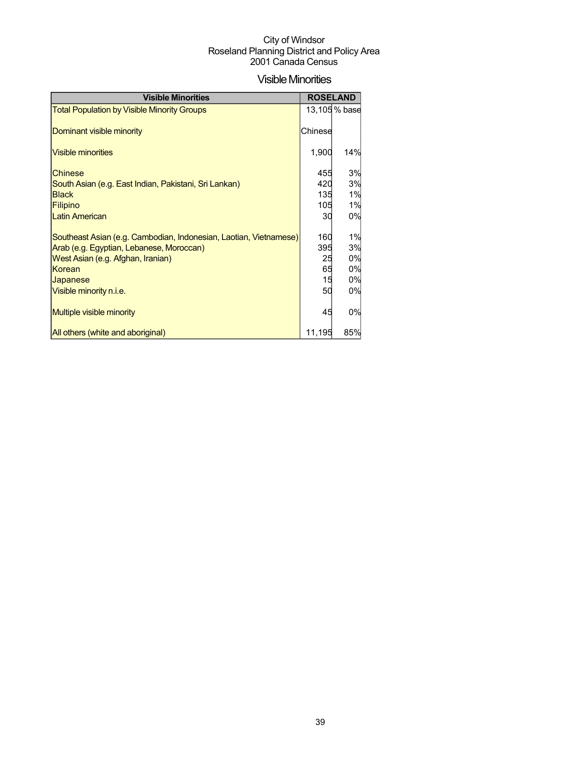City of Windsor
Roseland Planning District and Policy Area
2001 Canada Census

# Visible Minorities

| Visible Minorities | ROSELAND | |
|---|---|---|
| Total Population by Visible Minority Groups | 13,105 | % base |
| Dominant visible minority | Chinese | |
| Visible minorities | 1,900 | 14% |
| Chinese | 455 | 3% |
| South Asian (e.g. East Indian, Pakistani, Sri Lankan) | 420 | 3% |
| Black | 135 | 1% |
| Filipino | 105 | 1% |
| Latin American | 30 | 0% |
| Southeast Asian (e.g. Cambodian, Indonesian, Laotian, Vietnamese) | 160 | 1% |
| Arab (e.g. Egyptian, Lebanese, Moroccan) | 395 | 3% |
| West Asian (e.g. Afghan, Iranian) | 25 | 0% |
| Korean | 65 | 0% |
| Japanese | 15 | 0% |
| Visible minority n.i.e. | 50 | 0% |
| Multiple visible minority | 45 | 0% |
| All others (white and aboriginal) | 11,195 | 85% |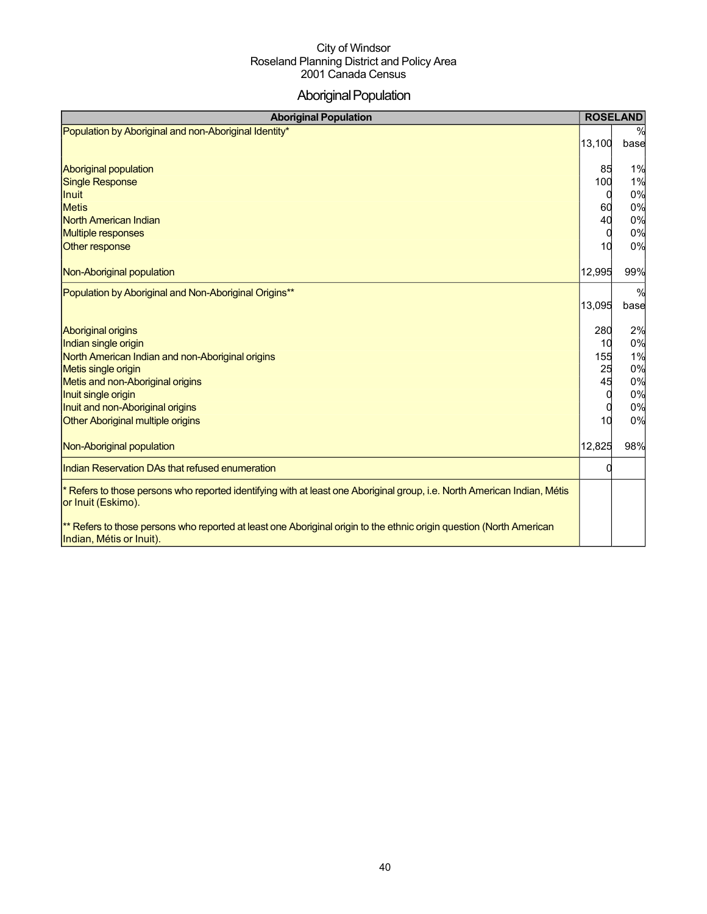City of Windsor
Roseland Planning District and Policy Area
2001 Canada Census

# Aboriginal Population

| Aboriginal Population | ROSELAND | |
|---|---|---|
| Population by Aboriginal and non-Aboriginal Identity* | 13,100 | % base |
| Aboriginal population | 85 | 1% |
| Single Response | 100 | 1% |
| Inuit | 0 | 0% |
| Metis | 60 | 0% |
| North American Indian | 40 | 0% |
| Multiple responses | 0 | 0% |
| Other response | 10 | 0% |
| Non-Aboriginal population | 12,995 | 99% |
| Population by Aboriginal and Non-Aboriginal Origins** | 13,095 | % base |
| Aboriginal origins | 280 | 2% |
| Indian single origin | 10 | 0% |
| North American Indian and non-Aboriginal origins | 155 | 1% |
| Metis single origin | 25 | 0% |
| Metis and non-Aboriginal origins | 45 | 0% |
| Inuit single origin | 0 | 0% |
| Inuit and non-Aboriginal origins | 0 | 0% |
| Other Aboriginal multiple origins | 10 | 0% |
| Non-Aboriginal population | 12,825 | 98% |
| Indian Reservation DAs that refused enumeration | 0 | |

* Refers to those persons who reported identifying with at least one Aboriginal group, i.e. North American Indian, Métis or Inuit (Eskimo).

** Refers to those persons who reported at least one Aboriginal origin to the ethnic origin question (North American Indian, Métis or Inuit).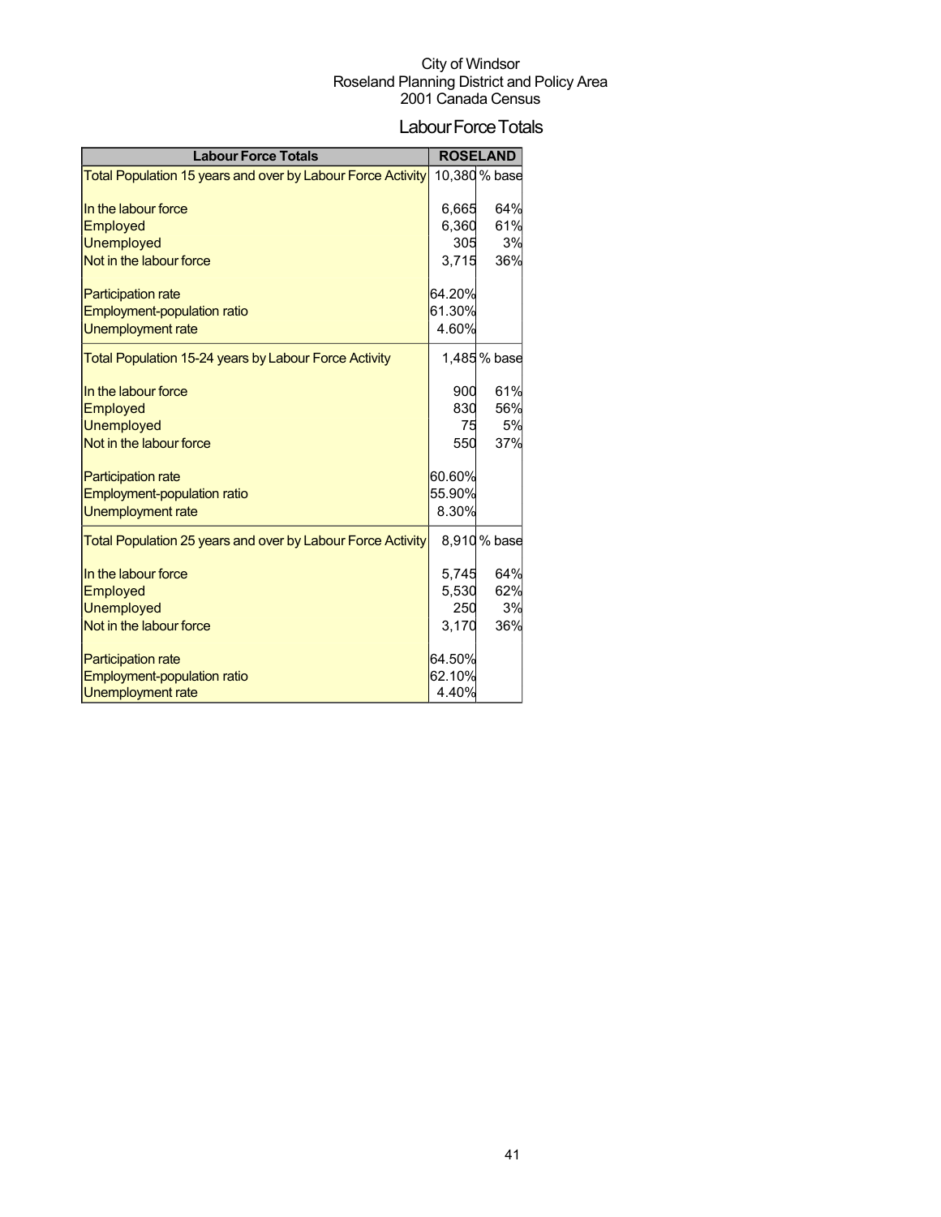City of Windsor
Roseland Planning District and Policy Area
2001 Canada Census

# Labour Force Totals

| Labour Force Totals | ROSELAND | |
|---|---|---|
| Total Population 15 years and over by Labour Force Activity | 10,380 | % base |
| In the labour force | 6,665 | 64% |
| Employed | 6,360 | 61% |
| Unemployed | 305 | 3% |
| Not in the labour force | 3,715 | 36% |
| Participation rate | 64.20% | |
| Employment-population ratio | 61.30% | |
| Unemployment rate | 4.60% | |
| Total Population 15-24 years by Labour Force Activity | 1,485 | % base |
| In the labour force | 900 | 61% |
| Employed | 830 | 56% |
| Unemployed | 75 | 5% |
| Not in the labour force | 550 | 37% |
| Participation rate | 60.60% | |
| Employment-population ratio | 55.90% | |
| Unemployment rate | 8.30% | |
| Total Population 25 years and over by Labour Force Activity | 8,910 | % base |
| In the labour force | 5,745 | 64% |
| Employed | 5,530 | 62% |
| Unemployed | 250 | 3% |
| Not in the labour force | 3,170 | 36% |
| Participation rate | 64.50% | |
| Employment-population ratio | 62.10% | |
| Unemployment rate | 4.40% | |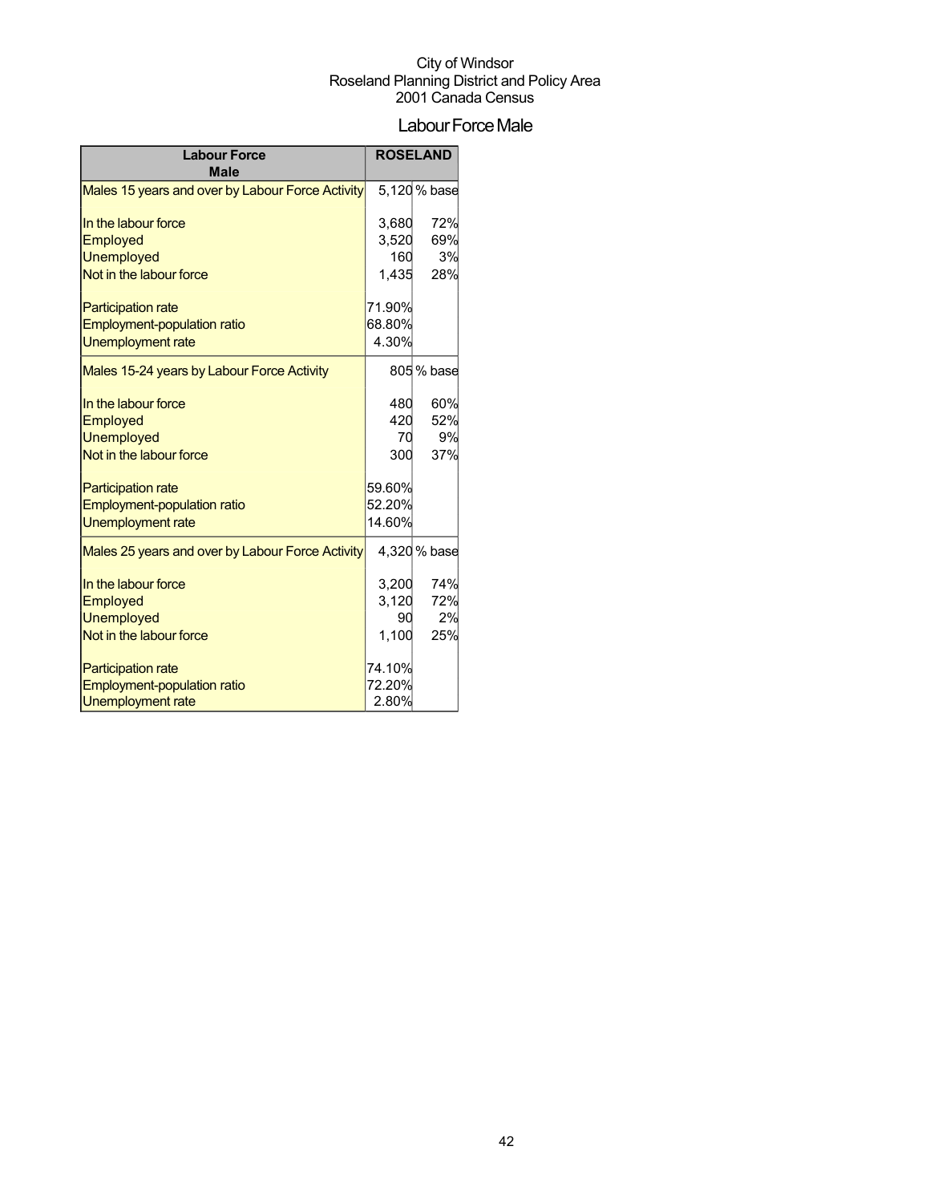City of Windsor
Roseland Planning District and Policy Area
2001 Canada Census

## Labour Force Male

| Labour Force Male | ROSELAND | |
|---|---|---|
| Males 15 years and over by Labour Force Activity | 5,120 | % base |
| In the labour force | 3,680 | 72% |
| Employed | 3,520 | 69% |
| Unemployed | 160 | 3% |
| Not in the labour force | 1,435 | 28% |
| Participation rate | 71.90% | |
| Employment-population ratio | 68.80% | |
| Unemployment rate | 4.30% | |
| Males 15-24 years by Labour Force Activity | 805 | % base |
| In the labour force | 480 | 60% |
| Employed | 420 | 52% |
| Unemployed | 70 | 9% |
| Not in the labour force | 300 | 37% |
| Participation rate | 59.60% | |
| Employment-population ratio | 52.20% | |
| Unemployment rate | 14.60% | |
| Males 25 years and over by Labour Force Activity | 4,320 | % base |
| In the labour force | 3,200 | 74% |
| Employed | 3,120 | 72% |
| Unemployed | 90 | 2% |
| Not in the labour force | 1,100 | 25% |
| Participation rate | 74.10% | |
| Employment-population ratio | 72.20% | |
| Unemployment rate | 2.80% | |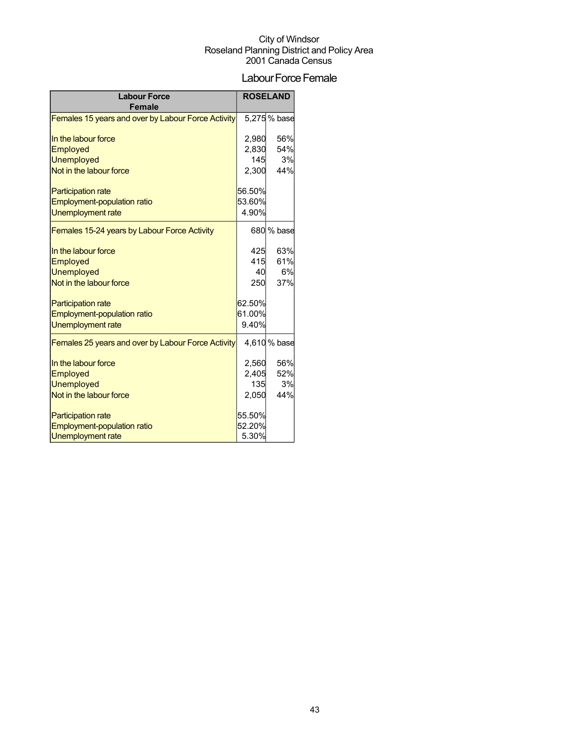City of Windsor
Roseland Planning District and Policy Area
2001 Canada Census

# Labour Force Female

| Labour Force Female | ROSELAND | |
|---|---|---|
| Females 15 years and over by Labour Force Activity | 5,275 | % base |
| In the labour force | 2,980 | 56% |
| Employed | 2,830 | 54% |
| Unemployed | 145 | 3% |
| Not in the labour force | 2,300 | 44% |
| Participation rate | 56.50% | |
| Employment-population ratio | 53.60% | |
| Unemployment rate | 4.90% | |
| Females 15-24 years by Labour Force Activity | 680 | % base |
| In the labour force | 425 | 63% |
| Employed | 415 | 61% |
| Unemployed | 40 | 6% |
| Not in the labour force | 250 | 37% |
| Participation rate | 62.50% | |
| Employment-population ratio | 61.00% | |
| Unemployment rate | 9.40% | |
| Females 25 years and over by Labour Force Activity | 4,610 | % base |
| In the labour force | 2,560 | 56% |
| Employed | 2,405 | 52% |
| Unemployed | 135 | 3% |
| Not in the labour force | 2,050 | 44% |
| Participation rate | 55.50% | |
| Employment-population ratio | 52.20% | |
| Unemployment rate | 5.30% | |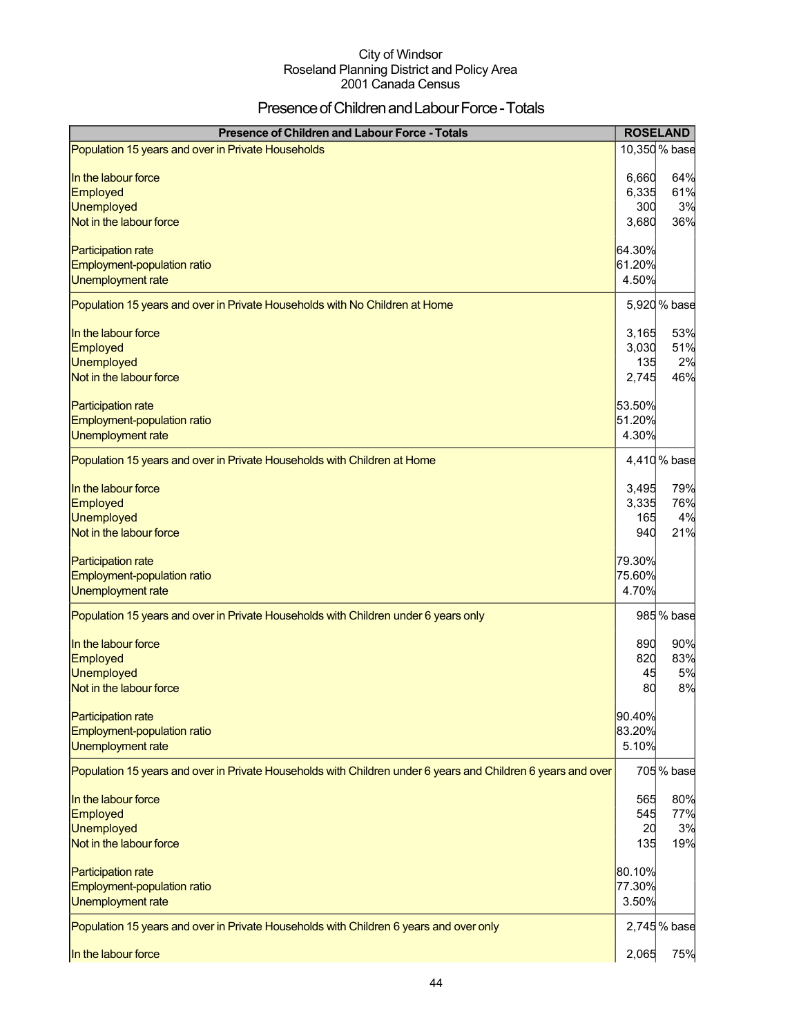City of Windsor
Roseland Planning District and Policy Area
2001 Canada Census

# Presence of Children and Labour Force - Totals

| Presence of Children and Labour Force - Totals | ROSELAND | |
|---|---|---|
| Population 15 years and over in Private Households | 10,350 | % base |
| In the labour force | 6,660 | 64% |
| Employed | 6,335 | 61% |
| Unemployed | 300 | 3% |
| Not in the labour force | 3,680 | 36% |
| Participation rate | 64.30% | |
| Employment-population ratio | 61.20% | |
| Unemployment rate | 4.50% | |
| Population 15 years and over in Private Households with No Children at Home | 5,920 | % base |
| In the labour force | 3,165 | 53% |
| Employed | 3,030 | 51% |
| Unemployed | 135 | 2% |
| Not in the labour force | 2,745 | 46% |
| Participation rate | 53.50% | |
| Employment-population ratio | 51.20% | |
| Unemployment rate | 4.30% | |
| Population 15 years and over in Private Households with Children at Home | 4,410 | % base |
| In the labour force | 3,495 | 79% |
| Employed | 3,335 | 76% |
| Unemployed | 165 | 4% |
| Not in the labour force | 940 | 21% |
| Participation rate | 79.30% | |
| Employment-population ratio | 75.60% | |
| Unemployment rate | 4.70% | |
| Population 15 years and over in Private Households with Children under 6 years only | 985 | % base |
| In the labour force | 890 | 90% |
| Employed | 820 | 83% |
| Unemployed | 45 | 5% |
| Not in the labour force | 80 | 8% |
| Participation rate | 90.40% | |
| Employment-population ratio | 83.20% | |
| Unemployment rate | 5.10% | |
| Population 15 years and over in Private Households with Children under 6 years and Children 6 years and over | 705 | % base |
| In the labour force | 565 | 80% |
| Employed | 545 | 77% |
| Unemployed | 20 | 3% |
| Not in the labour force | 135 | 19% |
| Participation rate | 80.10% | |
| Employment-population ratio | 77.30% | |
| Unemployment rate | 3.50% | |
| Population 15 years and over in Private Households with Children 6 years and over only | 2,745 | % base |
| In the labour force | 2,065 | 75% |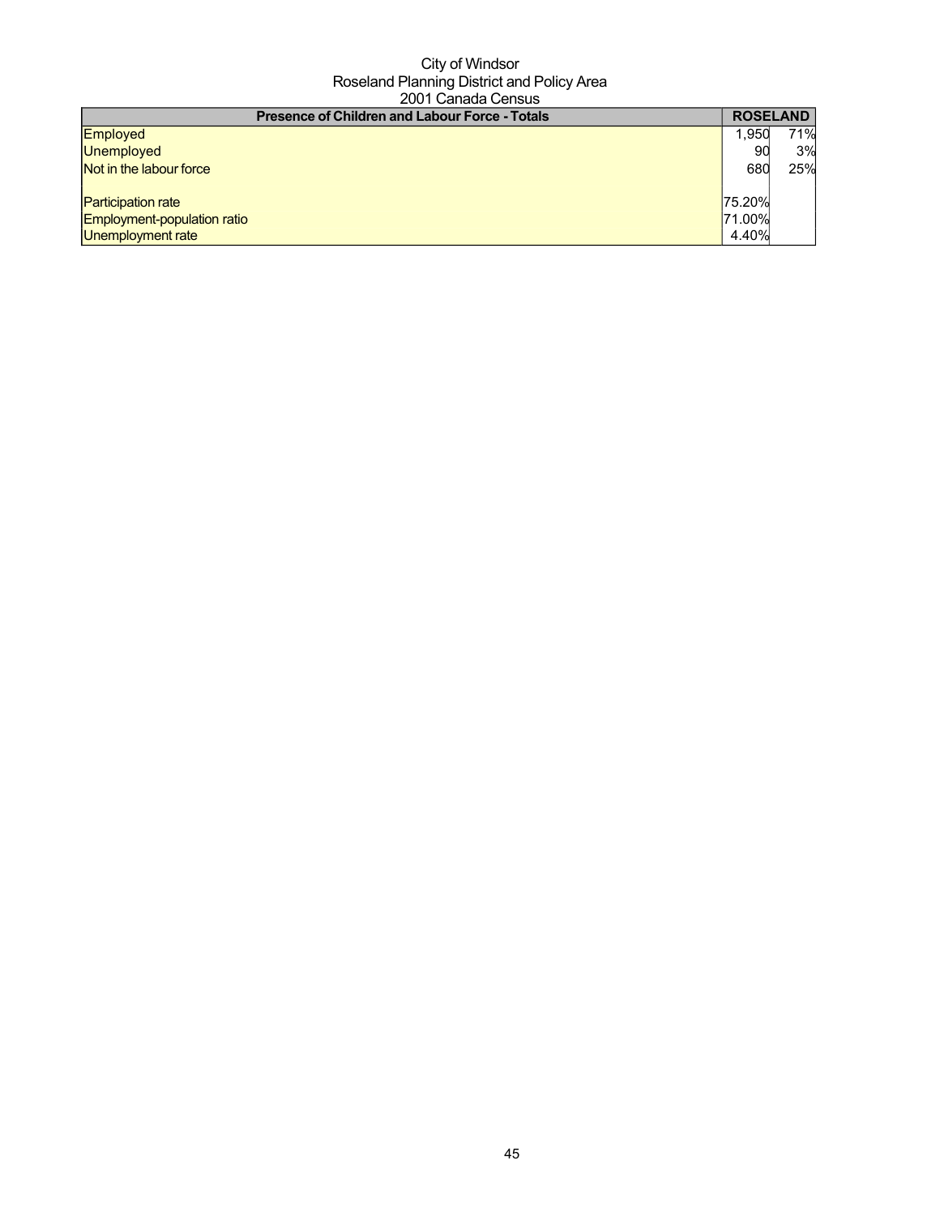City of Windsor
Roseland Planning District and Policy Area
2001 Canada Census

| Presence of Children and Labour Force - Totals | ROSELAND | |
|---|---|---|
| Employed | 1,950 | 71% |
| Unemployed | 90 | 3% |
| Not in the labour force | 680 | 25% |
| | | |
| Participation rate | 75.20% | |
| Employment-population ratio | 71.00% | |
| Unemployment rate | 4.40% | |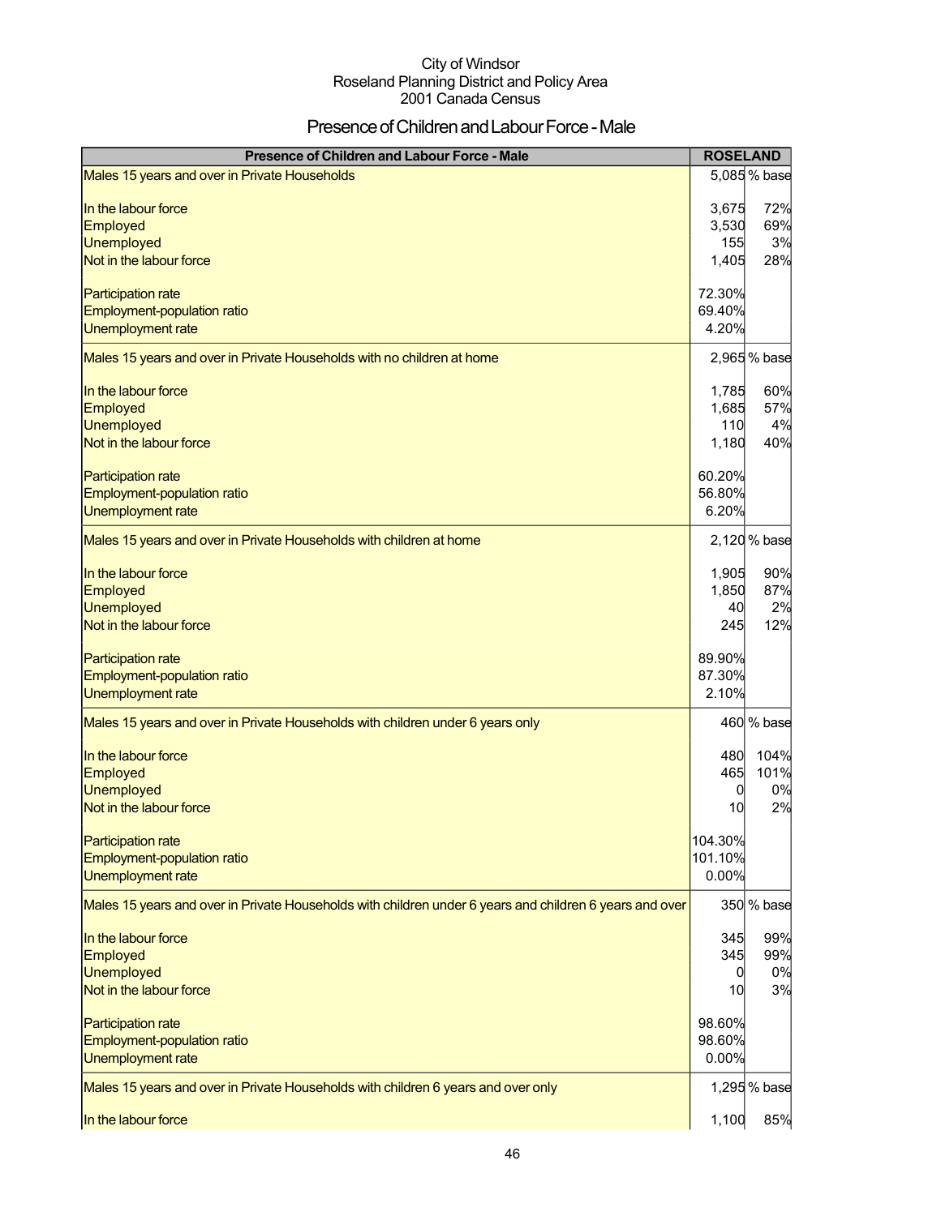City of Windsor
Roseland Planning District and Policy Area
2001 Canada Census

# Presence of Children and Labour Force - Male

| Presence of Children and Labour Force - Male | ROSELAND | |
|---|---|---|
| Males 15 years and over in Private Households | 5,085 | % base |
| In the labour force | 3,675 | 72% |
| Employed | 3,530 | 69% |
| Unemployed | 155 | 3% |
| Not in the labour force | 1,405 | 28% |
| Participation rate | 72.30% | |
| Employment-population ratio | 69.40% | |
| Unemployment rate | 4.20% | |
| Males 15 years and over in Private Households with no children at home | 2,965 | % base |
| In the labour force | 1,785 | 60% |
| Employed | 1,685 | 57% |
| Unemployed | 110 | 4% |
| Not in the labour force | 1,180 | 40% |
| Participation rate | 60.20% | |
| Employment-population ratio | 56.80% | |
| Unemployment rate | 6.20% | |
| Males 15 years and over in Private Households with children at home | 2,120 | % base |
| In the labour force | 1,905 | 90% |
| Employed | 1,850 | 87% |
| Unemployed | 40 | 2% |
| Not in the labour force | 245 | 12% |
| Participation rate | 89.90% | |
| Employment-population ratio | 87.30% | |
| Unemployment rate | 2.10% | |
| Males 15 years and over in Private Households with children under 6 years only | 460 | % base |
| In the labour force | 480 | 104% |
| Employed | 465 | 101% |
| Unemployed | 0 | 0% |
| Not in the labour force | 10 | 2% |
| Participation rate | 104.30% | |
| Employment-population ratio | 101.10% | |
| Unemployment rate | 0.00% | |
| Males 15 years and over in Private Households with children under 6 years and children 6 years and over | 350 | % base |
| In the labour force | 345 | 99% |
| Employed | 345 | 99% |
| Unemployed | 0 | 0% |
| Not in the labour force | 10 | 3% |
| Participation rate | 98.60% | |
| Employment-population ratio | 98.60% | |
| Unemployment rate | 0.00% | |
| Males 15 years and over in Private Households with children 6 years and over only | 1,295 | % base |
| In the labour force | 1,100 | 85% |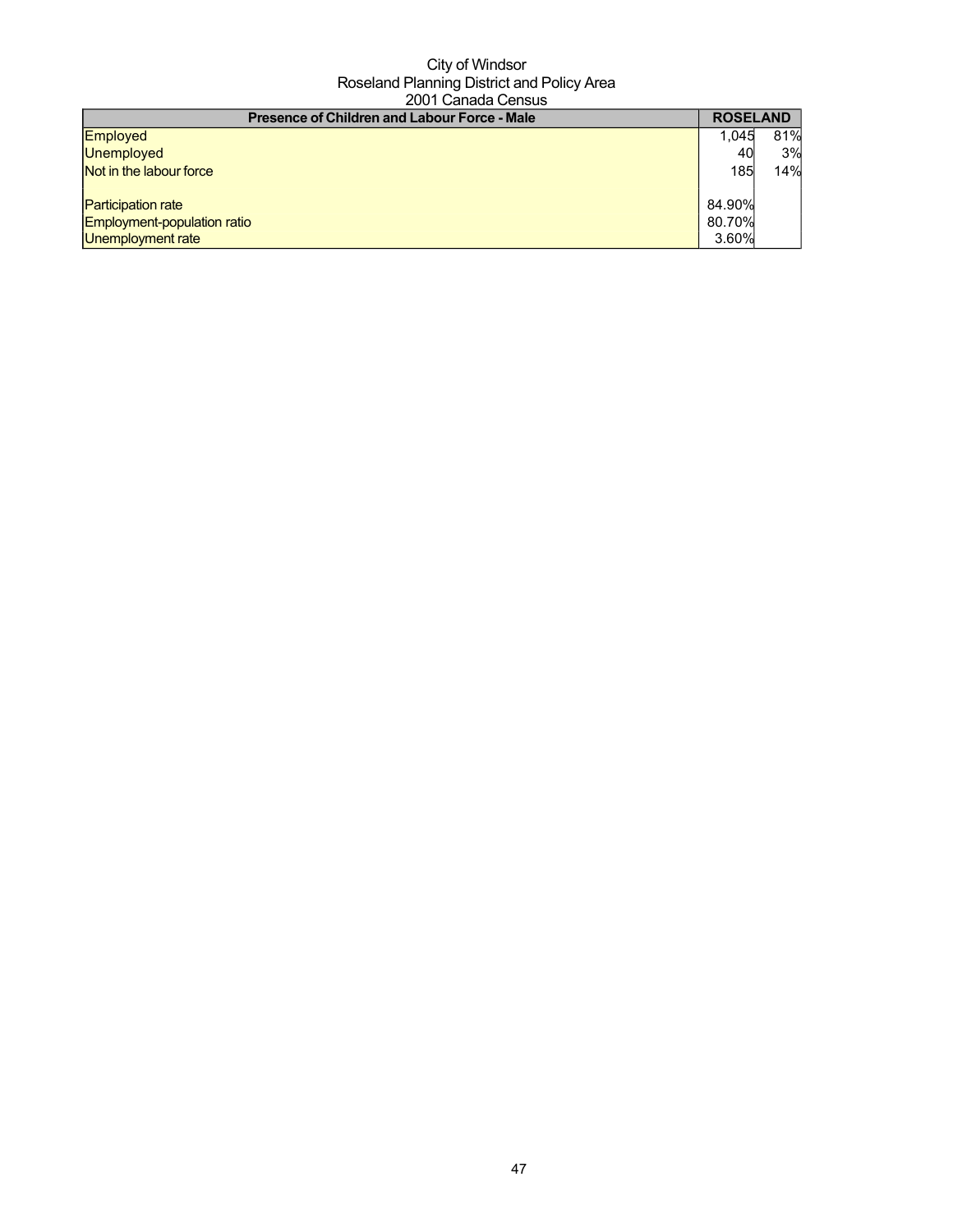City of Windsor
Roseland Planning District and Policy Area
2001 Canada Census

| Presence of Children and Labour Force - Male | ROSELAND | |
|---|---|---|
| Employed | 1,045 | 81% |
| Unemployed | 40 | 3% |
| Not in the labour force | 185 | 14% |
| | | |
| Participation rate | 84.90% | |
| Employment-population ratio | 80.70% | |
| Unemployment rate | 3.60% | |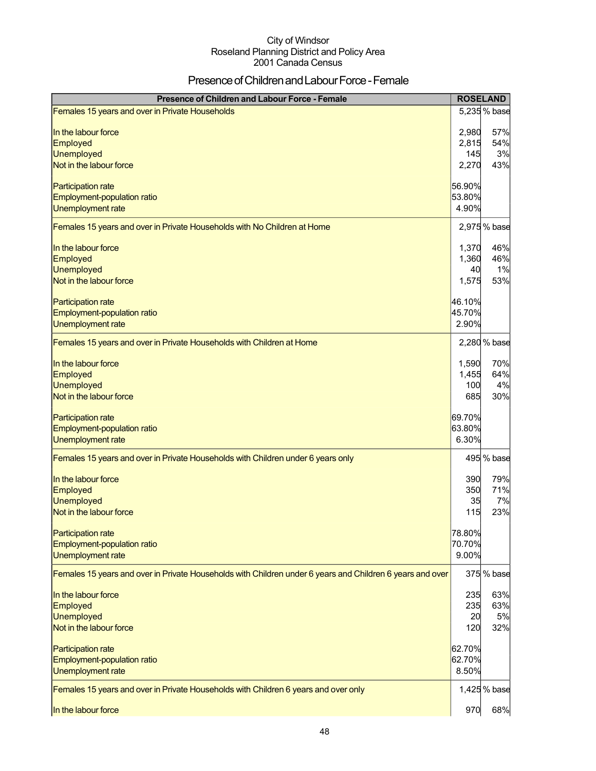City of Windsor
Roseland Planning District and Policy Area
2001 Canada Census

# Presence of Children and Labour Force - Female

| Presence of Children and Labour Force - Female | ROSELAND | |
|---|---|---|
| Females 15 years and over in Private Households | 5,235 | % base |
| In the labour force | 2,980 | 57% |
| Employed | 2,815 | 54% |
| Unemployed | 145 | 3% |
| Not in the labour force | 2,270 | 43% |
| Participation rate | 56.90% | |
| Employment-population ratio | 53.80% | |
| Unemployment rate | 4.90% | |
| Females 15 years and over in Private Households with No Children at Home | 2,975 | % base |
| In the labour force | 1,370 | 46% |
| Employed | 1,360 | 46% |
| Unemployed | 40 | 1% |
| Not in the labour force | 1,575 | 53% |
| Participation rate | 46.10% | |
| Employment-population ratio | 45.70% | |
| Unemployment rate | 2.90% | |
| Females 15 years and over in Private Households with Children at Home | 2,280 | % base |
| In the labour force | 1,590 | 70% |
| Employed | 1,455 | 64% |
| Unemployed | 100 | 4% |
| Not in the labour force | 685 | 30% |
| Participation rate | 69.70% | |
| Employment-population ratio | 63.80% | |
| Unemployment rate | 6.30% | |
| Females 15 years and over in Private Households with Children under 6 years only | 495 | % base |
| In the labour force | 390 | 79% |
| Employed | 350 | 71% |
| Unemployed | 35 | 7% |
| Not in the labour force | 115 | 23% |
| Participation rate | 78.80% | |
| Employment-population ratio | 70.70% | |
| Unemployment rate | 9.00% | |
| Females 15 years and over in Private Households with Children under 6 years and Children 6 years and over | 375 | % base |
| In the labour force | 235 | 63% |
| Employed | 235 | 63% |
| Unemployed | 20 | 5% |
| Not in the labour force | 120 | 32% |
| Participation rate | 62.70% | |
| Employment-population ratio | 62.70% | |
| Unemployment rate | 8.50% | |
| Females 15 years and over in Private Households with Children 6 years and over only | 1,425 | % base |
| In the labour force | 970 | 68% |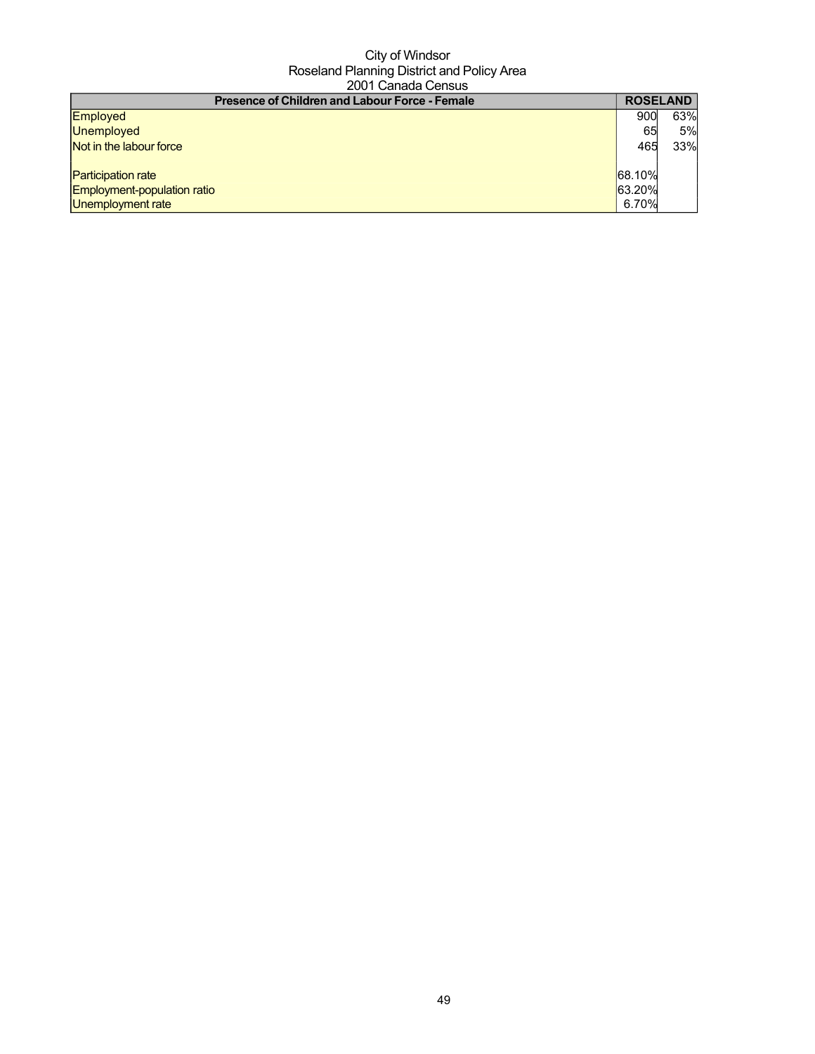City of Windsor
Roseland Planning District and Policy Area
2001 Canada Census

| Presence of Children and Labour Force - Female | ROSELAND | |
|---|---|---|
| Employed | 900 | 63% |
| Unemployed | 65 | 5% |
| Not in the labour force | 465 | 33% |
| | | |
| Participation rate | 68.10% | |
| Employment-population ratio | 63.20% | |
| Unemployment rate | 6.70% | |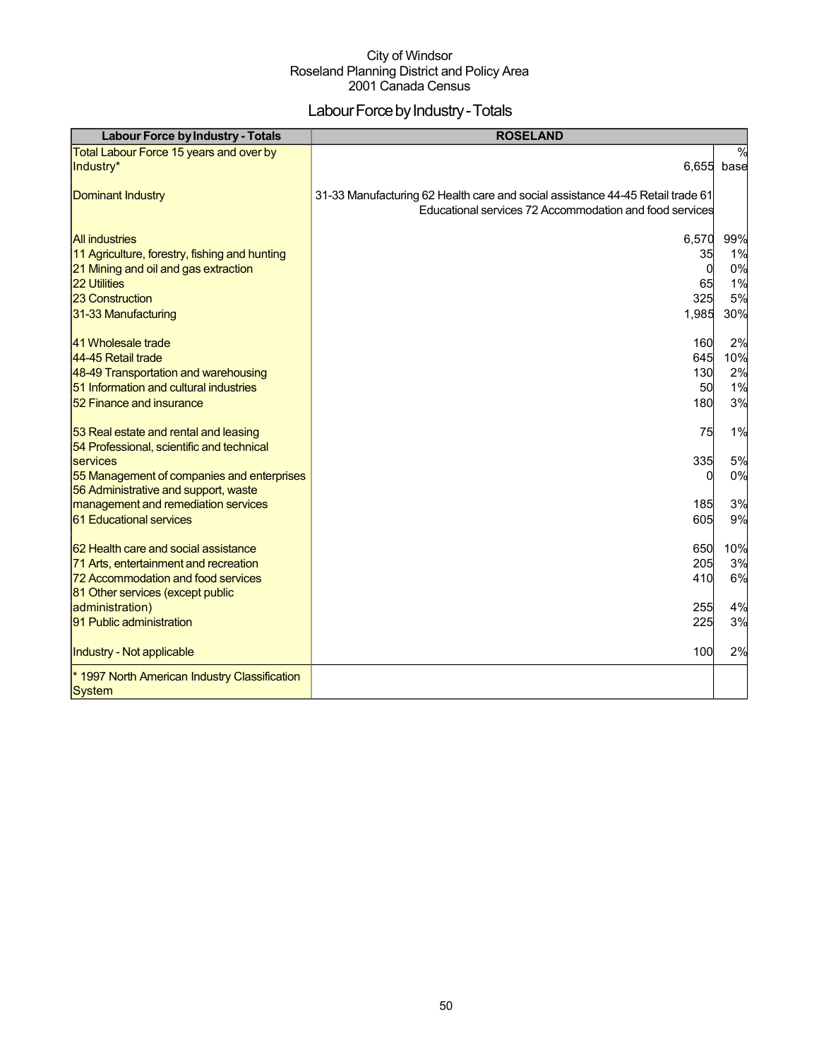City of Windsor
Roseland Planning District and Policy Area
2001 Canada Census

# Labour Force by Industry - Totals

| Labour Force by Industry - Totals | ROSELAND | |
|---|---|---|
| Total Labour Force 15 years and over by Industry* | 6,655 | % base |
| Dominant Industry | 31-33 Manufacturing 62 Health care and social assistance 44-45 Retail trade 61 Educational services 72 Accommodation and food services | |
| All industries | 6,570 | 99% |
| 11 Agriculture, forestry, fishing and hunting | 35 | 1% |
| 21 Mining and oil and gas extraction | 0 | 0% |
| 22 Utilities | 65 | 1% |
| 23 Construction | 325 | 5% |
| 31-33 Manufacturing | 1,985 | 30% |
| 41 Wholesale trade | 160 | 2% |
| 44-45 Retail trade | 645 | 10% |
| 48-49 Transportation and warehousing | 130 | 2% |
| 51 Information and cultural industries | 50 | 1% |
| 52 Finance and insurance | 180 | 3% |
| 53 Real estate and rental and leasing | 75 | 1% |
| 54 Professional, scientific and technical services | 335 | 5% |
| 55 Management of companies and enterprises | 0 | 0% |
| 56 Administrative and support, waste management and remediation services | 185 | 3% |
| 61 Educational services | 605 | 9% |
| 62 Health care and social assistance | 650 | 10% |
| 71 Arts, entertainment and recreation | 205 | 3% |
| 72 Accommodation and food services | 410 | 6% |
| 81 Other services (except public administration) | 255 | 4% |
| 91 Public administration | 225 | 3% |
| Industry - Not applicable | 100 | 2% |
| * 1997 North American Industry Classification System | | |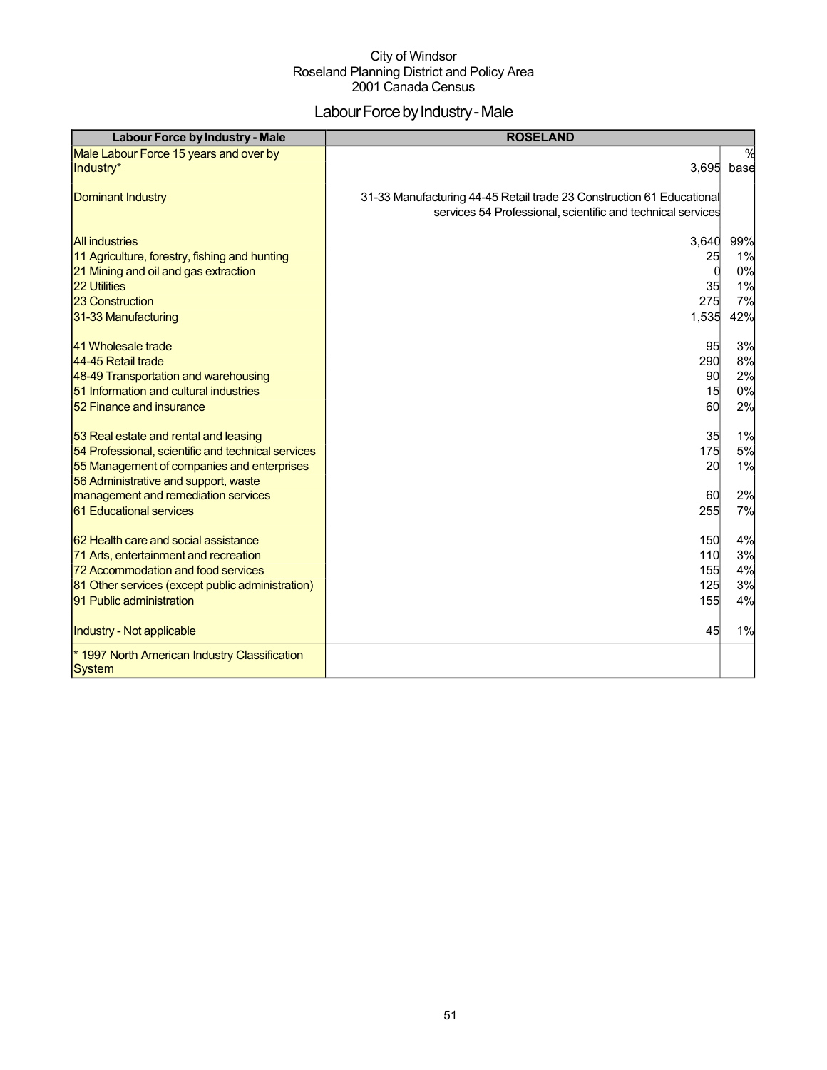City of Windsor
Roseland Planning District and Policy Area
2001 Canada Census

# Labour Force by Industry - Male

| Labour Force by Industry - Male | ROSELAND | |
|---|---|---|
| Male Labour Force 15 years and over by Industry* | 3,695 | % base |
| Dominant Industry | 31-33 Manufacturing 44-45 Retail trade 23 Construction 61 Educational services 54 Professional, scientific and technical services | |
| All industries | 3,640 | 99% |
| 11 Agriculture, forestry, fishing and hunting | 25 | 1% |
| 21 Mining and oil and gas extraction | 0 | 0% |
| 22 Utilities | 35 | 1% |
| 23 Construction | 275 | 7% |
| 31-33 Manufacturing | 1,535 | 42% |
| 41 Wholesale trade | 95 | 3% |
| 44-45 Retail trade | 290 | 8% |
| 48-49 Transportation and warehousing | 90 | 2% |
| 51 Information and cultural industries | 15 | 0% |
| 52 Finance and insurance | 60 | 2% |
| 53 Real estate and rental and leasing | 35 | 1% |
| 54 Professional, scientific and technical services | 175 | 5% |
| 55 Management of companies and enterprises | 20 | 1% |
| 56 Administrative and support, waste management and remediation services | 60 | 2% |
| 61 Educational services | 255 | 7% |
| 62 Health care and social assistance | 150 | 4% |
| 71 Arts, entertainment and recreation | 110 | 3% |
| 72 Accommodation and food services | 155 | 4% |
| 81 Other services (except public administration) | 125 | 3% |
| 91 Public administration | 155 | 4% |
| Industry - Not applicable | 45 | 1% |
| * 1997 North American Industry Classification System | | |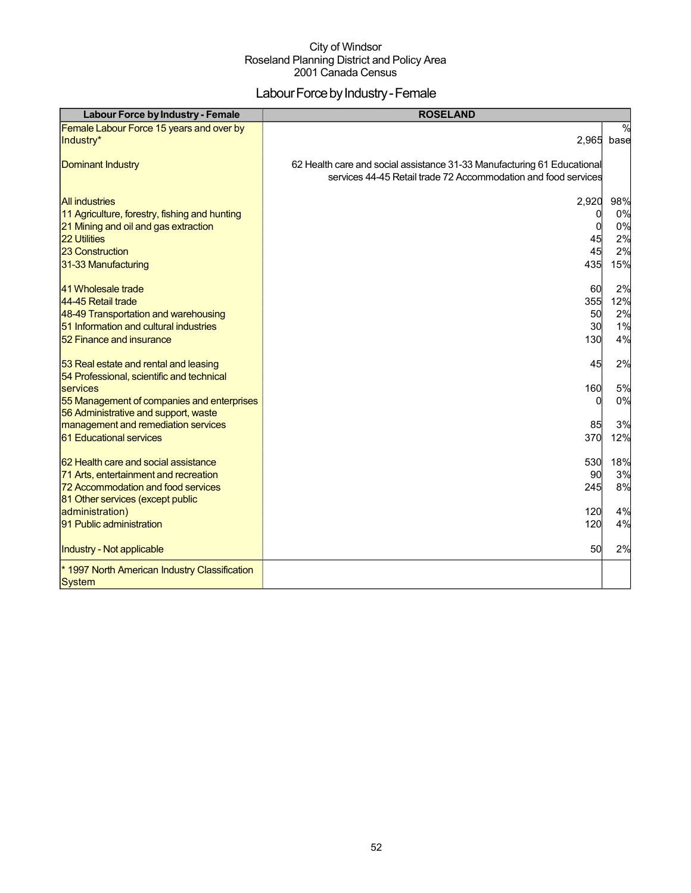City of Windsor
Roseland Planning District and Policy Area
2001 Canada Census

# Labour Force by Industry - Female

| Labour Force by Industry - Female | ROSELAND | |
|---|---|---|
| Female Labour Force 15 years and over by Industry* | 2,965 | % base |
| Dominant Industry | 62 Health care and social assistance 31-33 Manufacturing 61 Educational services 44-45 Retail trade 72 Accommodation and food services | |
| All industries | 2,920 | 98% |
| 11 Agriculture, forestry, fishing and hunting | 0 | 0% |
| 21 Mining and oil and gas extraction | 0 | 0% |
| 22 Utilities | 45 | 2% |
| 23 Construction | 45 | 2% |
| 31-33 Manufacturing | 435 | 15% |
| 41 Wholesale trade | 60 | 2% |
| 44-45 Retail trade | 355 | 12% |
| 48-49 Transportation and warehousing | 50 | 2% |
| 51 Information and cultural industries | 30 | 1% |
| 52 Finance and insurance | 130 | 4% |
| 53 Real estate and rental and leasing | 45 | 2% |
| 54 Professional, scientific and technical services | 160 | 5% |
| 55 Management of companies and enterprises | 0 | 0% |
| 56 Administrative and support, waste management and remediation services | 85 | 3% |
| 61 Educational services | 370 | 12% |
| 62 Health care and social assistance | 530 | 18% |
| 71 Arts, entertainment and recreation | 90 | 3% |
| 72 Accommodation and food services | 245 | 8% |
| 81 Other services (except public administration) | 120 | 4% |
| 91 Public administration | 120 | 4% |
| Industry - Not applicable | 50 | 2% |
| * 1997 North American Industry Classification System | | |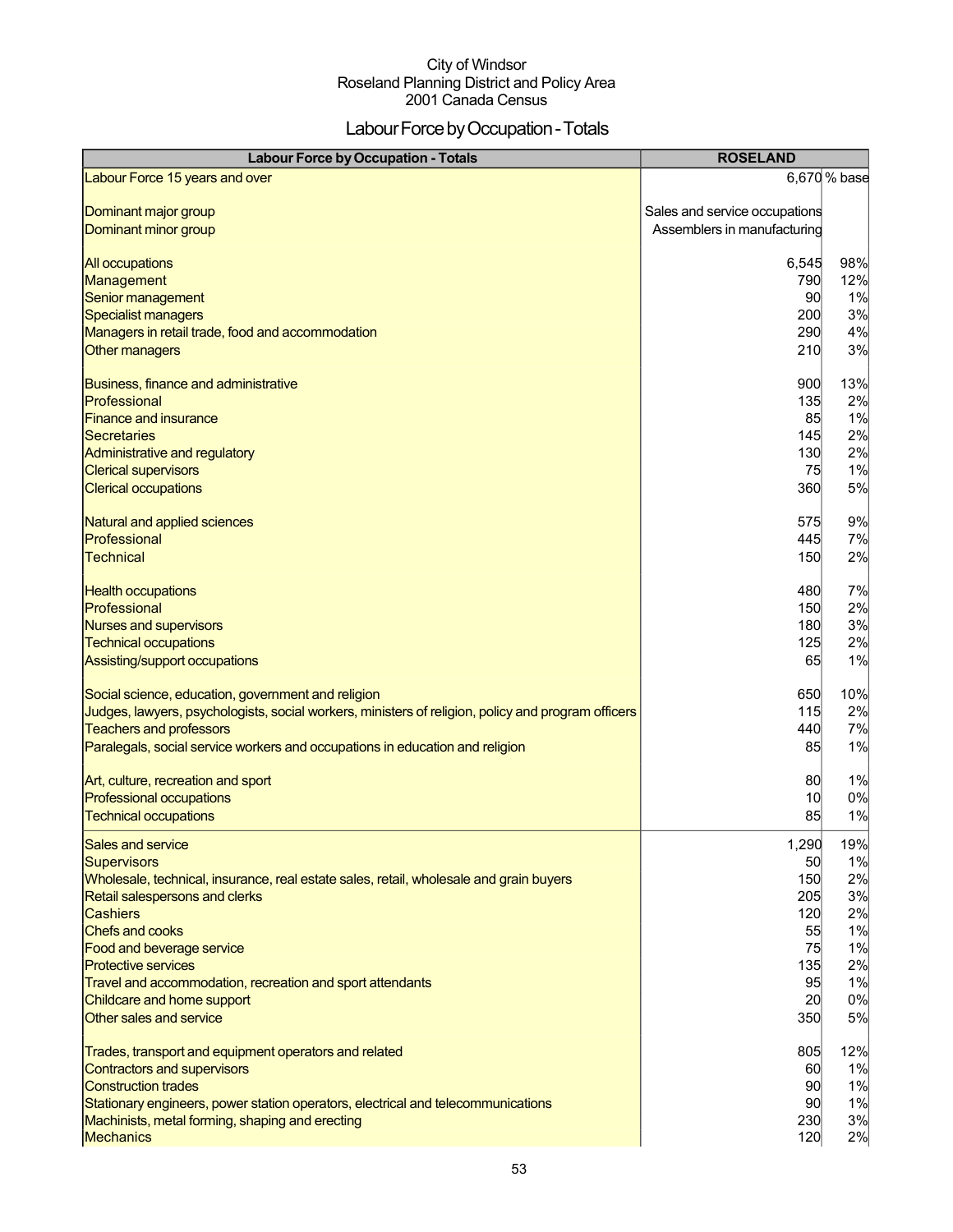City of Windsor
Roseland Planning District and Policy Area
2001 Canada Census

# Labour Force by Occupation - Totals

| Labour Force by Occupation - Totals | ROSELAND | |
|---|---|---|
| Labour Force 15 years and over | 6,670 | % base |
| | | |
| Dominant major group | Sales and service occupations | |
| Dominant minor group | Assemblers in manufacturing | |
| | | |
| All occupations | 6,545 | 98% |
| Management | 790 | 12% |
| Senior management | 90 | 1% |
| Specialist managers | 200 | 3% |
| Managers in retail trade, food and accommodation | 290 | 4% |
| Other managers | 210 | 3% |
| | | |
| Business, finance and administrative | 900 | 13% |
| Professional | 135 | 2% |
| Finance and insurance | 85 | 1% |
| Secretaries | 145 | 2% |
| Administrative and regulatory | 130 | 2% |
| Clerical supervisors | 75 | 1% |
| Clerical occupations | 360 | 5% |
| | | |
| Natural and applied sciences | 575 | 9% |
| Professional | 445 | 7% |
| Technical | 150 | 2% |
| | | |
| Health occupations | 480 | 7% |
| Professional | 150 | 2% |
| Nurses and supervisors | 180 | 3% |
| Technical occupations | 125 | 2% |
| Assisting/support occupations | 65 | 1% |
| | | |
| Social science, education, government and religion | 650 | 10% |
| Judges, lawyers, psychologists, social workers, ministers of religion, policy and program officers | 115 | 2% |
| Teachers and professors | 440 | 7% |
| Paralegals, social service workers and occupations in education and religion | 85 | 1% |
| | | |
| Art, culture, recreation and sport | 80 | 1% |
| Professional occupations | 10 | 0% |
| Technical occupations | 85 | 1% |
| | | |
| Sales and service | 1,290 | 19% |
| Supervisors | 50 | 1% |
| Wholesale, technical, insurance, real estate sales, retail, wholesale and grain buyers | 150 | 2% |
| Retail salespersons and clerks | 205 | 3% |
| Cashiers | 120 | 2% |
| Chefs and cooks | 55 | 1% |
| Food and beverage service | 75 | 1% |
| Protective services | 135 | 2% |
| Travel and accommodation, recreation and sport attendants | 95 | 1% |
| Childcare and home support | 20 | 0% |
| Other sales and service | 350 | 5% |
| | | |
| Trades, transport and equipment operators and related | 805 | 12% |
| Contractors and supervisors | 60 | 1% |
| Construction trades | 90 | 1% |
| Stationary engineers, power station operators, electrical and telecommunications | 90 | 1% |
| Machinists, metal forming, shaping and erecting | 230 | 3% |
| Mechanics | 120 | 2% |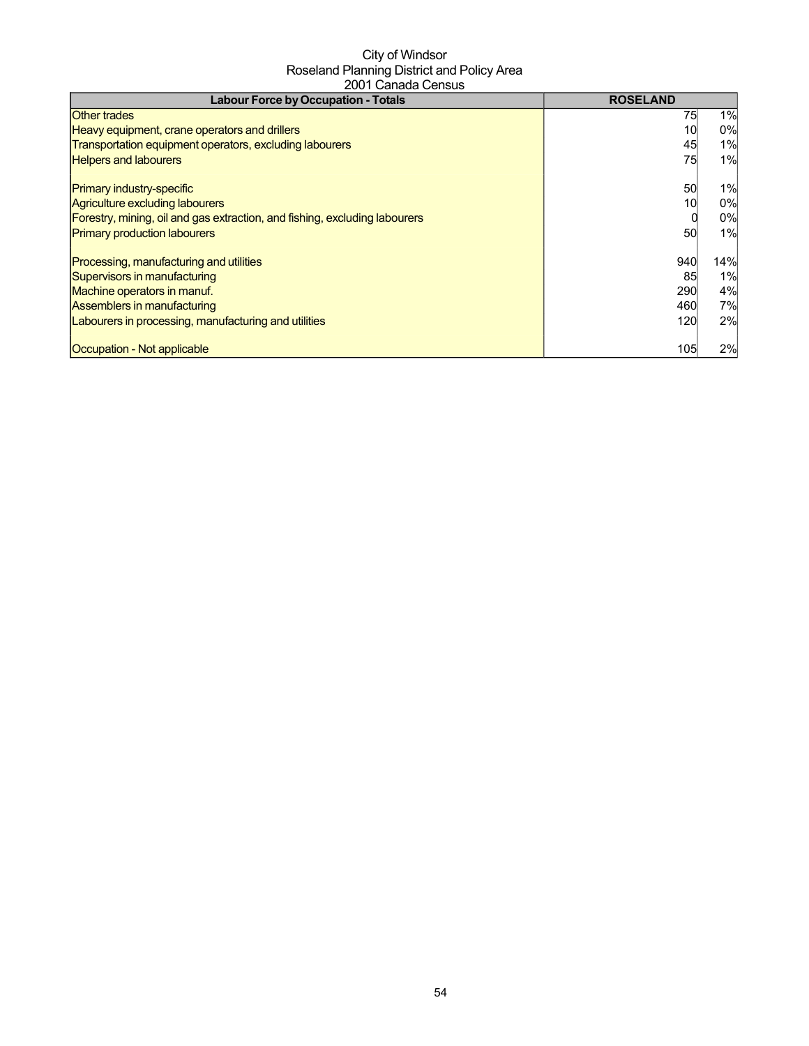City of Windsor
Roseland Planning District and Policy Area
2001 Canada Census

| Labour Force by Occupation - Totals | ROSELAND | |
|---|---|---|
| Other trades | 75 | 1% |
| Heavy equipment, crane operators and drillers | 10 | 0% |
| Transportation equipment operators, excluding labourers | 45 | 1% |
| Helpers and labourers | 75 | 1% |
| | | |
| Primary industry-specific | 50 | 1% |
| Agriculture excluding labourers | 10 | 0% |
| Forestry, mining, oil and gas extraction, and fishing, excluding labourers | 0 | 0% |
| Primary production labourers | 50 | 1% |
| | | |
| Processing, manufacturing and utilities | 940 | 14% |
| Supervisors in manufacturing | 85 | 1% |
| Machine operators in manuf. | 290 | 4% |
| Assemblers in manufacturing | 460 | 7% |
| Labourers in processing, manufacturing and utilities | 120 | 2% |
| | | |
| Occupation - Not applicable | 105 | 2% |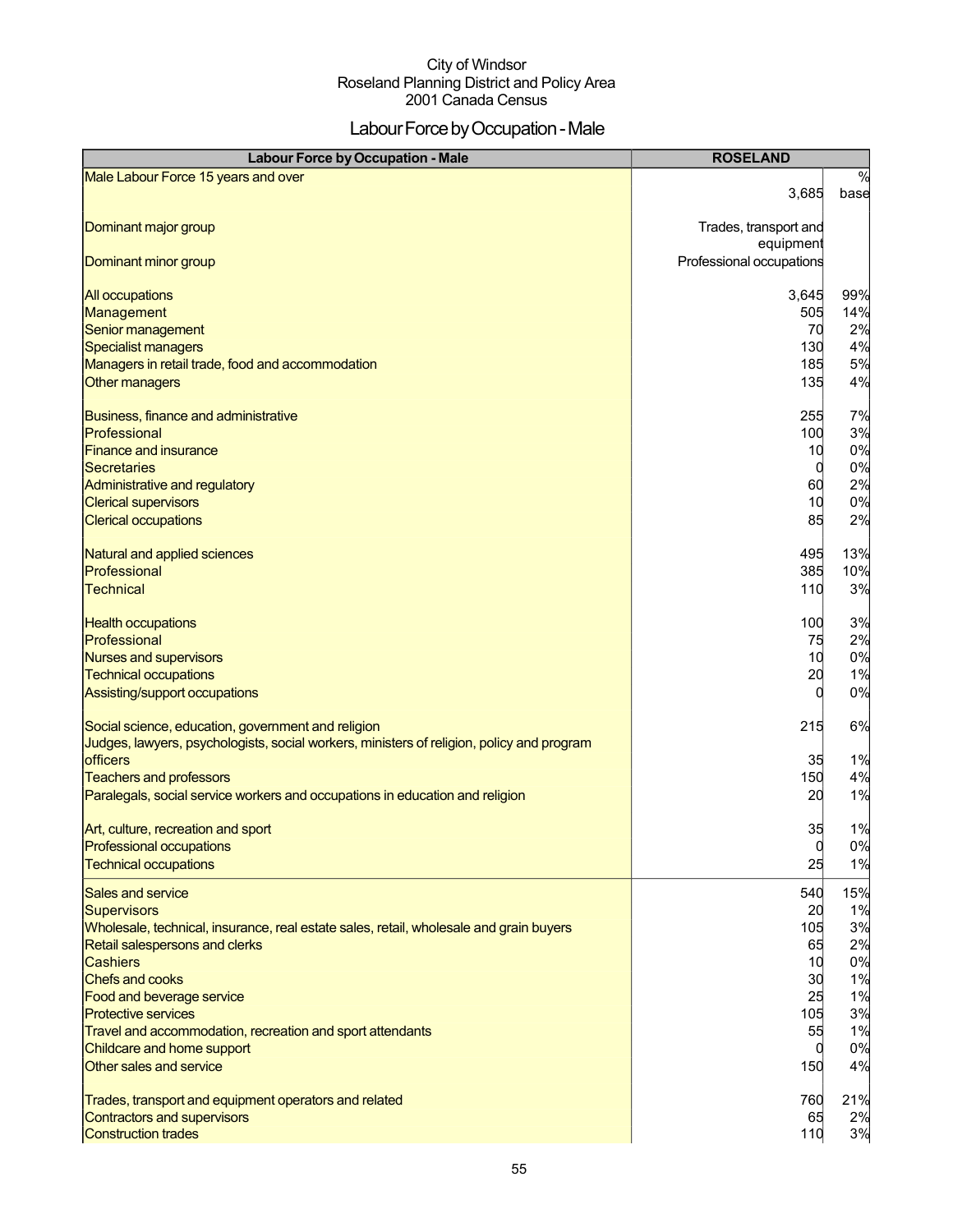City of Windsor
Roseland Planning District and Policy Area
2001 Canada Census

# Labour Force by Occupation - Male

| Labour Force by Occupation - Male | ROSELAND | |
|---|---|---|
| Male Labour Force 15 years and over | 3,685 | % base |
| Dominant major group | Trades, transport and equipment | |
| Dominant minor group | Professional occupations | |
| All occupations | 3,645 | 99% |
| Management | 505 | 14% |
| Senior management | 70 | 2% |
| Specialist managers | 130 | 4% |
| Managers in retail trade, food and accommodation | 185 | 5% |
| Other managers | 135 | 4% |
| Business, finance and administrative | 255 | 7% |
| Professional | 100 | 3% |
| Finance and insurance | 10 | 0% |
| Secretaries | 0 | 0% |
| Administrative and regulatory | 60 | 2% |
| Clerical supervisors | 10 | 0% |
| Clerical occupations | 85 | 2% |
| Natural and applied sciences | 495 | 13% |
| Professional | 385 | 10% |
| Technical | 110 | 3% |
| Health occupations | 100 | 3% |
| Professional | 75 | 2% |
| Nurses and supervisors | 10 | 0% |
| Technical occupations | 20 | 1% |
| Assisting/support occupations | 0 | 0% |
| Social science, education, government and religion | 215 | 6% |
| Judges, lawyers, psychologists, social workers, ministers of religion, policy and program officers | 35 | 1% |
| Teachers and professors | 150 | 4% |
| Paralegals, social service workers and occupations in education and religion | 20 | 1% |
| Art, culture, recreation and sport | 35 | 1% |
| Professional occupations | 0 | 0% |
| Technical occupations | 25 | 1% |
| Sales and service | 540 | 15% |
| Supervisors | 20 | 1% |
| Wholesale, technical, insurance, real estate sales, retail, wholesale and grain buyers | 105 | 3% |
| Retail salespersons and clerks | 65 | 2% |
| Cashiers | 10 | 0% |
| Chefs and cooks | 30 | 1% |
| Food and beverage service | 25 | 1% |
| Protective services | 105 | 3% |
| Travel and accommodation, recreation and sport attendants | 55 | 1% |
| Childcare and home support | 0 | 0% |
| Other sales and service | 150 | 4% |
| Trades, transport and equipment operators and related | 760 | 21% |
| Contractors and supervisors | 65 | 2% |
| Construction trades | 110 | 3% |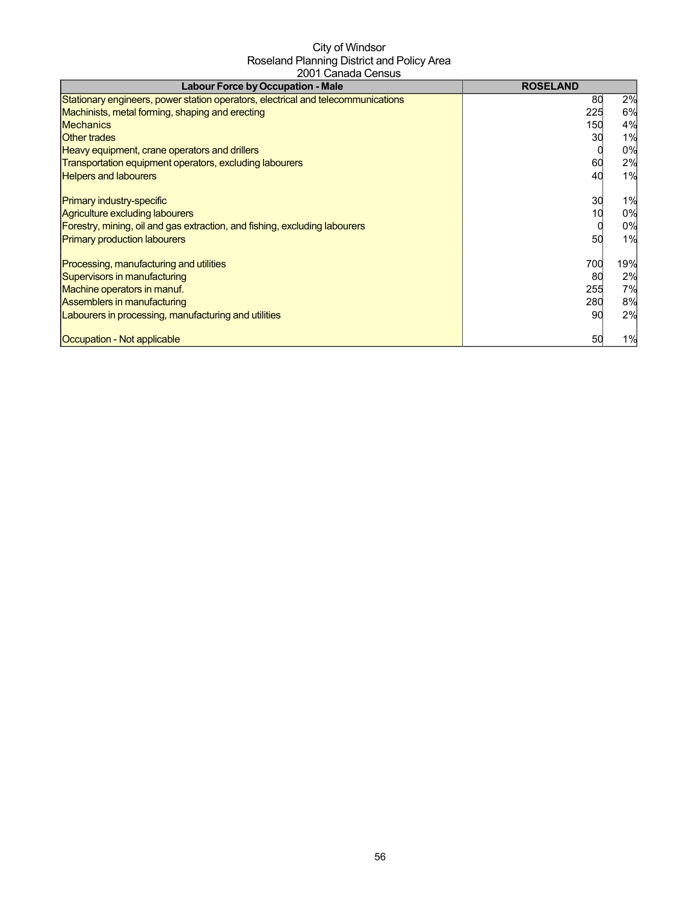City of Windsor
Roseland Planning District and Policy Area
2001 Canada Census

| Labour Force by Occupation - Male | ROSELAND | |
|---|---|---|
| Stationary engineers, power station operators, electrical and telecommunications | 80 | 2% |
| Machinists, metal forming, shaping and erecting | 225 | 6% |
| Mechanics | 150 | 4% |
| Other trades | 30 | 1% |
| Heavy equipment, crane operators and drillers | 0 | 0% |
| Transportation equipment operators, excluding labourers | 60 | 2% |
| Helpers and labourers | 40 | 1% |
| | | |
| Primary industry-specific | 30 | 1% |
| Agriculture excluding labourers | 10 | 0% |
| Forestry, mining, oil and gas extraction, and fishing, excluding labourers | 0 | 0% |
| Primary production labourers | 50 | 1% |
| | | |
| Processing, manufacturing and utilities | 700 | 19% |
| Supervisors in manufacturing | 80 | 2% |
| Machine operators in manuf. | 255 | 7% |
| Assemblers in manufacturing | 280 | 8% |
| Labourers in processing, manufacturing and utilities | 90 | 2% |
| | | |
| Occupation - Not applicable | 50 | 1% |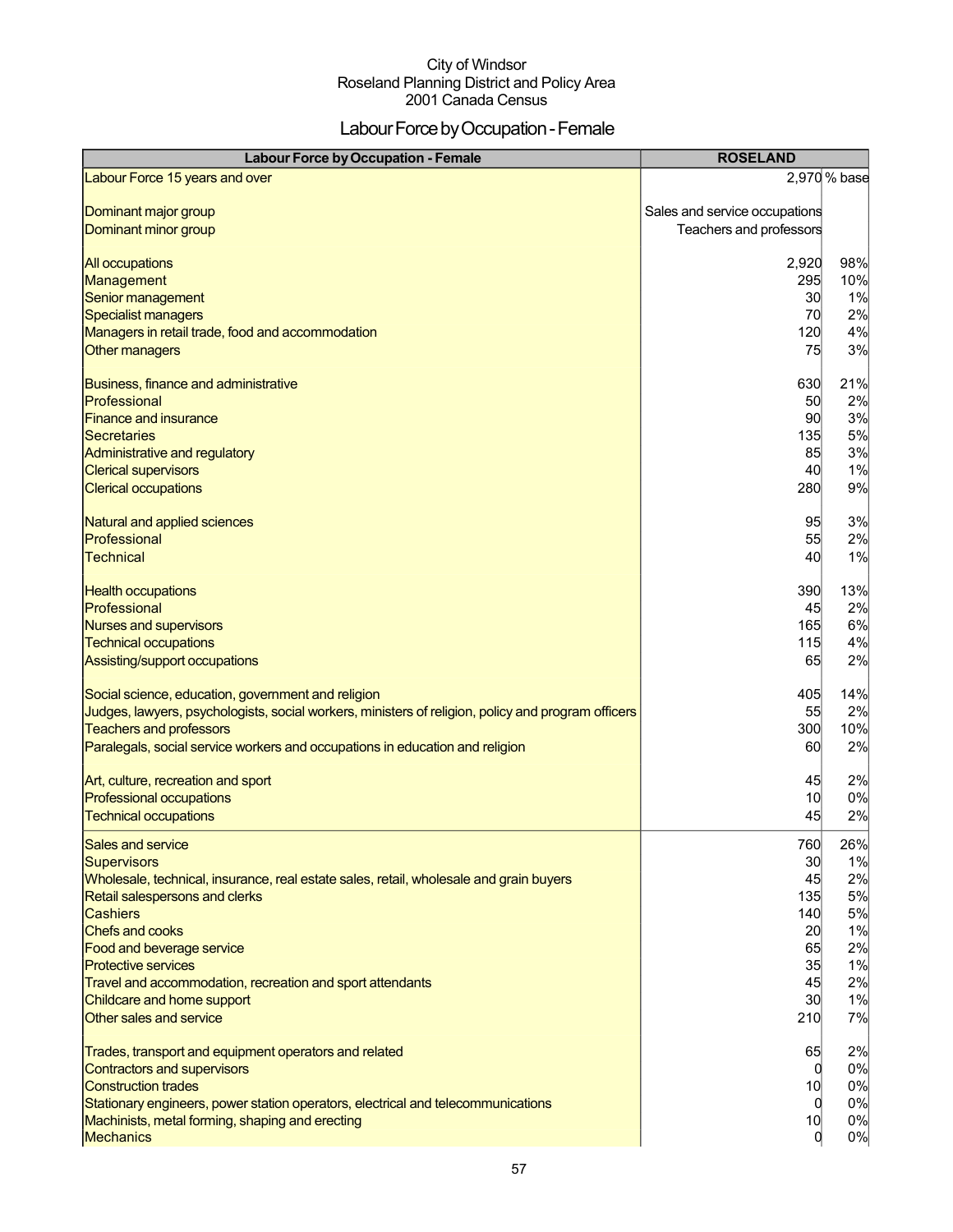City of Windsor
Roseland Planning District and Policy Area
2001 Canada Census

# Labour Force by Occupation - Female

| Labour Force by Occupation - Female | ROSELAND | |
|---|---|---|
| Labour Force 15 years and over | 2,970 | % base |
| | | |
| Dominant major group | Sales and service occupations | |
| Dominant minor group | Teachers and professors | |
| | | |
| All occupations | 2,920 | 98% |
| Management | 295 | 10% |
| Senior management | 30 | 1% |
| Specialist managers | 70 | 2% |
| Managers in retail trade, food and accommodation | 120 | 4% |
| Other managers | 75 | 3% |
| | | |
| Business, finance and administrative | 630 | 21% |
| Professional | 50 | 2% |
| Finance and insurance | 90 | 3% |
| Secretaries | 135 | 5% |
| Administrative and regulatory | 85 | 3% |
| Clerical supervisors | 40 | 1% |
| Clerical occupations | 280 | 9% |
| | | |
| Natural and applied sciences | 95 | 3% |
| Professional | 55 | 2% |
| Technical | 40 | 1% |
| | | |
| Health occupations | 390 | 13% |
| Professional | 45 | 2% |
| Nurses and supervisors | 165 | 6% |
| Technical occupations | 115 | 4% |
| Assisting/support occupations | 65 | 2% |
| | | |
| Social science, education, government and religion | 405 | 14% |
| Judges, lawyers, psychologists, social workers, ministers of religion, policy and program officers | 55 | 2% |
| Teachers and professors | 300 | 10% |
| Paralegals, social service workers and occupations in education and religion | 60 | 2% |
| | | |
| Art, culture, recreation and sport | 45 | 2% |
| Professional occupations | 10 | 0% |
| Technical occupations | 45 | 2% |
| | | |
| Sales and service | 760 | 26% |
| Supervisors | 30 | 1% |
| Wholesale, technical, insurance, real estate sales, retail, wholesale and grain buyers | 45 | 2% |
| Retail salespersons and clerks | 135 | 5% |
| Cashiers | 140 | 5% |
| Chefs and cooks | 20 | 1% |
| Food and beverage service | 65 | 2% |
| Protective services | 35 | 1% |
| Travel and accommodation, recreation and sport attendants | 45 | 2% |
| Childcare and home support | 30 | 1% |
| Other sales and service | 210 | 7% |
| | | |
| Trades, transport and equipment operators and related | 65 | 2% |
| Contractors and supervisors | 0 | 0% |
| Construction trades | 10 | 0% |
| Stationary engineers, power station operators, electrical and telecommunications | 0 | 0% |
| Machinists, metal forming, shaping and erecting | 10 | 0% |
| Mechanics | 0 | 0% |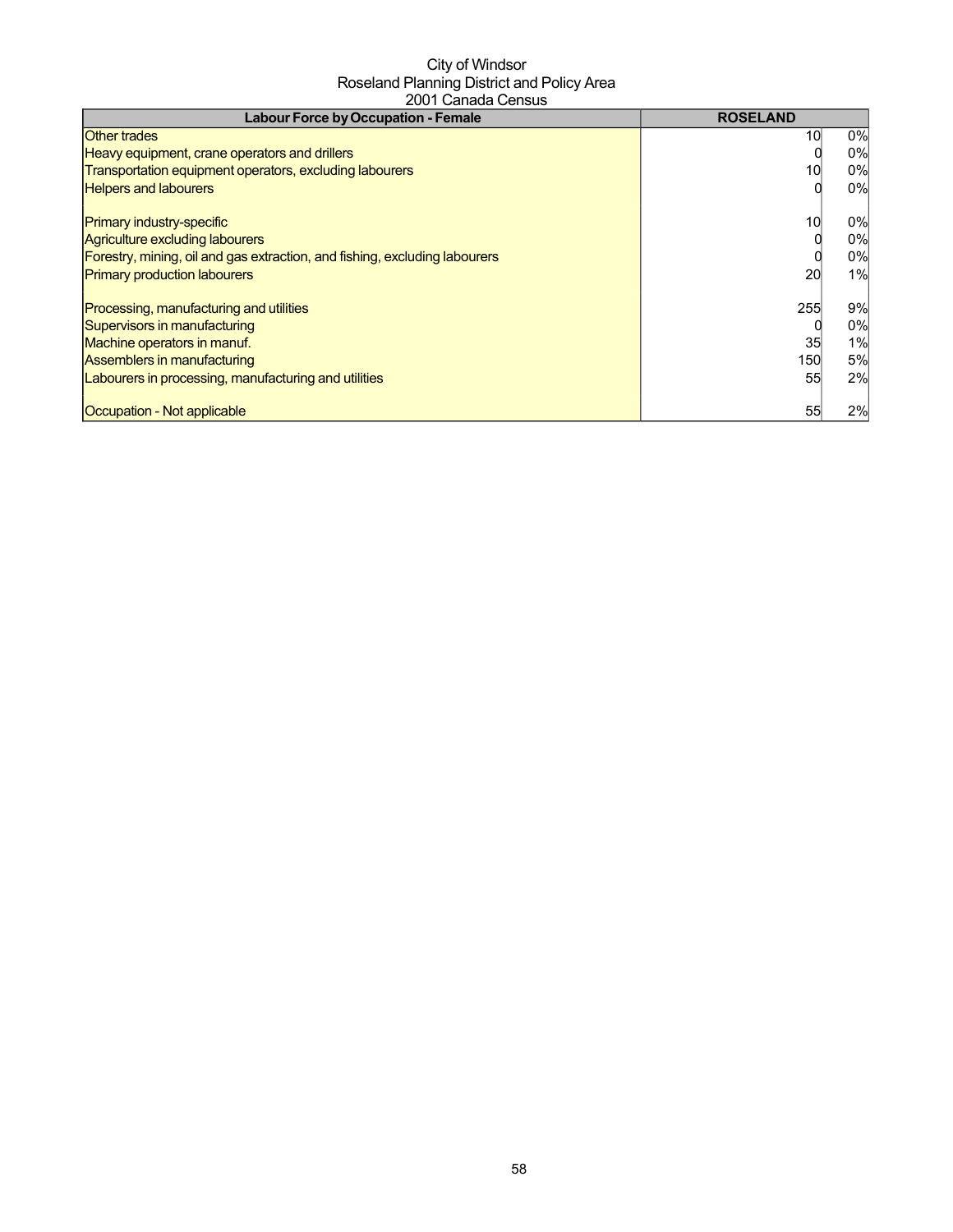City of Windsor
Roseland Planning District and Policy Area
2001 Canada Census

| Labour Force by Occupation - Female | ROSELAND | |
|---|---|---|
| Other trades | 10 | 0% |
| Heavy equipment, crane operators and drillers | 0 | 0% |
| Transportation equipment operators, excluding labourers | 10 | 0% |
| Helpers and labourers | 0 | 0% |
| | | |
| Primary industry-specific | 10 | 0% |
| Agriculture excluding labourers | 0 | 0% |
| Forestry, mining, oil and gas extraction, and fishing, excluding labourers | 0 | 0% |
| Primary production labourers | 20 | 1% |
| | | |
| Processing, manufacturing and utilities | 255 | 9% |
| Supervisors in manufacturing | 0 | 0% |
| Machine operators in manuf. | 35 | 1% |
| Assemblers in manufacturing | 150 | 5% |
| Labourers in processing, manufacturing and utilities | 55 | 2% |
| | | |
| Occupation - Not applicable | 55 | 2% |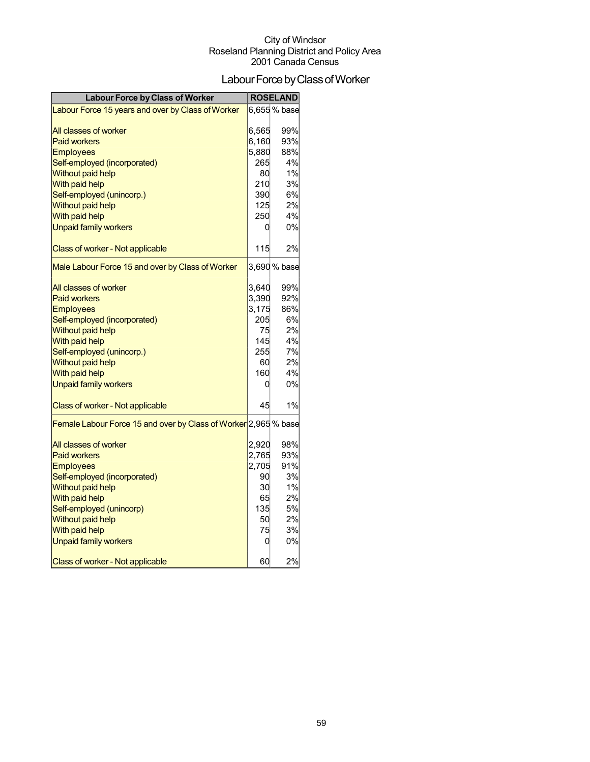City of Windsor
Roseland Planning District and Policy Area
2001 Canada Census

# Labour Force by Class of Worker

| Labour Force by Class of Worker | ROSELAND | |
|---|---|---|
| Labour Force 15 years and over by Class of Worker | 6,655 | % base |
| All classes of worker | 6,565 | 99% |
| Paid workers | 6,160 | 93% |
| Employees | 5,880 | 88% |
| Self-employed (incorporated) | 265 | 4% |
| Without paid help | 80 | 1% |
| With paid help | 210 | 3% |
| Self-employed (unincorp.) | 390 | 6% |
| Without paid help | 125 | 2% |
| With paid help | 250 | 4% |
| Unpaid family workers | 0 | 0% |
| Class of worker - Not applicable | 115 | 2% |
| Male Labour Force 15 and over by Class of Worker | 3,690 | % base |
| All classes of worker | 3,640 | 99% |
| Paid workers | 3,390 | 92% |
| Employees | 3,175 | 86% |
| Self-employed (incorporated) | 205 | 6% |
| Without paid help | 75 | 2% |
| With paid help | 145 | 4% |
| Self-employed (unincorp.) | 255 | 7% |
| Without paid help | 60 | 2% |
| With paid help | 160 | 4% |
| Unpaid family workers | 0 | 0% |
| Class of worker - Not applicable | 45 | 1% |
| Female Labour Force 15 and over by Class of Worker | 2,965 | % base |
| All classes of worker | 2,920 | 98% |
| Paid workers | 2,765 | 93% |
| Employees | 2,705 | 91% |
| Self-employed (incorporated) | 90 | 3% |
| Without paid help | 30 | 1% |
| With paid help | 65 | 2% |
| Self-employed (unincorp) | 135 | 5% |
| Without paid help | 50 | 2% |
| With paid help | 75 | 3% |
| Unpaid family workers | 0 | 0% |
| Class of worker - Not applicable | 60 | 2% |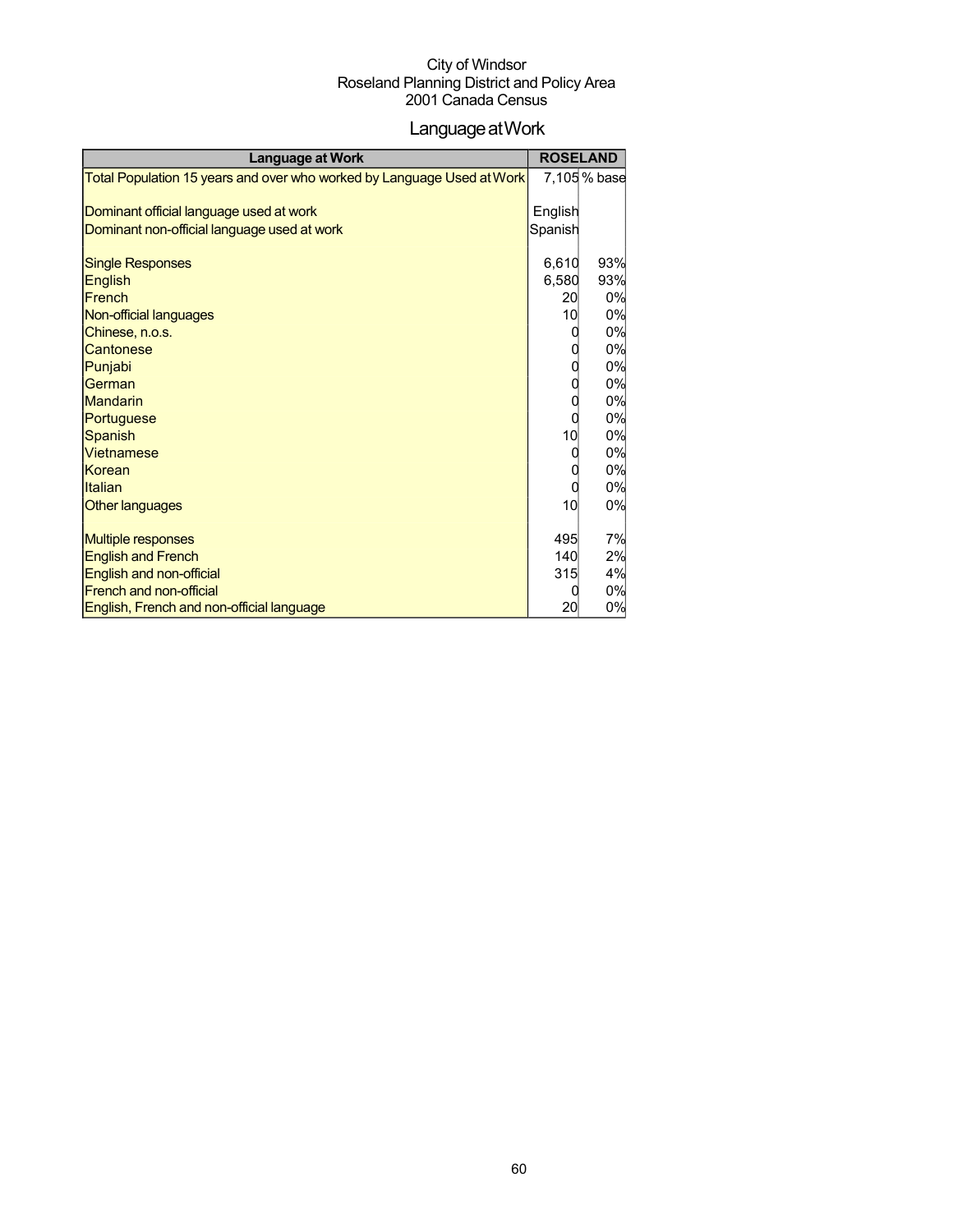City of Windsor
Roseland Planning District and Policy Area
2001 Canada Census

# Language at Work

| Language at Work | ROSELAND | |
|---|---|---|
| Total Population 15 years and over who worked by Language Used at Work | 7,105 | % base |
| | | |
| Dominant official language used at work | English | |
| Dominant non-official language used at work | Spanish | |
| | | |
| Single Responses | 6,610 | 93% |
| English | 6,580 | 93% |
| French | 20 | 0% |
| Non-official languages | 10 | 0% |
| Chinese, n.o.s. | 0 | 0% |
| Cantonese | 0 | 0% |
| Punjabi | 0 | 0% |
| German | 0 | 0% |
| Mandarin | 0 | 0% |
| Portuguese | 0 | 0% |
| Spanish | 10 | 0% |
| Vietnamese | 0 | 0% |
| Korean | 0 | 0% |
| Italian | 0 | 0% |
| Other languages | 10 | 0% |
| | | |
| Multiple responses | 495 | 7% |
| English and French | 140 | 2% |
| English and non-official | 315 | 4% |
| French and non-official | 0 | 0% |
| English, French and non-official language | 20 | 0% |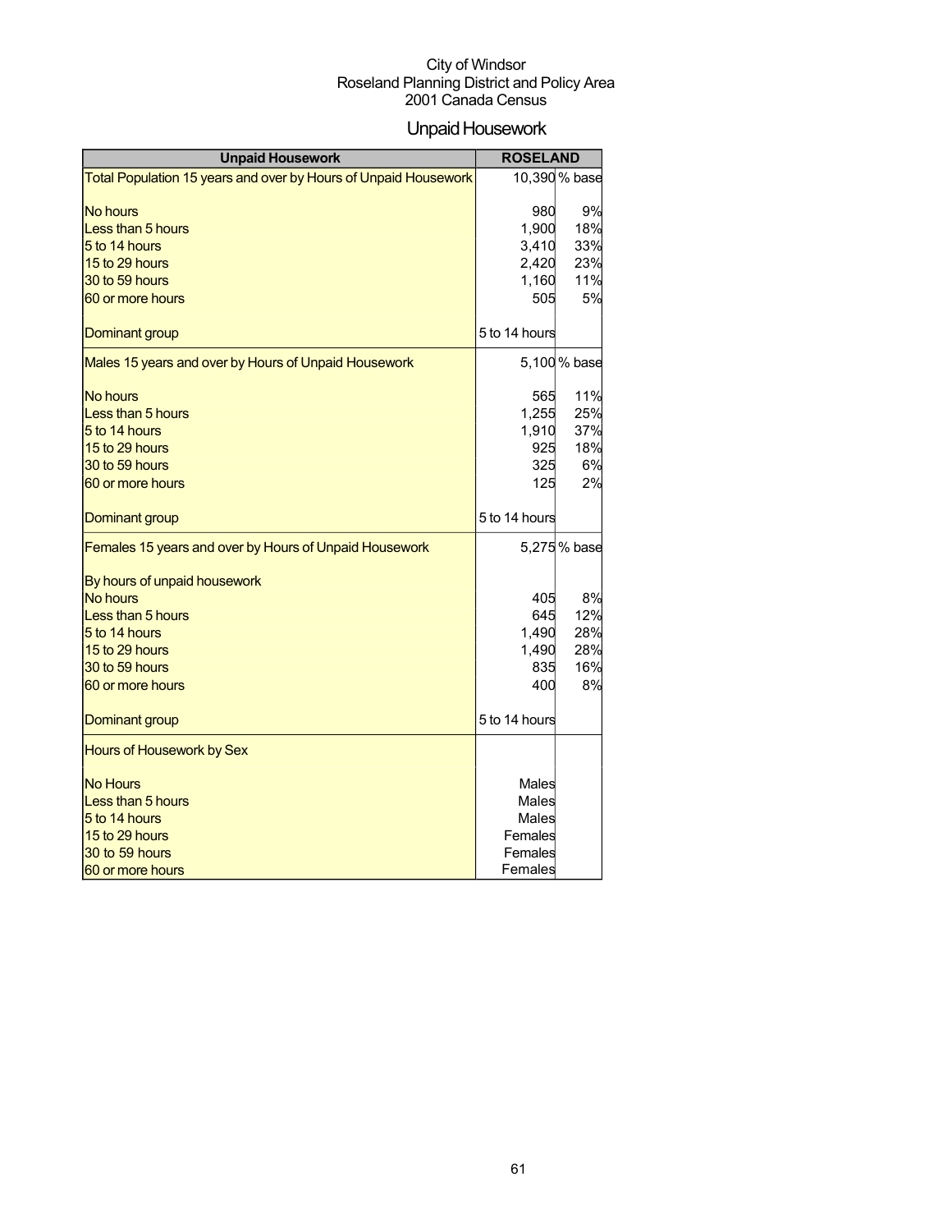City of Windsor
Roseland Planning District and Policy Area
2001 Canada Census

# Unpaid Housework

| Unpaid Housework | ROSELAND | |
|---|---|---|
| Total Population 15 years and over by Hours of Unpaid Housework | 10,390 | % base |
| | | |
| No hours | 980 | 9% |
| Less than 5 hours | 1,900 | 18% |
| 5 to 14 hours | 3,410 | 33% |
| 15 to 29 hours | 2,420 | 23% |
| 30 to 59 hours | 1,160 | 11% |
| 60 or more hours | 505 | 5% |
| | | |
| Dominant group | 5 to 14 hours | |
| Males 15 years and over by Hours of Unpaid Housework | 5,100 | % base |
| | | |
| No hours | 565 | 11% |
| Less than 5 hours | 1,255 | 25% |
| 5 to 14 hours | 1,910 | 37% |
| 15 to 29 hours | 925 | 18% |
| 30 to 59 hours | 325 | 6% |
| 60 or more hours | 125 | 2% |
| | | |
| Dominant group | 5 to 14 hours | |
| Females 15 years and over by Hours of Unpaid Housework | 5,275 | % base |
| | | |
| By hours of unpaid housework | | |
| No hours | 405 | 8% |
| Less than 5 hours | 645 | 12% |
| 5 to 14 hours | 1,490 | 28% |
| 15 to 29 hours | 1,490 | 28% |
| 30 to 59 hours | 835 | 16% |
| 60 or more hours | 400 | 8% |
| | | |
| Dominant group | 5 to 14 hours | |
| Hours of Housework by Sex | | |
| | | |
| No Hours | Males | |
| Less than 5 hours | Males | |
| 5 to 14 hours | Males | |
| 15 to 29 hours | Females | |
| 30 to 59 hours | Females | |
| 60 or more hours | Females | |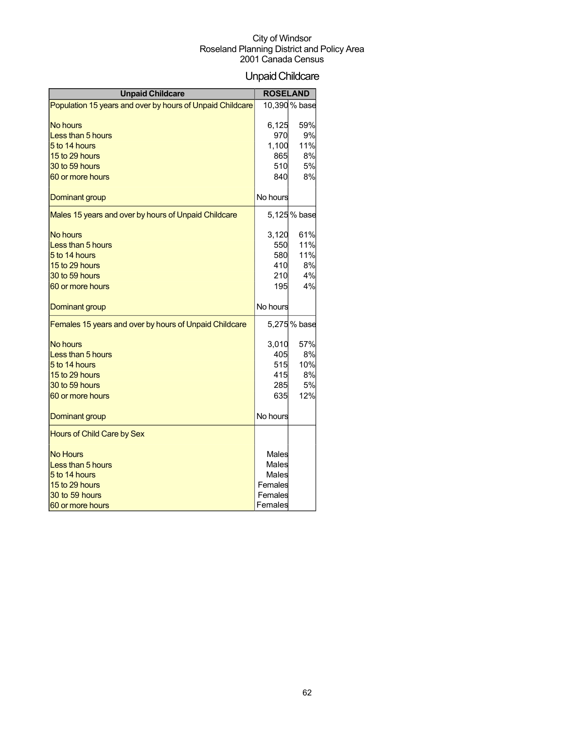City of Windsor
Roseland Planning District and Policy Area
2001 Canada Census

# Unpaid Childcare

| Unpaid Childcare | ROSELAND | |
|---|---|---|
| Population 15 years and over by hours of Unpaid Childcare | 10,390 | % base |
| No hours | 6,125 | 59% |
| Less than 5 hours | 970 | 9% |
| 5 to 14 hours | 1,100 | 11% |
| 15 to 29 hours | 865 | 8% |
| 30 to 59 hours | 510 | 5% |
| 60 or more hours | 840 | 8% |
| Dominant group | No hours | |
| Males 15 years and over by hours of Unpaid Childcare | 5,125 | % base |
| No hours | 3,120 | 61% |
| Less than 5 hours | 550 | 11% |
| 5 to 14 hours | 580 | 11% |
| 15 to 29 hours | 410 | 8% |
| 30 to 59 hours | 210 | 4% |
| 60 or more hours | 195 | 4% |
| Dominant group | No hours | |
| Females 15 years and over by hours of Unpaid Childcare | 5,275 | % base |
| No hours | 3,010 | 57% |
| Less than 5 hours | 405 | 8% |
| 5 to 14 hours | 515 | 10% |
| 15 to 29 hours | 415 | 8% |
| 30 to 59 hours | 285 | 5% |
| 60 or more hours | 635 | 12% |
| Dominant group | No hours | |
| Hours of Child Care by Sex | | |
| No Hours | Males | |
| Less than 5 hours | Males | |
| 5 to 14 hours | Males | |
| 15 to 29 hours | Females | |
| 30 to 59 hours | Females | |
| 60 or more hours | Females | |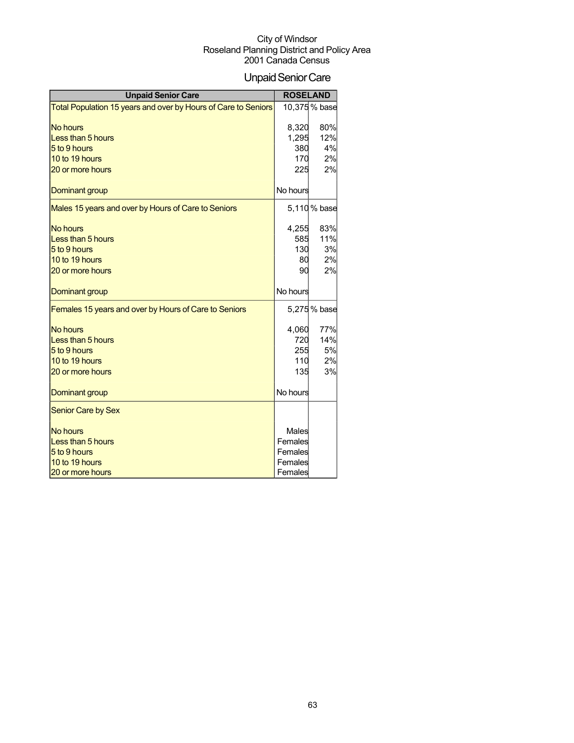City of Windsor
Roseland Planning District and Policy Area
2001 Canada Census

# Unpaid Senior Care

| Unpaid Senior Care | ROSELAND | |
|---|---|---|
| Total Population 15 years and over by Hours of Care to Seniors | 10,375 | % base |
| No hours | 8,320 | 80% |
| Less than 5 hours | 1,295 | 12% |
| 5 to 9 hours | 380 | 4% |
| 10 to 19 hours | 170 | 2% |
| 20 or more hours | 225 | 2% |
| Dominant group | No hours | |
| Males 15 years and over by Hours of Care to Seniors | 5,110 | % base |
| No hours | 4,255 | 83% |
| Less than 5 hours | 585 | 11% |
| 5 to 9 hours | 130 | 3% |
| 10 to 19 hours | 80 | 2% |
| 20 or more hours | 90 | 2% |
| Dominant group | No hours | |
| Females 15 years and over by Hours of Care to Seniors | 5,275 | % base |
| No hours | 4,060 | 77% |
| Less than 5 hours | 720 | 14% |
| 5 to 9 hours | 255 | 5% |
| 10 to 19 hours | 110 | 2% |
| 20 or more hours | 135 | 3% |
| Dominant group | No hours | |
| Senior Care by Sex | | |
| No hours | Males | |
| Less than 5 hours | Females | |
| 5 to 9 hours | Females | |
| 10 to 19 hours | Females | |
| 20 or more hours | Females | |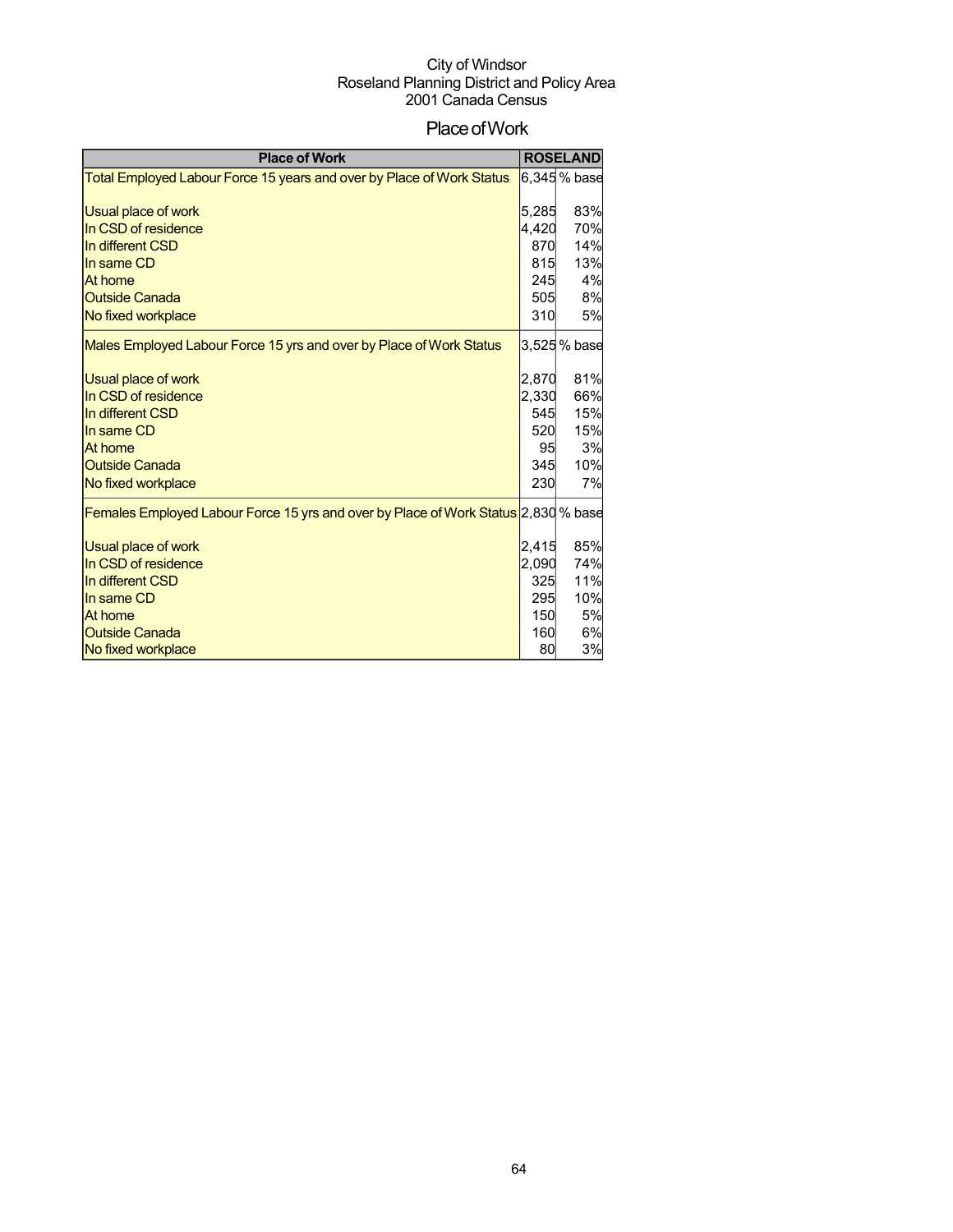City of Windsor
Roseland Planning District and Policy Area
2001 Canada Census

# Place of Work

| Place of Work | ROSELAND | |
|---|---|---|
| Total Employed Labour Force 15 years and over by Place of Work Status | 6,345 | % base |
| Usual place of work | 5,285 | 83% |
| In CSD of residence | 4,420 | 70% |
| In different CSD | 870 | 14% |
| In same CD | 815 | 13% |
| At home | 245 | 4% |
| Outside Canada | 505 | 8% |
| No fixed workplace | 310 | 5% |
| Males Employed Labour Force 15 yrs and over by Place of Work Status | 3,525 | % base |
| Usual place of work | 2,870 | 81% |
| In CSD of residence | 2,330 | 66% |
| In different CSD | 545 | 15% |
| In same CD | 520 | 15% |
| At home | 95 | 3% |
| Outside Canada | 345 | 10% |
| No fixed workplace | 230 | 7% |
| Females Employed Labour Force 15 yrs and over by Place of Work Status | 2,830 | % base |
| Usual place of work | 2,415 | 85% |
| In CSD of residence | 2,090 | 74% |
| In different CSD | 325 | 11% |
| In same CD | 295 | 10% |
| At home | 150 | 5% |
| Outside Canada | 160 | 6% |
| No fixed workplace | 80 | 3% |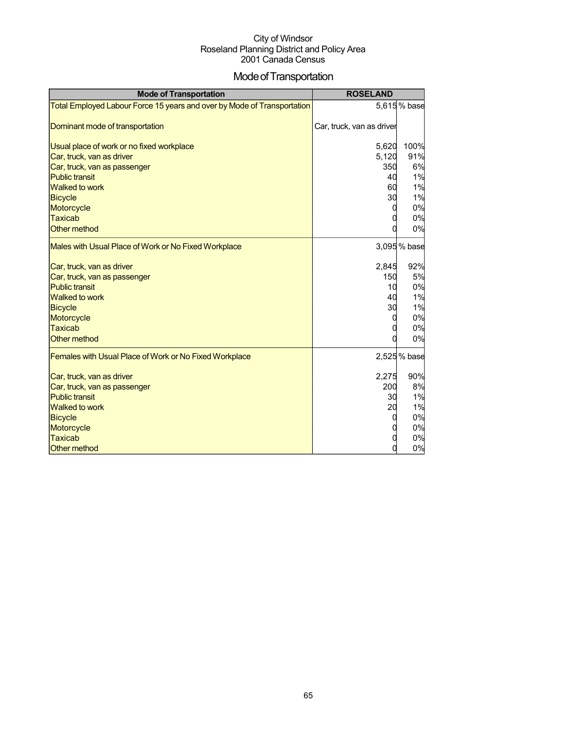City of Windsor
Roseland Planning District and Policy Area
2001 Canada Census

# Mode of Transportation

| Mode of Transportation | ROSELAND | |
|---|---|---|
| Total Employed Labour Force 15 years and over by Mode of Transportation | 5,615 | % base |
| Dominant mode of transportation | Car, truck, van as driver | |
| Usual place of work or no fixed workplace | 5,620 | 100% |
| Car, truck, van as driver | 5,120 | 91% |
| Car, truck, van as passenger | 350 | 6% |
| Public transit | 40 | 1% |
| Walked to work | 60 | 1% |
| Bicycle | 30 | 1% |
| Motorcycle | 0 | 0% |
| Taxicab | 0 | 0% |
| Other method | 0 | 0% |
| Males with Usual Place of Work or No Fixed Workplace | 3,095 | % base |
| Car, truck, van as driver | 2,845 | 92% |
| Car, truck, van as passenger | 150 | 5% |
| Public transit | 10 | 0% |
| Walked to work | 40 | 1% |
| Bicycle | 30 | 1% |
| Motorcycle | 0 | 0% |
| Taxicab | 0 | 0% |
| Other method | 0 | 0% |
| Females with Usual Place of Work or No Fixed Workplace | 2,525 | % base |
| Car, truck, van as driver | 2,275 | 90% |
| Car, truck, van as passenger | 200 | 8% |
| Public transit | 30 | 1% |
| Walked to work | 20 | 1% |
| Bicycle | 0 | 0% |
| Motorcycle | 0 | 0% |
| Taxicab | 0 | 0% |
| Other method | 0 | 0% |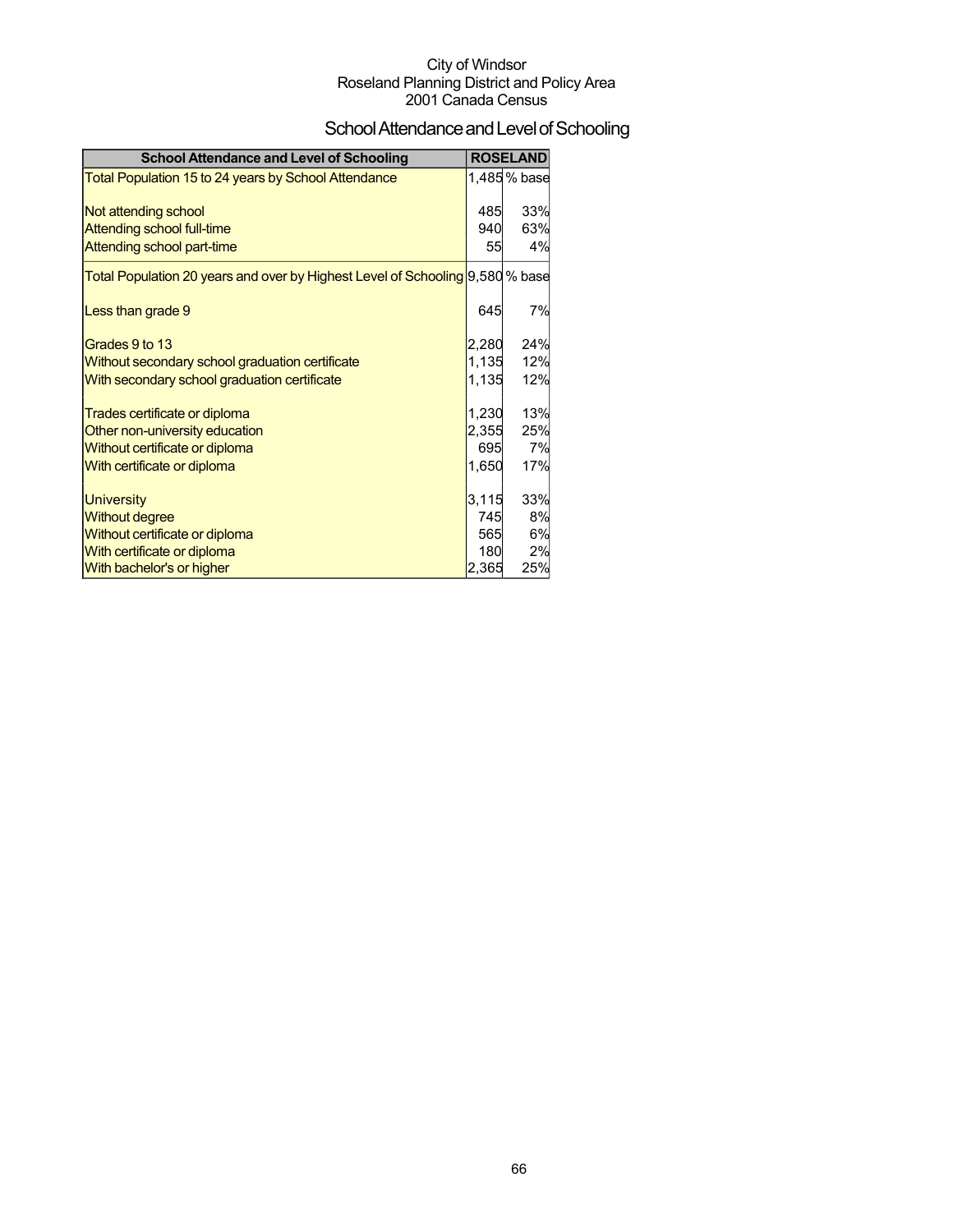City of Windsor
Roseland Planning District and Policy Area
2001 Canada Census

# School Attendance and Level of Schooling

| School Attendance and Level of Schooling | ROSELAND | |
|---|---|---|
| Total Population 15 to 24 years by School Attendance | 1,485 | % base |
| | | |
| Not attending school | 485 | 33% |
| Attending school full-time | 940 | 63% |
| Attending school part-time | 55 | 4% |
| Total Population 20 years and over by Highest Level of Schooling | 9,580 | % base |
| | | |
| Less than grade 9 | 645 | 7% |
| | | |
| Grades 9 to 13 | 2,280 | 24% |
| Without secondary school graduation certificate | 1,135 | 12% |
| With secondary school graduation certificate | 1,135 | 12% |
| | | |
| Trades certificate or diploma | 1,230 | 13% |
| Other non-university education | 2,355 | 25% |
| Without certificate or diploma | 695 | 7% |
| With certificate or diploma | 1,650 | 17% |
| | | |
| University | 3,115 | 33% |
| Without degree | 745 | 8% |
| Without certificate or diploma | 565 | 6% |
| With certificate or diploma | 180 | 2% |
| With bachelor's or higher | 2,365 | 25% |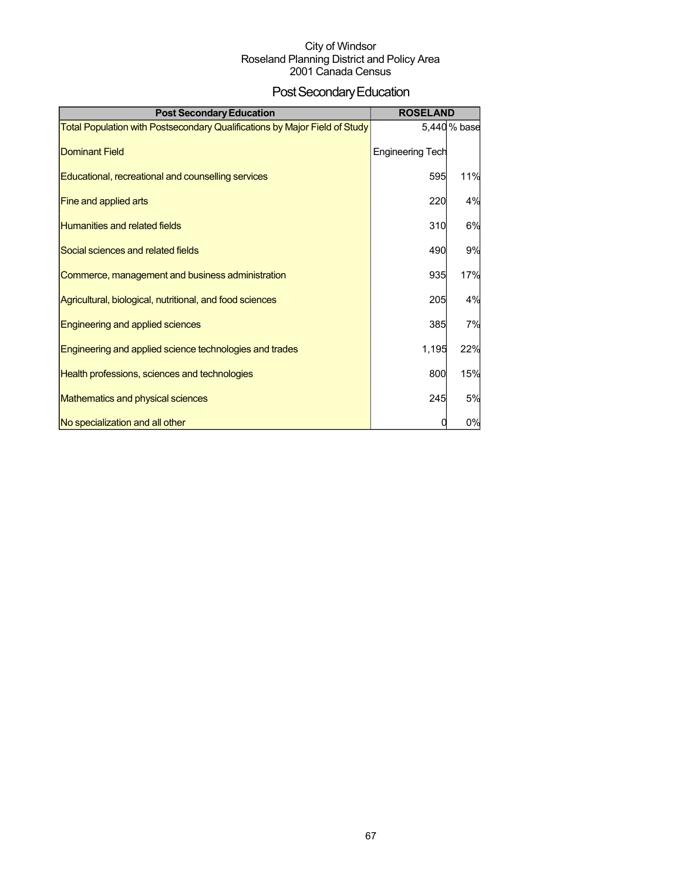City of Windsor
Roseland Planning District and Policy Area
2001 Canada Census

# Post Secondary Education

| Post Secondary Education | ROSELAND | |
|---|---|---|
| Total Population with Postsecondary Qualifications by Major Field of Study | 5,440 | % base |
| Dominant Field | Engineering Tech | |
| Educational, recreational and counselling services | 595 | 11% |
| Fine and applied arts | 220 | 4% |
| Humanities and related fields | 310 | 6% |
| Social sciences and related fields | 490 | 9% |
| Commerce, management and business administration | 935 | 17% |
| Agricultural, biological, nutritional, and food sciences | 205 | 4% |
| Engineering and applied sciences | 385 | 7% |
| Engineering and applied science technologies and trades | 1,195 | 22% |
| Health professions, sciences and technologies | 800 | 15% |
| Mathematics and physical sciences | 245 | 5% |
| No specialization and all other | 0 | 0% |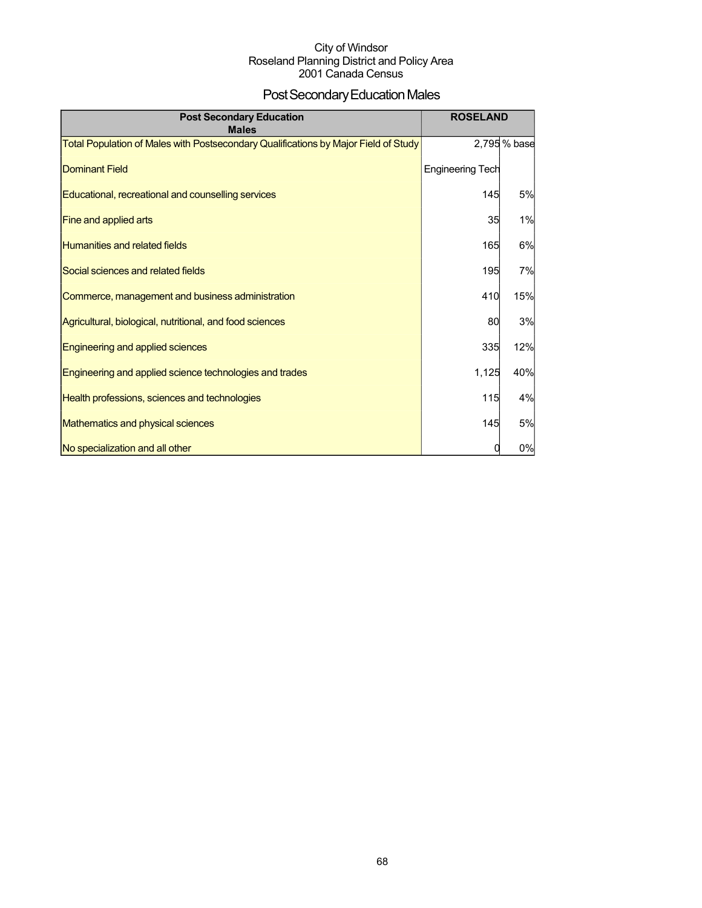City of Windsor
Roseland Planning District and Policy Area
2001 Canada Census

# Post Secondary Education Males

| Post Secondary Education Males | ROSELAND | |
|---|---|---|
| Total Population of Males with Postsecondary Qualifications by Major Field of Study | 2,795 | % base |
| Dominant Field | Engineering Tech | |
| Educational, recreational and counselling services | 145 | 5% |
| Fine and applied arts | 35 | 1% |
| Humanities and related fields | 165 | 6% |
| Social sciences and related fields | 195 | 7% |
| Commerce, management and business administration | 410 | 15% |
| Agricultural, biological, nutritional, and food sciences | 80 | 3% |
| Engineering and applied sciences | 335 | 12% |
| Engineering and applied science technologies and trades | 1,125 | 40% |
| Health professions, sciences and technologies | 115 | 4% |
| Mathematics and physical sciences | 145 | 5% |
| No specialization and all other | 0 | 0% |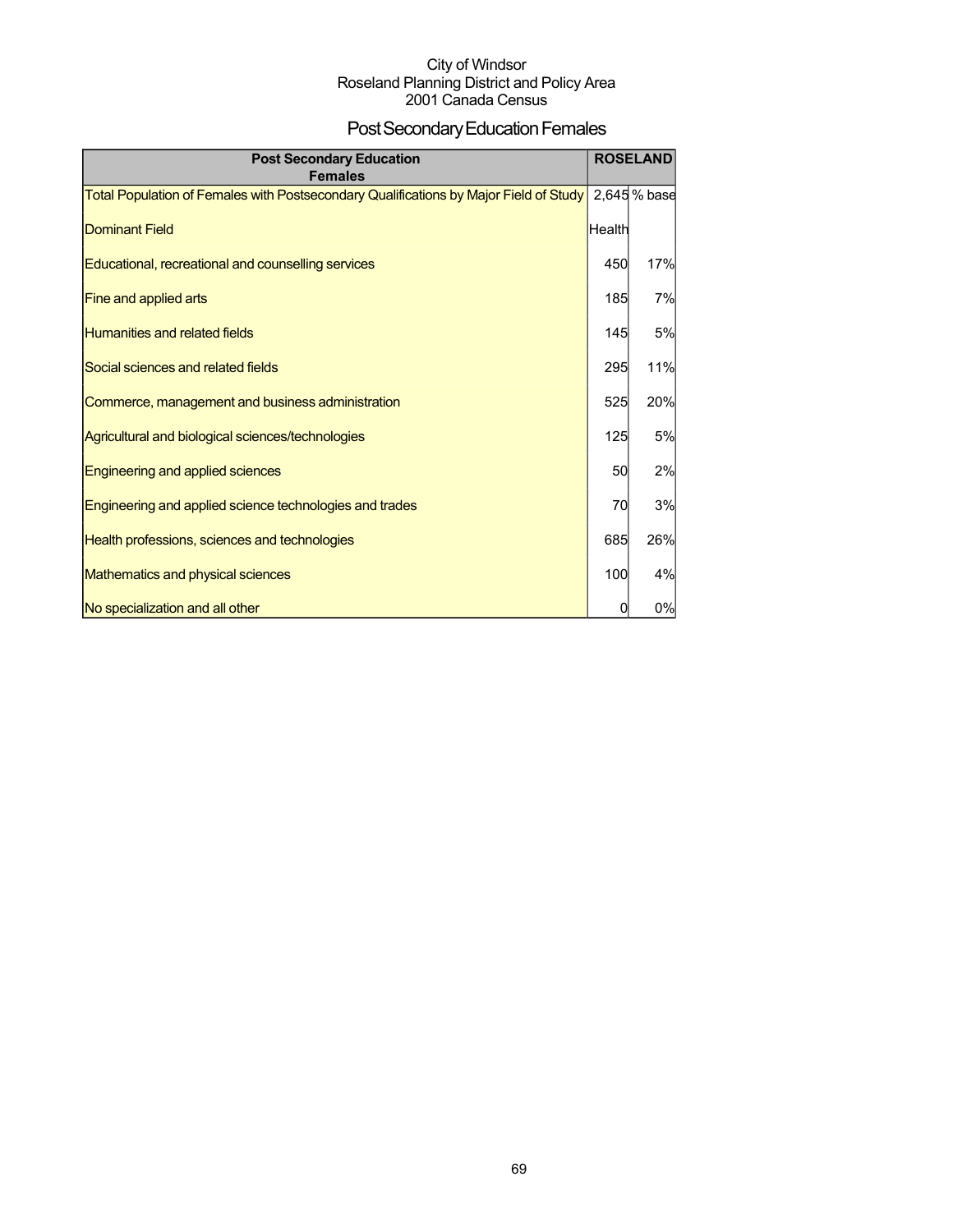City of Windsor
Roseland Planning District and Policy Area
2001 Canada Census

# Post Secondary Education Females

| Post Secondary Education Females | ROSELAND | |
|---|---|---|
| Total Population of Females with Postsecondary Qualifications by Major Field of Study | 2,645 | % base |
| Dominant Field | Health | |
| Educational, recreational and counselling services | 450 | 17% |
| Fine and applied arts | 185 | 7% |
| Humanities and related fields | 145 | 5% |
| Social sciences and related fields | 295 | 11% |
| Commerce, management and business administration | 525 | 20% |
| Agricultural and biological sciences/technologies | 125 | 5% |
| Engineering and applied sciences | 50 | 2% |
| Engineering and applied science technologies and trades | 70 | 3% |
| Health professions, sciences and technologies | 685 | 26% |
| Mathematics and physical sciences | 100 | 4% |
| No specialization and all other | 0 | 0% |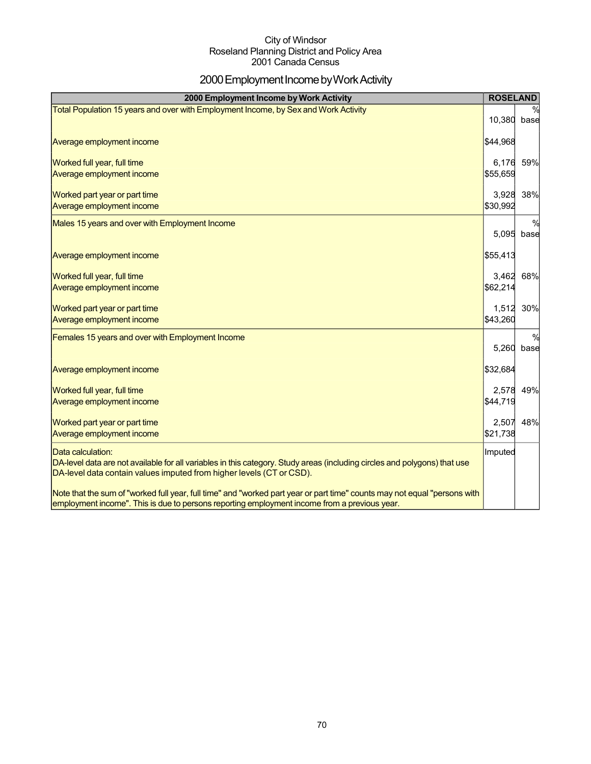City of Windsor
Roseland Planning District and Policy Area
2001 Canada Census

# 2000 Employment Income by Work Activity

| 2000 Employment Income by Work Activity | ROSELAND | |
|---|---|---|
| Total Population 15 years and over with Employment Income, by Sex and Work Activity | 10,380 | % base |
| Average employment income | $44,968 | |
| Worked full year, full time | 6,176 | 59% |
| Average employment income | $55,659 | |
| Worked part year or part time | 3,928 | 38% |
| Average employment income | $30,992 | |
| Males 15 years and over with Employment Income | 5,095 | % base |
| Average employment income | $55,413 | |
| Worked full year, full time | 3,462 | 68% |
| Average employment income | $62,214 | |
| Worked part year or part time | 1,512 | 30% |
| Average employment income | $43,260 | |
| Females 15 years and over with Employment Income | 5,260 | % base |
| Average employment income | $32,684 | |
| Worked full year, full time | 2,578 | 49% |
| Average employment income | $44,719 | |
| Worked part year or part time | 2,507 | 48% |
| Average employment income | $21,738 | |
| Data calculation:<br>DA-level data are not available for all variables in this category. Study areas (including circles and polygons) that use DA-level data contain values imputed from higher levels (CT or CSD).<br><br>Note that the sum of "worked full year, full time" and "worked part year or part time" counts may not equal "persons with employment income". This is due to persons reporting employment income from a previous year. | Imputed | |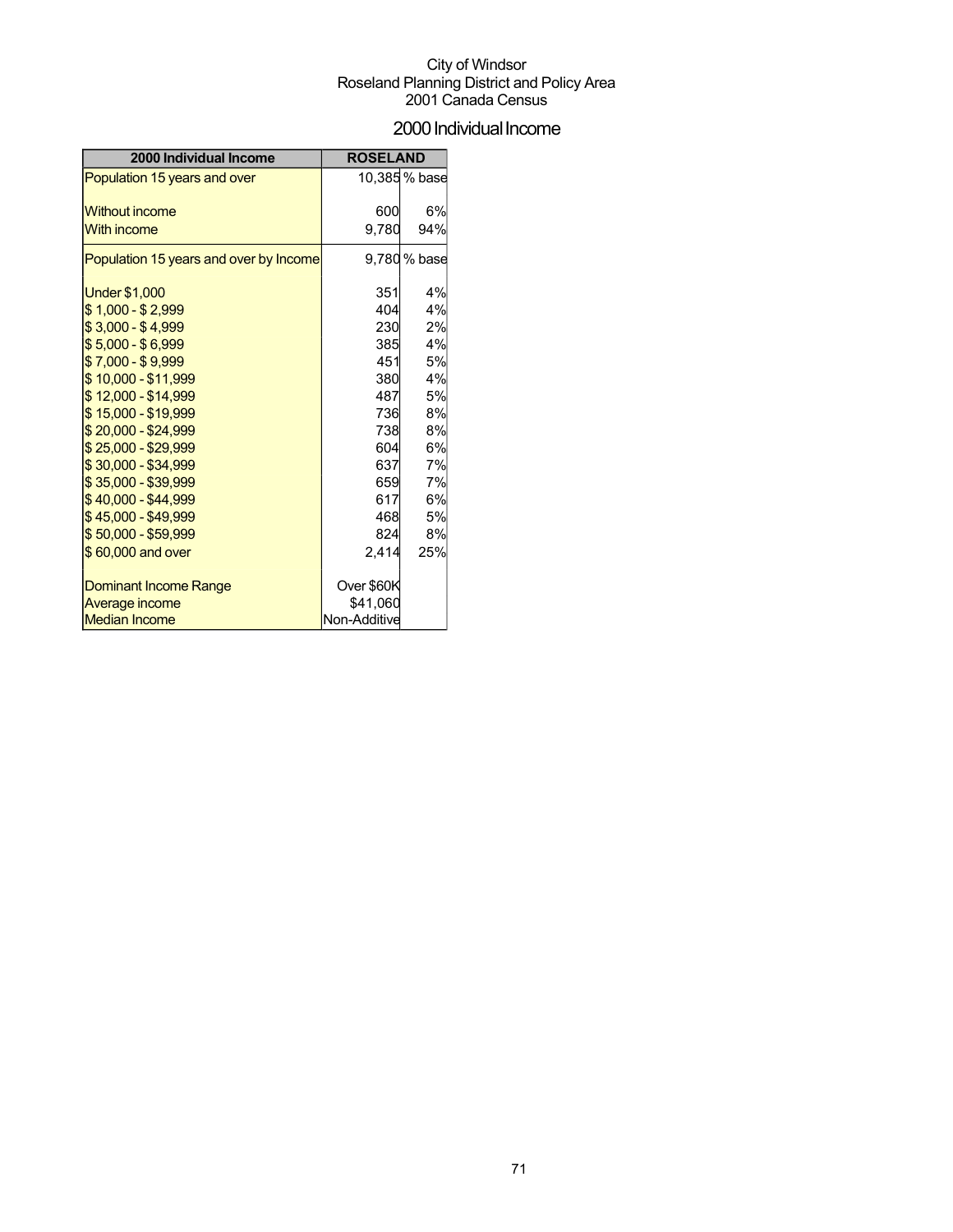City of Windsor
Roseland Planning District and Policy Area
2001 Canada Census

# 2000 Individual Income

| 2000 Individual Income | ROSELAND | |
|---|---|---|
| Population 15 years and over | 10,385 | % base |
| Without income | 600 | 6% |
| With income | 9,780 | 94% |
| Population 15 years and over by Income | 9,780 | % base |
| Under $1,000 | 351 | 4% |
| $ 1,000 - $ 2,999 | 404 | 4% |
| $ 3,000 - $ 4,999 | 230 | 2% |
| $ 5,000 - $ 6,999 | 385 | 4% |
| $ 7,000 - $ 9,999 | 451 | 5% |
| $ 10,000 - $11,999 | 380 | 4% |
| $ 12,000 - $14,999 | 487 | 5% |
| $ 15,000 - $19,999 | 736 | 8% |
| $ 20,000 - $24,999 | 738 | 8% |
| $ 25,000 - $29,999 | 604 | 6% |
| $ 30,000 - $34,999 | 637 | 7% |
| $ 35,000 - $39,999 | 659 | 7% |
| $ 40,000 - $44,999 | 617 | 6% |
| $ 45,000 - $49,999 | 468 | 5% |
| $ 50,000 - $59,999 | 824 | 8% |
| $ 60,000 and over | 2,414 | 25% |
| Dominant Income Range | Over $60K | |
| Average income | $41,060 | |
| Median Income | Non-Additive | |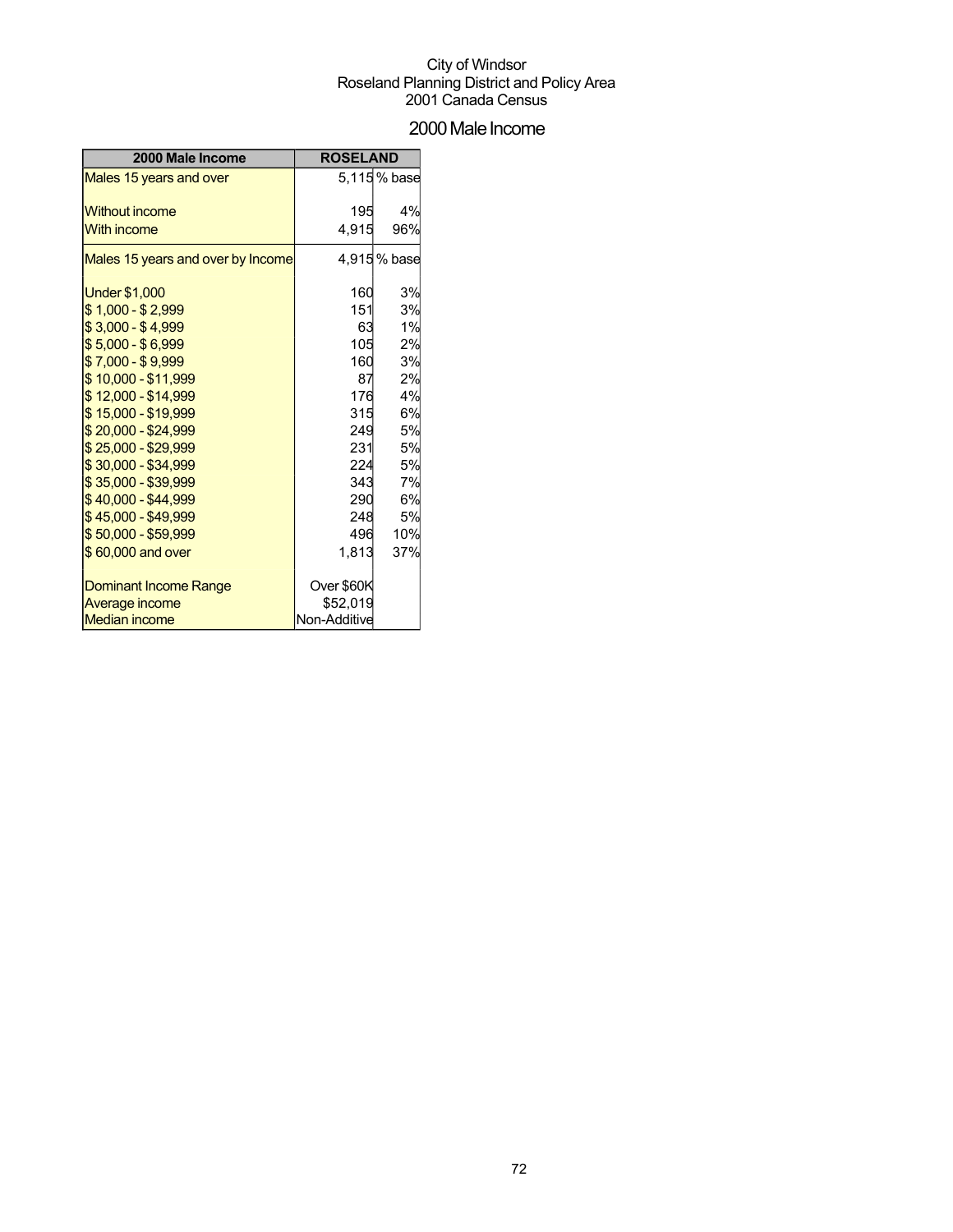City of Windsor
Roseland Planning District and Policy Area
2001 Canada Census

# 2000 Male Income

| 2000 Male Income | ROSELAND | |
|---|---|---|
| Males 15 years and over | 5,115 | % base |
| | | |
| Without income | 195 | 4% |
| With income | 4,915 | 96% |
| Males 15 years and over by Income | 4,915 | % base |
| | | |
| Under $1,000 | 160 | 3% |
| $ 1,000 - $ 2,999 | 151 | 3% |
| $ 3,000 - $ 4,999 | 63 | 1% |
| $ 5,000 - $ 6,999 | 105 | 2% |
| $ 7,000 - $ 9,999 | 160 | 3% |
| $ 10,000 - $11,999 | 87 | 2% |
| $ 12,000 - $14,999 | 176 | 4% |
| $ 15,000 - $19,999 | 315 | 6% |
| $ 20,000 - $24,999 | 249 | 5% |
| $ 25,000 - $29,999 | 231 | 5% |
| $ 30,000 - $34,999 | 224 | 5% |
| $ 35,000 - $39,999 | 343 | 7% |
| $ 40,000 - $44,999 | 290 | 6% |
| $ 45,000 - $49,999 | 248 | 5% |
| $ 50,000 - $59,999 | 496 | 10% |
| $ 60,000 and over | 1,813 | 37% |
| | | |
| Dominant Income Range | Over $60K | |
| Average income | $52,019 | |
| Median income | Non-Additive | |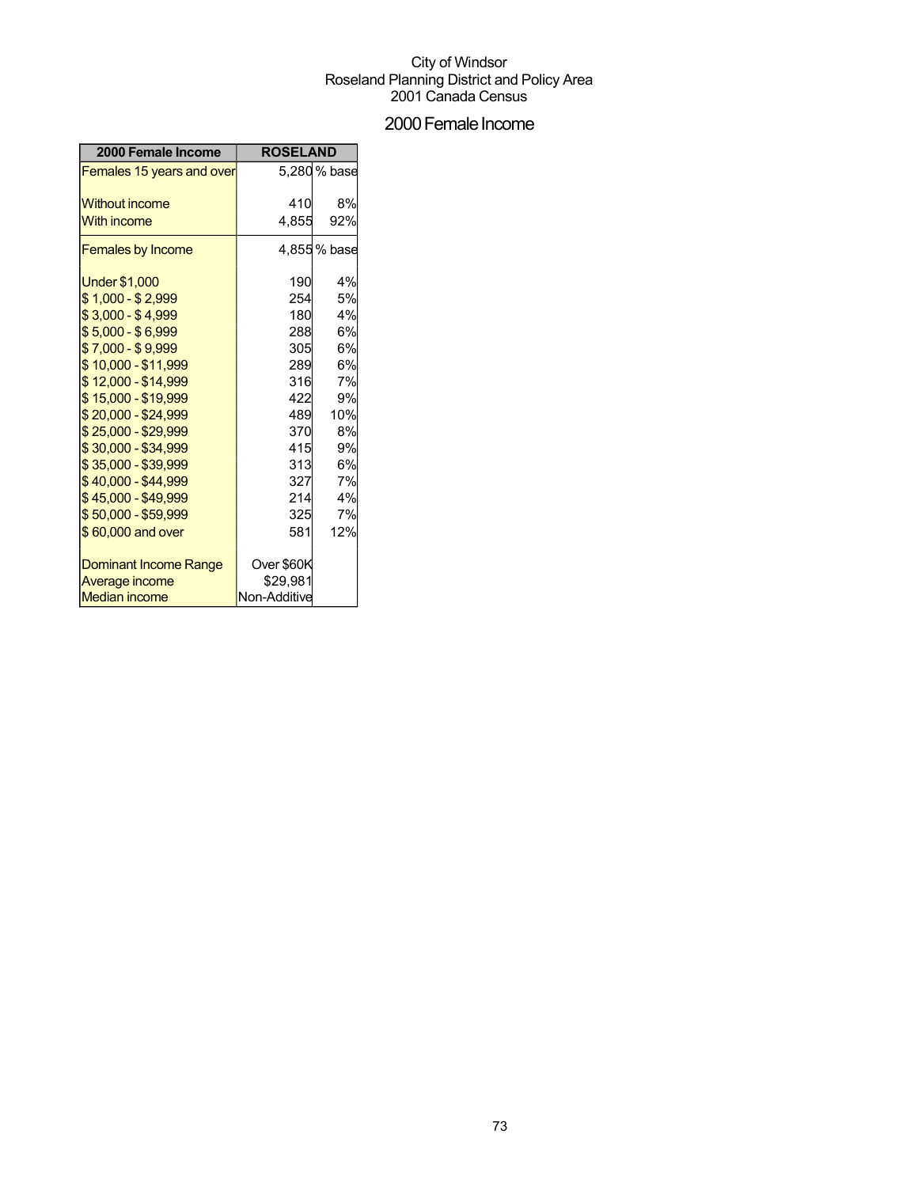City of Windsor
Roseland Planning District and Policy Area
2001 Canada Census

## 2000 Female Income

| 2000 Female Income | ROSELAND | |
|---|---|---|
| Females 15 years and over | 5,280 | % base |
| Without income | 410 | 8% |
| With income | 4,855 | 92% |
| Females by Income | 4,855 | % base |
| Under $1,000 | 190 | 4% |
| $ 1,000 - $ 2,999 | 254 | 5% |
| $ 3,000 - $ 4,999 | 180 | 4% |
| $ 5,000 - $ 6,999 | 288 | 6% |
| $ 7,000 - $ 9,999 | 305 | 6% |
| $ 10,000 - $11,999 | 289 | 6% |
| $ 12,000 - $14,999 | 316 | 7% |
| $ 15,000 - $19,999 | 422 | 9% |
| $ 20,000 - $24,999 | 489 | 10% |
| $ 25,000 - $29,999 | 370 | 8% |
| $ 30,000 - $34,999 | 415 | 9% |
| $ 35,000 - $39,999 | 313 | 6% |
| $ 40,000 - $44,999 | 327 | 7% |
| $ 45,000 - $49,999 | 214 | 4% |
| $ 50,000 - $59,999 | 325 | 7% |
| $ 60,000 and over | 581 | 12% |
| Dominant Income Range | Over $60K | |
| Average income | $29,981 | |
| Median income | Non-Additive | |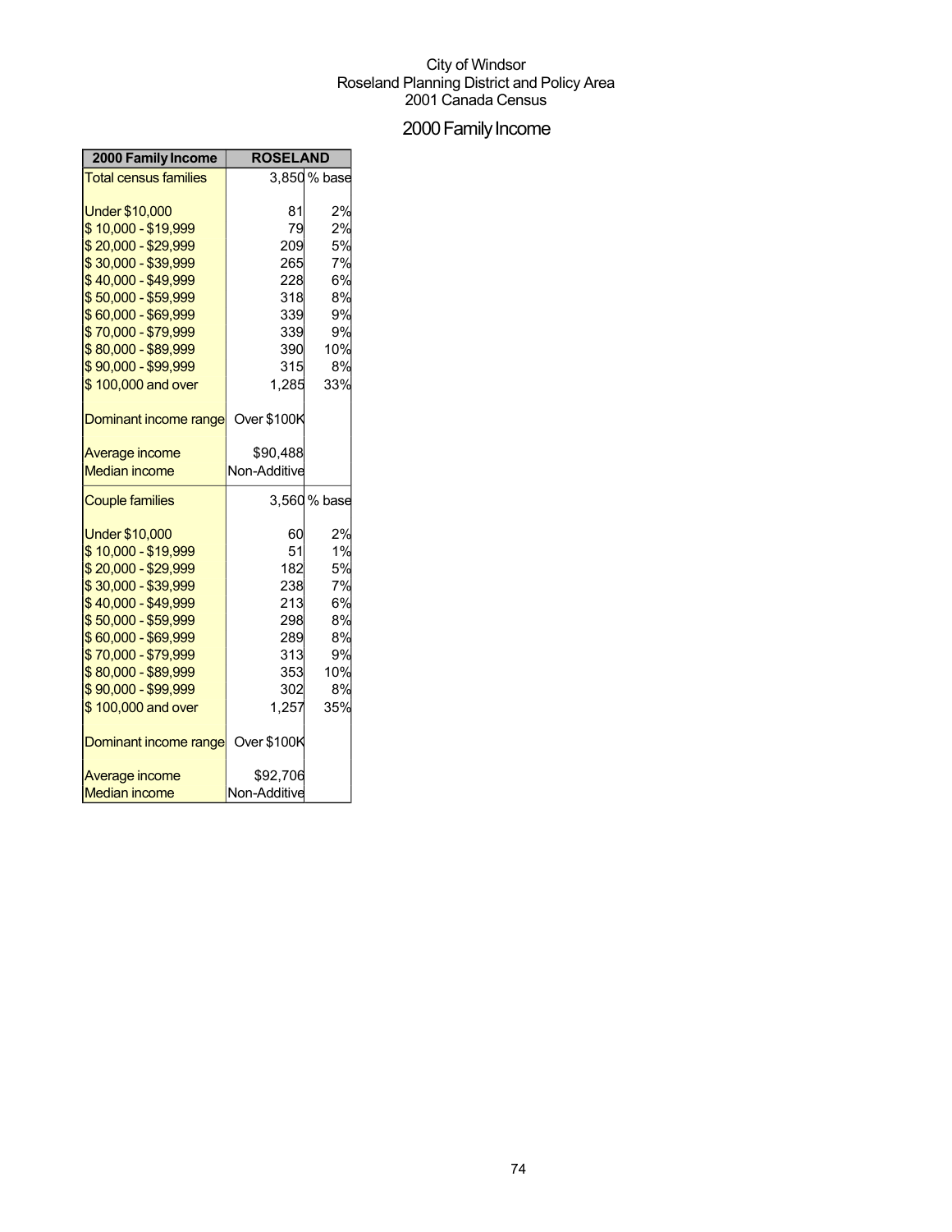City of Windsor
Roseland Planning District and Policy Area
2001 Canada Census

# 2000 Family Income

| 2000 Family Income | ROSELAND | |
|---|---|---|
| Total census families | 3,850 | % base |
| | | |
| Under $10,000 | 81 | 2% |
| $ 10,000 - $19,999 | 79 | 2% |
| $ 20,000 - $29,999 | 209 | 5% |
| $ 30,000 - $39,999 | 265 | 7% |
| $ 40,000 - $49,999 | 228 | 6% |
| $ 50,000 - $59,999 | 318 | 8% |
| $ 60,000 - $69,999 | 339 | 9% |
| $ 70,000 - $79,999 | 339 | 9% |
| $ 80,000 - $89,999 | 390 | 10% |
| $ 90,000 - $99,999 | 315 | 8% |
| $ 100,000 and over | 1,285 | 33% |
| | | |
| Dominant income range | Over $100K | |
| | | |
| Average income | $90,488 | |
| Median income | Non-Additive | |
| Couple families | 3,560 | % base |
| | | |
| Under $10,000 | 60 | 2% |
| $ 10,000 - $19,999 | 51 | 1% |
| $ 20,000 - $29,999 | 182 | 5% |
| $ 30,000 - $39,999 | 238 | 7% |
| $ 40,000 - $49,999 | 213 | 6% |
| $ 50,000 - $59,999 | 298 | 8% |
| $ 60,000 - $69,999 | 289 | 8% |
| $ 70,000 - $79,999 | 313 | 9% |
| $ 80,000 - $89,999 | 353 | 10% |
| $ 90,000 - $99,999 | 302 | 8% |
| $ 100,000 and over | 1,257 | 35% |
| | | |
| Dominant income range | Over $100K | |
| | | |
| Average income | $92,706 | |
| Median income | Non-Additive | |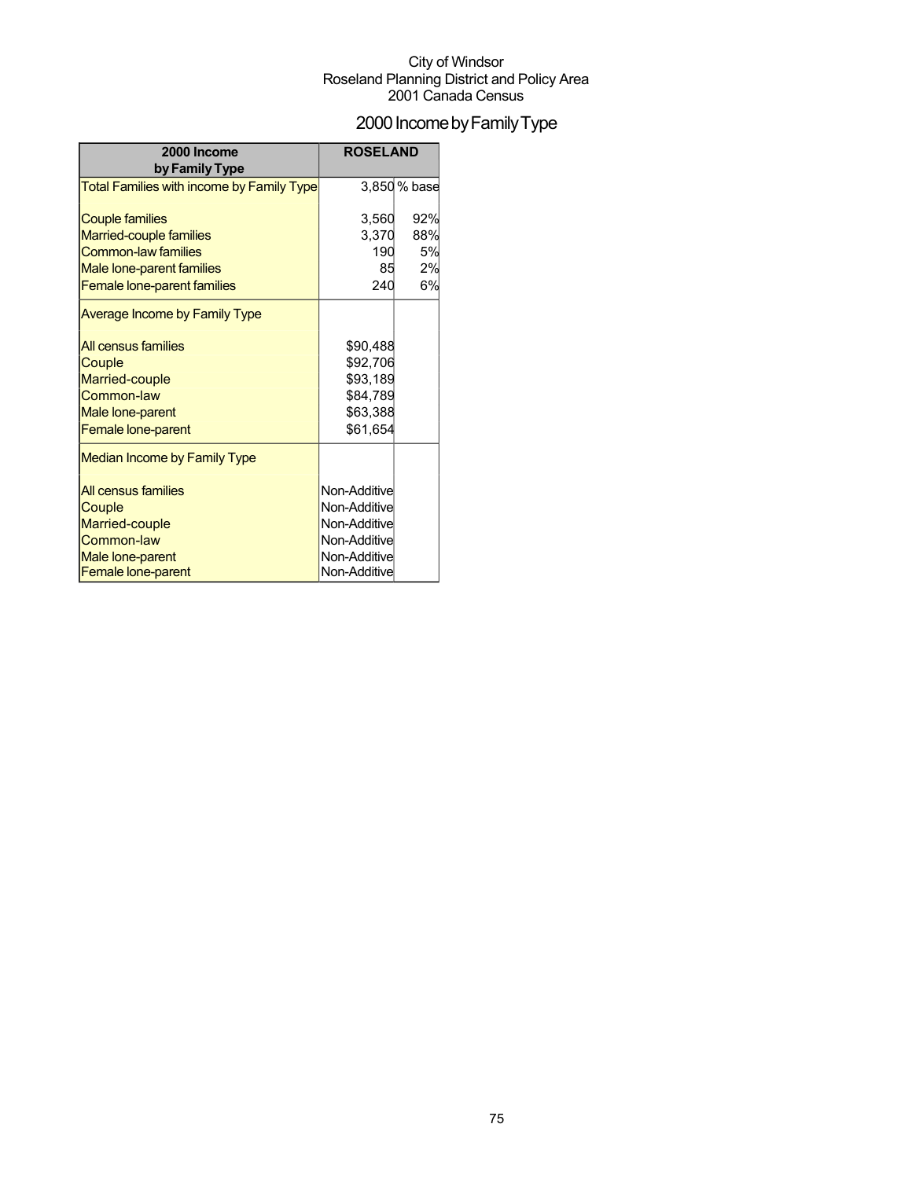City of Windsor
Roseland Planning District and Policy Area
2001 Canada Census

# 2000 Income by Family Type

| 2000 Income by Family Type | ROSELAND | |
|---|---|---|
| Total Families with income by Family Type | 3,850 | % base |
| Couple families | 3,560 | 92% |
| Married-couple families | 3,370 | 88% |
| Common-law families | 190 | 5% |
| Male lone-parent families | 85 | 2% |
| Female lone-parent families | 240 | 6% |
| Average Income by Family Type | | |
| All census families | $90,488 | |
| Couple | $92,706 | |
| Married-couple | $93,189 | |
| Common-law | $84,789 | |
| Male lone-parent | $63,388 | |
| Female lone-parent | $61,654 | |
| Median Income by Family Type | | |
| All census families | Non-Additive | |
| Couple | Non-Additive | |
| Married-couple | Non-Additive | |
| Common-law | Non-Additive | |
| Male lone-parent | Non-Additive | |
| Female lone-parent | Non-Additive | |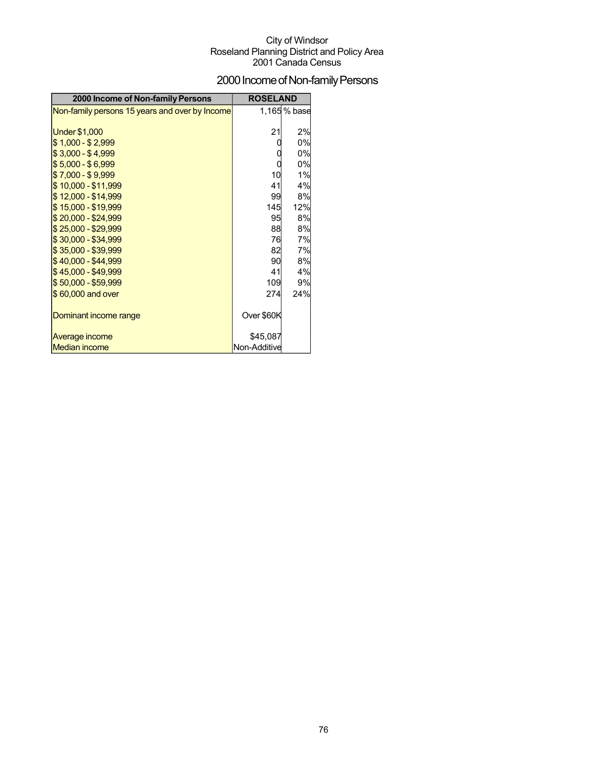City of Windsor
Roseland Planning District and Policy Area
2001 Canada Census

# 2000 Income of Non-family Persons

| 2000 Income of Non-family Persons | ROSELAND | |
|---|---|---|
| Non-family persons 15 years and over by Income | 1,165 | % base |
| | | |
| Under $1,000 | 21 | 2% |
| $ 1,000 - $ 2,999 | 0 | 0% |
| $ 3,000 - $ 4,999 | 0 | 0% |
| $ 5,000 - $ 6,999 | 0 | 0% |
| $ 7,000 - $ 9,999 | 10 | 1% |
| $ 10,000 - $11,999 | 41 | 4% |
| $ 12,000 - $14,999 | 99 | 8% |
| $ 15,000 - $19,999 | 145 | 12% |
| $ 20,000 - $24,999 | 95 | 8% |
| $ 25,000 - $29,999 | 88 | 8% |
| $ 30,000 - $34,999 | 76 | 7% |
| $ 35,000 - $39,999 | 82 | 7% |
| $ 40,000 - $44,999 | 90 | 8% |
| $ 45,000 - $49,999 | 41 | 4% |
| $ 50,000 - $59,999 | 109 | 9% |
| $ 60,000 and over | 274 | 24% |
| | | |
| Dominant income range | Over $60K | |
| | | |
| Average income | $45,087 | |
| Median income | Non-Additive | |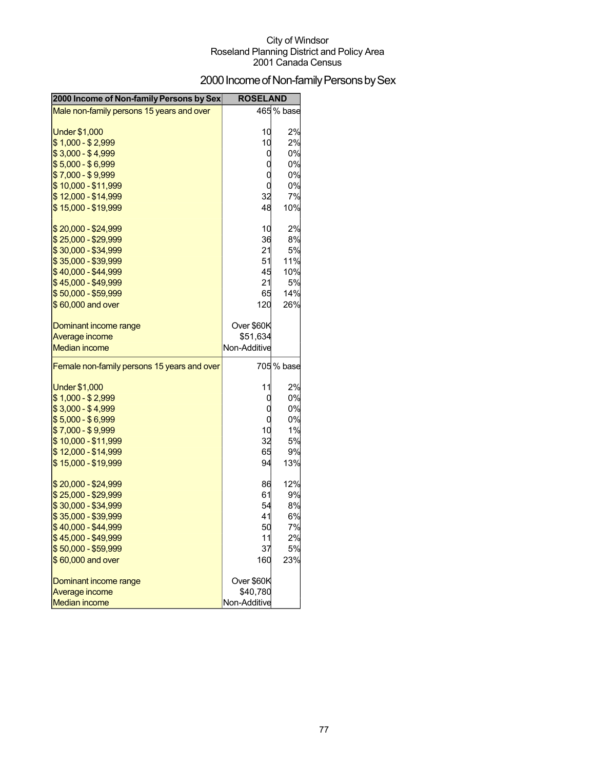City of Windsor
Roseland Planning District and Policy Area
2001 Canada Census

# 2000 Income of Non-family Persons by Sex

| 2000 Income of Non-family Persons by Sex | ROSELAND | |
|---|---|---|
| Male non-family persons 15 years and over | 465 | % base |
| Under $1,000 | 10 | 2% |
| $ 1,000 - $ 2,999 | 10 | 2% |
| $ 3,000 - $ 4,999 | 0 | 0% |
| $ 5,000 - $ 6,999 | 0 | 0% |
| $ 7,000 - $ 9,999 | 0 | 0% |
| $ 10,000 - $11,999 | 0 | 0% |
| $ 12,000 - $14,999 | 32 | 7% |
| $ 15,000 - $19,999 | 48 | 10% |
| $ 20,000 - $24,999 | 10 | 2% |
| $ 25,000 - $29,999 | 36 | 8% |
| $ 30,000 - $34,999 | 21 | 5% |
| $ 35,000 - $39,999 | 51 | 11% |
| $ 40,000 - $44,999 | 45 | 10% |
| $ 45,000 - $49,999 | 21 | 5% |
| $ 50,000 - $59,999 | 65 | 14% |
| $ 60,000 and over | 120 | 26% |
| Dominant income range | Over $60K | |
| Average income | $51,634 | |
| Median income | Non-Additive | |
| Female non-family persons 15 years and over | 705 | % base |
| Under $1,000 | 11 | 2% |
| $ 1,000 - $ 2,999 | 0 | 0% |
| $ 3,000 - $ 4,999 | 0 | 0% |
| $ 5,000 - $ 6,999 | 0 | 0% |
| $ 7,000 - $ 9,999 | 10 | 1% |
| $ 10,000 - $11,999 | 32 | 5% |
| $ 12,000 - $14,999 | 65 | 9% |
| $ 15,000 - $19,999 | 94 | 13% |
| $ 20,000 - $24,999 | 86 | 12% |
| $ 25,000 - $29,999 | 61 | 9% |
| $ 30,000 - $34,999 | 54 | 8% |
| $ 35,000 - $39,999 | 41 | 6% |
| $ 40,000 - $44,999 | 50 | 7% |
| $ 45,000 - $49,999 | 11 | 2% |
| $ 50,000 - $59,999 | 37 | 5% |
| $ 60,000 and over | 160 | 23% |
| Dominant income range | Over $60K | |
| Average income | $40,780 | |
| Median income | Non-Additive | |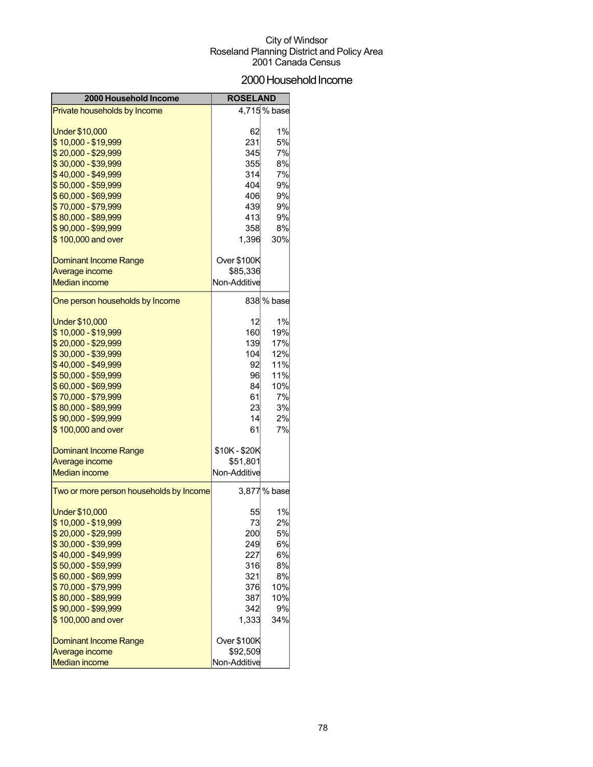City of Windsor
Roseland Planning District and Policy Area
2001 Canada Census

# 2000 Household Income

| 2000 Household Income | ROSELAND | |
|---|---|---|
| Private households by Income | 4,715 | % base |
| | | |
| Under $10,000 | 62 | 1% |
| $ 10,000 - $19,999 | 231 | 5% |
| $ 20,000 - $29,999 | 345 | 7% |
| $ 30,000 - $39,999 | 355 | 8% |
| $ 40,000 - $49,999 | 314 | 7% |
| $ 50,000 - $59,999 | 404 | 9% |
| $ 60,000 - $69,999 | 406 | 9% |
| $ 70,000 - $79,999 | 439 | 9% |
| $ 80,000 - $89,999 | 413 | 9% |
| $ 90,000 - $99,999 | 358 | 8% |
| $ 100,000 and over | 1,396 | 30% |
| | | |
| Dominant Income Range | Over $100K | |
| Average income | $85,336 | |
| Median income | Non-Additive | |
| One person households by Income | 838 | % base |
| | | |
| Under $10,000 | 12 | 1% |
| $ 10,000 - $19,999 | 160 | 19% |
| $ 20,000 - $29,999 | 139 | 17% |
| $ 30,000 - $39,999 | 104 | 12% |
| $ 40,000 - $49,999 | 92 | 11% |
| $ 50,000 - $59,999 | 96 | 11% |
| $ 60,000 - $69,999 | 84 | 10% |
| $ 70,000 - $79,999 | 61 | 7% |
| $ 80,000 - $89,999 | 23 | 3% |
| $ 90,000 - $99,999 | 14 | 2% |
| $ 100,000 and over | 61 | 7% |
| | | |
| Dominant Income Range | $10K - $20K | |
| Average income | $51,801 | |
| Median income | Non-Additive | |
| Two or more person households by Income | 3,877 | % base |
| | | |
| Under $10,000 | 55 | 1% |
| $ 10,000 - $19,999 | 73 | 2% |
| $ 20,000 - $29,999 | 200 | 5% |
| $ 30,000 - $39,999 | 249 | 6% |
| $ 40,000 - $49,999 | 227 | 6% |
| $ 50,000 - $59,999 | 316 | 8% |
| $ 60,000 - $69,999 | 321 | 8% |
| $ 70,000 - $79,999 | 376 | 10% |
| $ 80,000 - $89,999 | 387 | 10% |
| $ 90,000 - $99,999 | 342 | 9% |
| $ 100,000 and over | 1,333 | 34% |
| | | |
| Dominant Income Range | Over $100K | |
| Average income | $92,509 | |
| Median income | Non-Additive | |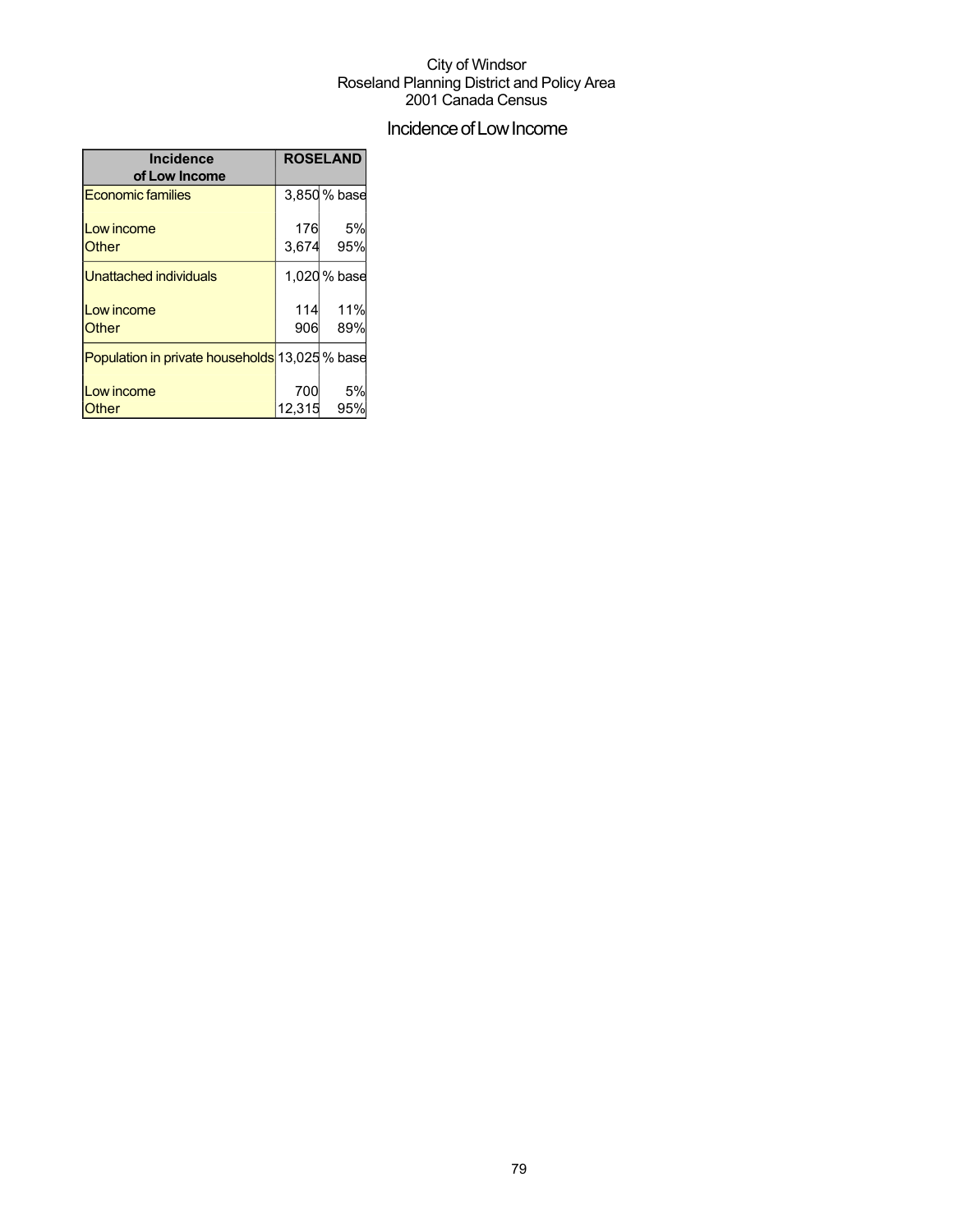City of Windsor
Roseland Planning District and Policy Area
2001 Canada Census

# Incidence of Low Income

| Incidence of Low Income | ROSELAND | |
|---|---|---|
| Economic families | 3,850 | % base |
| Low income | 176 | 5% |
| Other | 3,674 | 95% |
| Unattached individuals | 1,020 | % base |
| Low income | 114 | 11% |
| Other | 906 | 89% |
| Population in private households | 13,025 | % base |
| Low income | 700 | 5% |
| Other | 12,315 | 95% |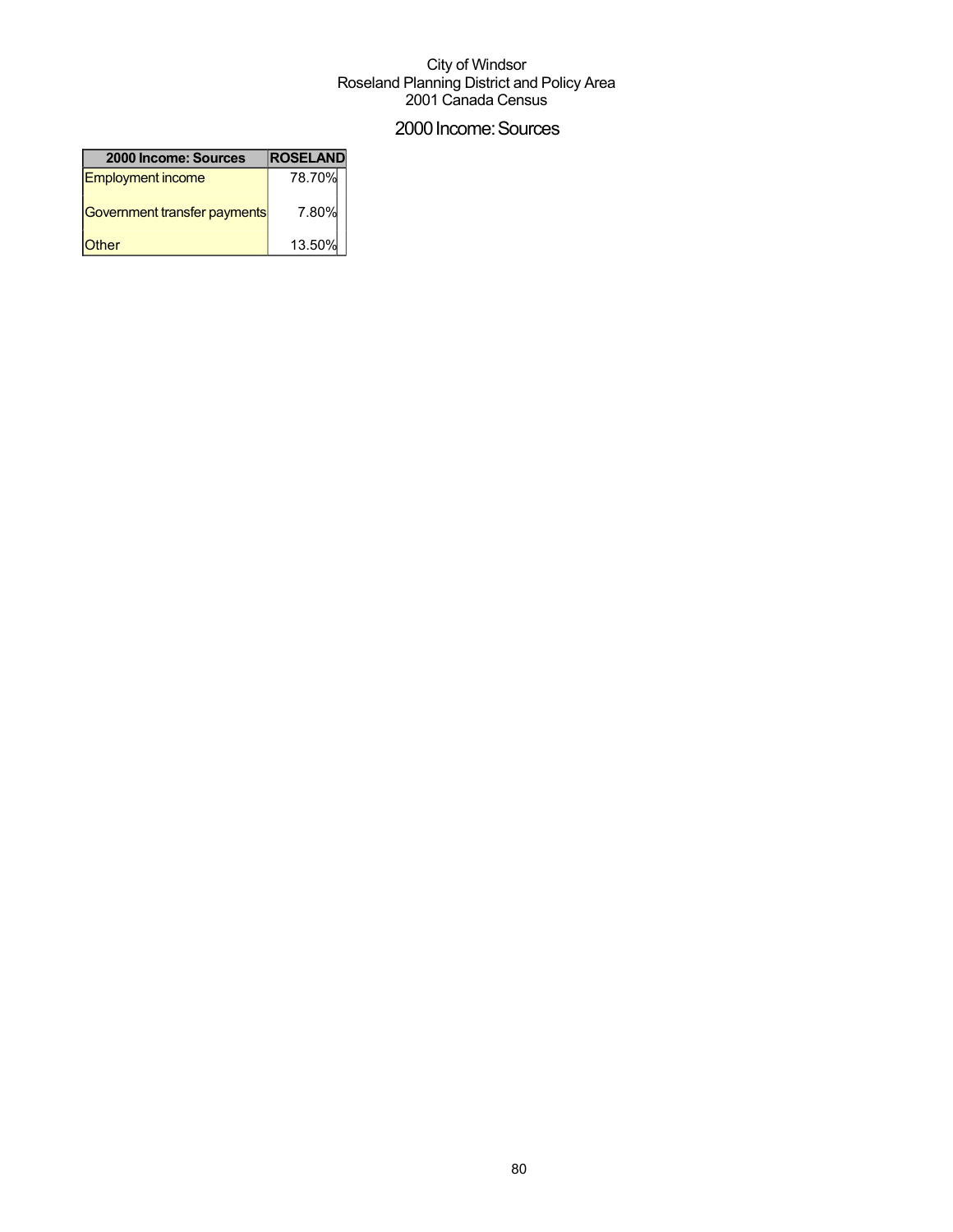City of Windsor
Roseland Planning District and Policy Area
2001 Canada Census

## 2000 Income: Sources

| 2000 Income: Sources | ROSELAND |
|---|---|
| Employment income | 78.70% |
| Government transfer payments | 7.80% |
| Other | 13.50% |